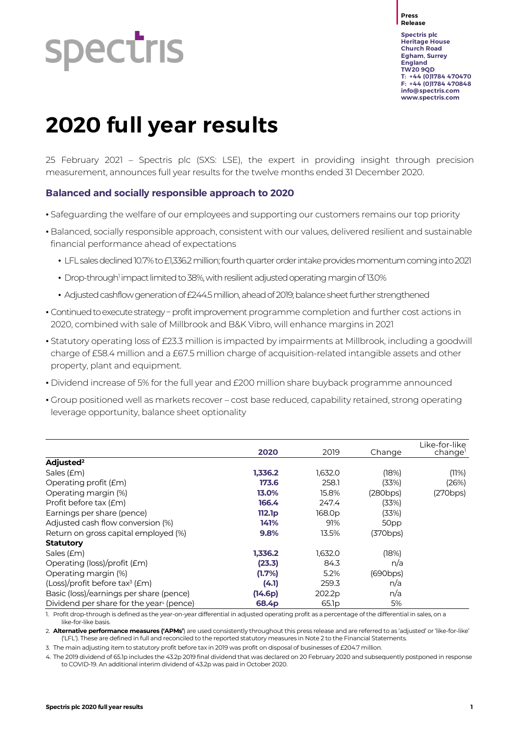Press Release

Spectris plc
Heritage House
Church Road
Egham, Surrey
England
TW20 9QD
T: +44 (0)1784 470470
F: +44 (0)1784 470848
info@spectris.com
www.spectris.com

# 2020 full year results

25 February 2021 – Spectris plc (SXS: LSE), the expert in providing insight through precision measurement, announces full year results for the twelve months ended 31 December 2020.

## Balanced and socially responsible approach to 2020

- Safeguarding the welfare of our employees and supporting our customers remains our top priority
- Balanced, socially responsible approach, consistent with our values, delivered resilient and sustainable financial performance ahead of expectations
  - LFL sales declined 10.7% to £1,336.2 million; fourth quarter order intake provides momentum coming into 2021
  - Drop-through[1] impact limited to 38%, with resilient adjusted operating margin of 13.0%
  - Adjusted cashflow generation of £244.5 million, ahead of 2019; balance sheet further strengthened
- Continued to execute strategy – profit improvement programme completion and further cost actions in 2020, combined with sale of Millbrook and B&K Vibro, will enhance margins in 2021
- Statutory operating loss of £23.3 million is impacted by impairments at Millbrook, including a goodwill charge of £58.4 million and a £67.5 million charge of acquisition-related intangible assets and other property, plant and equipment.
- Dividend increase of 5% for the full year and £200 million share buyback programme announced
- Group positioned well as markets recover – cost base reduced, capability retained, strong operating leverage opportunity, balance sheet optionality

| | **2020** | 2019 | Change | Like-for-like change[1] |
|---|---|---|---|---|
| **Adjusted[2]** | | | | |
| Sales (£m) | **1,336.2** | 1,632.0 | (18%) | (11%) |
| Operating profit (£m) | **173.6** | 258.1 | (33%) | (26%) |
| Operating margin (%) | **13.0%** | 15.8% | (280bps) | (270bps) |
| Profit before tax (£m) | **166.4** | 247.4 | (33%) | |
| Earnings per share (pence) | **112.1p** | 168.0p | (33%) | |
| Adjusted cash flow conversion (%) | **141%** | 91% | 50pp | |
| Return on gross capital employed (%) | **9.8%** | 13.5% | (370bps) | |
| **Statutory** | | | | |
| Sales (£m) | **1,336.2** | 1,632.0 | (18%) | |
| Operating (loss)/profit (£m) | **(23.3)** | 84.3 | n/a | |
| Operating margin (%) | **(1.7%)** | 5.2% | (690bps) | |
| (Loss)/profit before tax[3] (£m) | **(4.1)** | 259.3 | n/a | |
| Basic (loss)/earnings per share (pence) | **(14.6p)** | 202.2p | n/a | |
| Dividend per share for the year[4] (pence) | **68.4p** | 65.1p | 5% | |

1. Profit drop-through is defined as the year-on-year differential in adjusted operating profit as a percentage of the differential in sales, on a like-for-like basis.
2. **Alternative performance measures ('APMs'**) are used consistently throughout this press release and are referred to as 'adjusted' or 'like-for-like' ('LFL'). These are defined in full and reconciled to the reported statutory measures in Note 2 to the Financial Statements.
3. The main adjusting item to statutory profit before tax in 2019 was profit on disposal of businesses of £204.7 million.
4. The 2019 dividend of 65.1p includes the 43.2p 2019 final dividend that was declared on 20 February 2020 and subsequently postponed in response to COVID-19. An additional interim dividend of 43.2p was paid in October 2020.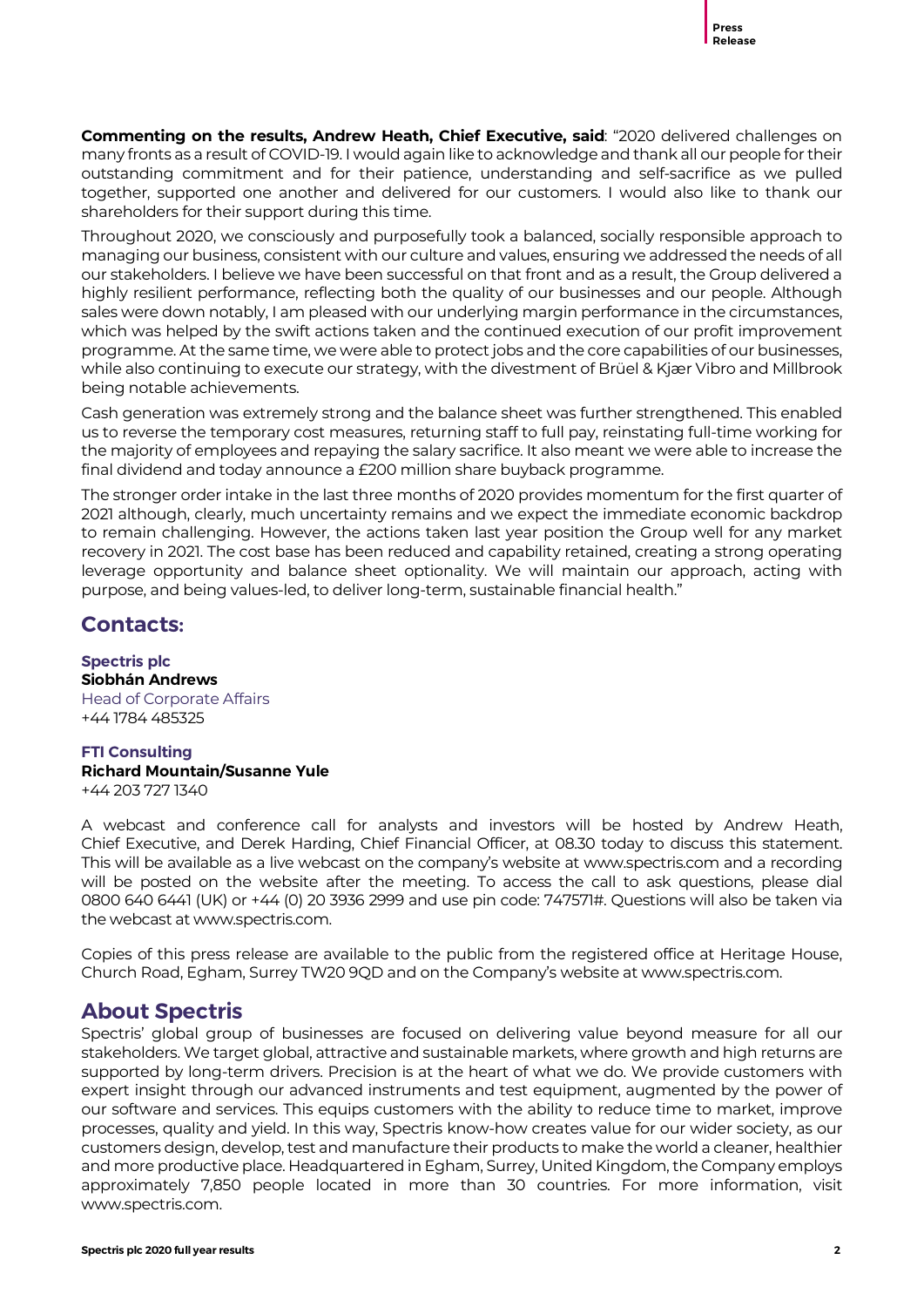**Commenting on the results, Andrew Heath, Chief Executive, said**: "2020 delivered challenges on many fronts as a result of COVID-19. I would again like to acknowledge and thank all our people for their outstanding commitment and for their patience, understanding and self-sacrifice as we pulled together, supported one another and delivered for our customers. I would also like to thank our shareholders for their support during this time.

Throughout 2020, we consciously and purposefully took a balanced, socially responsible approach to managing our business, consistent with our culture and values, ensuring we addressed the needs of all our stakeholders. I believe we have been successful on that front and as a result, the Group delivered a highly resilient performance, reflecting both the quality of our businesses and our people. Although sales were down notably, I am pleased with our underlying margin performance in the circumstances, which was helped by the swift actions taken and the continued execution of our profit improvement programme. At the same time, we were able to protect jobs and the core capabilities of our businesses, while also continuing to execute our strategy, with the divestment of Brüel & Kjær Vibro and Millbrook being notable achievements.

Cash generation was extremely strong and the balance sheet was further strengthened. This enabled us to reverse the temporary cost measures, returning staff to full pay, reinstating full-time working for the majority of employees and repaying the salary sacrifice. It also meant we were able to increase the final dividend and today announce a £200 million share buyback programme.

The stronger order intake in the last three months of 2020 provides momentum for the first quarter of 2021 although, clearly, much uncertainty remains and we expect the immediate economic backdrop to remain challenging. However, the actions taken last year position the Group well for any market recovery in 2021. The cost base has been reduced and capability retained, creating a strong operating leverage opportunity and balance sheet optionality. We will maintain our approach, acting with purpose, and being values-led, to deliver long-term, sustainable financial health."

## Contacts:

**Spectris plc**
**Siobhán Andrews**
Head of Corporate Affairs
+44 1784 485325

**FTI Consulting**
**Richard Mountain/Susanne Yule**
+44 203 727 1340

A webcast and conference call for analysts and investors will be hosted by Andrew Heath, Chief Executive, and Derek Harding, Chief Financial Officer, at 08.30 today to discuss this statement. This will be available as a live webcast on the company's website at www.spectris.com and a recording will be posted on the website after the meeting. To access the call to ask questions, please dial 0800 640 6441 (UK) or +44 (0) 20 3936 2999 and use pin code: 747571#. Questions will also be taken via the webcast at www.spectris.com.

Copies of this press release are available to the public from the registered office at Heritage House, Church Road, Egham, Surrey TW20 9QD and on the Company's website at www.spectris.com.

## About Spectris

Spectris' global group of businesses are focused on delivering value beyond measure for all our stakeholders. We target global, attractive and sustainable markets, where growth and high returns are supported by long-term drivers. Precision is at the heart of what we do. We provide customers with expert insight through our advanced instruments and test equipment, augmented by the power of our software and services. This equips customers with the ability to reduce time to market, improve processes, quality and yield. In this way, Spectris know-how creates value for our wider society, as our customers design, develop, test and manufacture their products to make the world a cleaner, healthier and more productive place. Headquartered in Egham, Surrey, United Kingdom, the Company employs approximately 7,850 people located in more than 30 countries. For more information, visit www.spectris.com.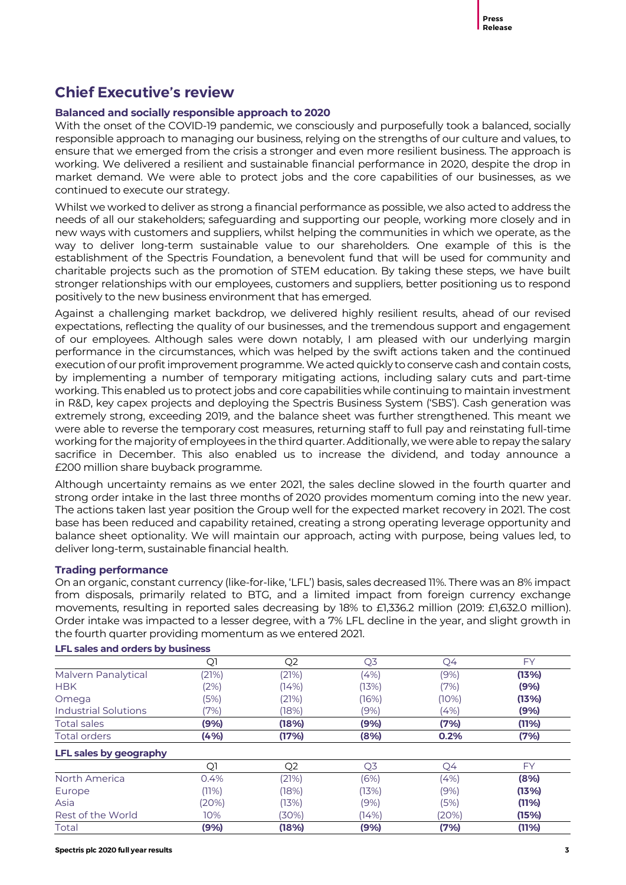## Chief Executive's review

### Balanced and socially responsible approach to 2020

With the onset of the COVID-19 pandemic, we consciously and purposefully took a balanced, socially responsible approach to managing our business, relying on the strengths of our culture and values, to ensure that we emerged from the crisis a stronger and even more resilient business. The approach is working. We delivered a resilient and sustainable financial performance in 2020, despite the drop in market demand. We were able to protect jobs and the core capabilities of our businesses, as we continued to execute our strategy.

Whilst we worked to deliver as strong a financial performance as possible, we also acted to address the needs of all our stakeholders; safeguarding and supporting our people, working more closely and in new ways with customers and suppliers, whilst helping the communities in which we operate, as the way to deliver long-term sustainable value to our shareholders. One example of this is the establishment of the Spectris Foundation, a benevolent fund that will be used for community and charitable projects such as the promotion of STEM education. By taking these steps, we have built stronger relationships with our employees, customers and suppliers, better positioning us to respond positively to the new business environment that has emerged.

Against a challenging market backdrop, we delivered highly resilient results, ahead of our revised expectations, reflecting the quality of our businesses, and the tremendous support and engagement of our employees. Although sales were down notably, I am pleased with our underlying margin performance in the circumstances, which was helped by the swift actions taken and the continued execution of our profit improvement programme. We acted quickly to conserve cash and contain costs, by implementing a number of temporary mitigating actions, including salary cuts and part-time working. This enabled us to protect jobs and core capabilities while continuing to maintain investment in R&D, key capex projects and deploying the Spectris Business System ('SBS'). Cash generation was extremely strong, exceeding 2019, and the balance sheet was further strengthened. This meant we were able to reverse the temporary cost measures, returning staff to full pay and reinstating full-time working for the majority of employees in the third quarter. Additionally, we were able to repay the salary sacrifice in December. This also enabled us to increase the dividend, and today announce a £200 million share buyback programme.

Although uncertainty remains as we enter 2021, the sales decline slowed in the fourth quarter and strong order intake in the last three months of 2020 provides momentum coming into the new year. The actions taken last year position the Group well for the expected market recovery in 2021. The cost base has been reduced and capability retained, creating a strong operating leverage opportunity and balance sheet optionality. We will maintain our approach, acting with purpose, being values led, to deliver long-term, sustainable financial health.

### Trading performance

On an organic, constant currency (like-for-like, 'LFL') basis, sales decreased 11%. There was an 8% impact from disposals, primarily related to BTG, and a limited impact from foreign currency exchange movements, resulting in reported sales decreasing by 18% to £1,336.2 million (2019: £1,632.0 million). Order intake was impacted to a lesser degree, with a 7% LFL decline in the year, and slight growth in the fourth quarter providing momentum as we entered 2021.

**LFL sales and orders by business**

| | Q1 | Q2 | Q3 | Q4 | FY |
|---|---|---|---|---|---|
| Malvern Panalytical | (21%) | (21%) | (4%) | (9%) | **(13%)** |
| HBK | (2%) | (14%) | (13%) | (7%) | **(9%)** |
| Omega | (5%) | (21%) | (16%) | (10%) | **(13%)** |
| Industrial Solutions | (7%) | (18%) | (9%) | (4%) | **(9%)** |
| Total sales | **(9%)** | **(18%)** | **(9%)** | **(7%)** | **(11%)** |
| Total orders | **(4%)** | **(17%)** | **(8%)** | **0.2%** | **(7%)** |

**LFL sales by geography**

| | Q1 | Q2 | Q3 | Q4 | FY |
|---|---|---|---|---|---|
| North America | 0.4% | (21%) | (6%) | (4%) | **(8%)** |
| Europe | (11%) | (18%) | (13%) | (9%) | **(13%)** |
| Asia | (20%) | (13%) | (9%) | (5%) | **(11%)** |
| Rest of the World | 10% | (30%) | (14%) | (20%) | **(15%)** |
| Total | **(9%)** | **(18%)** | **(9%)** | **(7%)** | **(11%)** |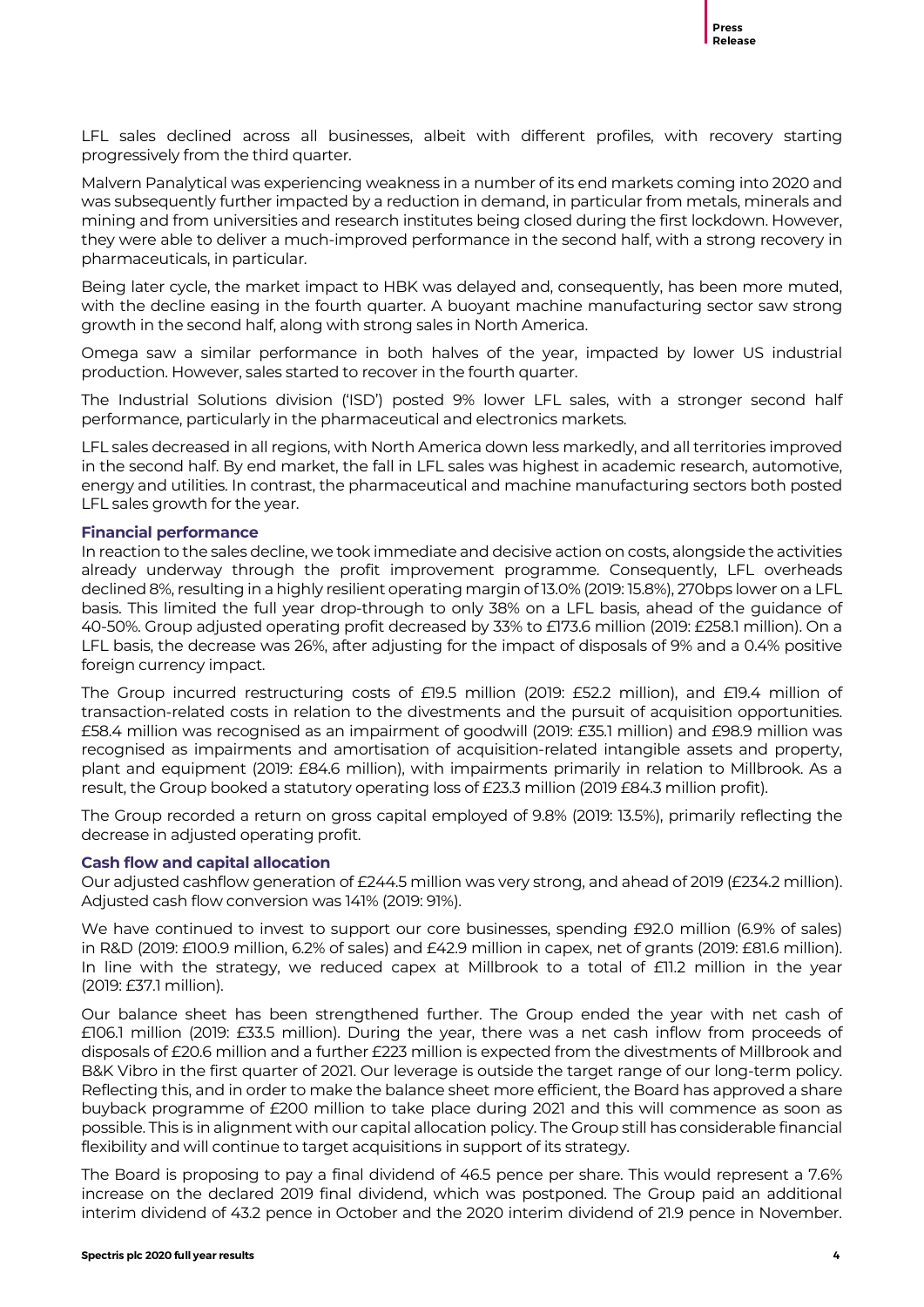LFL sales declined across all businesses, albeit with different profiles, with recovery starting progressively from the third quarter.

Malvern Panalytical was experiencing weakness in a number of its end markets coming into 2020 and was subsequently further impacted by a reduction in demand, in particular from metals, minerals and mining and from universities and research institutes being closed during the first lockdown. However, they were able to deliver a much-improved performance in the second half, with a strong recovery in pharmaceuticals, in particular.

Being later cycle, the market impact to HBK was delayed and, consequently, has been more muted, with the decline easing in the fourth quarter. A buoyant machine manufacturing sector saw strong growth in the second half, along with strong sales in North America.

Omega saw a similar performance in both halves of the year, impacted by lower US industrial production. However, sales started to recover in the fourth quarter.

The Industrial Solutions division ('ISD') posted 9% lower LFL sales, with a stronger second half performance, particularly in the pharmaceutical and electronics markets.

LFL sales decreased in all regions, with North America down less markedly, and all territories improved in the second half. By end market, the fall in LFL sales was highest in academic research, automotive, energy and utilities. In contrast, the pharmaceutical and machine manufacturing sectors both posted LFL sales growth for the year.

**Financial performance**

In reaction to the sales decline, we took immediate and decisive action on costs, alongside the activities already underway through the profit improvement programme. Consequently, LFL overheads declined 8%, resulting in a highly resilient operating margin of 13.0% (2019: 15.8%), 270bps lower on a LFL basis. This limited the full year drop-through to only 38% on a LFL basis, ahead of the guidance of 40-50%. Group adjusted operating profit decreased by 33% to £173.6 million (2019: £258.1 million). On a LFL basis, the decrease was 26%, after adjusting for the impact of disposals of 9% and a 0.4% positive foreign currency impact.

The Group incurred restructuring costs of £19.5 million (2019: £52.2 million), and £19.4 million of transaction-related costs in relation to the divestments and the pursuit of acquisition opportunities. £58.4 million was recognised as an impairment of goodwill (2019: £35.1 million) and £98.9 million was recognised as impairments and amortisation of acquisition-related intangible assets and property, plant and equipment (2019: £84.6 million), with impairments primarily in relation to Millbrook. As a result, the Group booked a statutory operating loss of £23.3 million (2019 £84.3 million profit).

The Group recorded a return on gross capital employed of 9.8% (2019: 13.5%), primarily reflecting the decrease in adjusted operating profit.

**Cash flow and capital allocation**

Our adjusted cashflow generation of £244.5 million was very strong, and ahead of 2019 (£234.2 million). Adjusted cash flow conversion was 141% (2019: 91%).

We have continued to invest to support our core businesses, spending £92.0 million (6.9% of sales) in R&D (2019: £100.9 million, 6.2% of sales) and £42.9 million in capex, net of grants (2019: £81.6 million). In line with the strategy, we reduced capex at Millbrook to a total of £11.2 million in the year (2019: £37.1 million).

Our balance sheet has been strengthened further. The Group ended the year with net cash of £106.1 million (2019: £33.5 million). During the year, there was a net cash inflow from proceeds of disposals of £20.6 million and a further £223 million is expected from the divestments of Millbrook and B&K Vibro in the first quarter of 2021. Our leverage is outside the target range of our long-term policy. Reflecting this, and in order to make the balance sheet more efficient, the Board has approved a share buyback programme of £200 million to take place during 2021 and this will commence as soon as possible. This is in alignment with our capital allocation policy. The Group still has considerable financial flexibility and will continue to target acquisitions in support of its strategy.

The Board is proposing to pay a final dividend of 46.5 pence per share. This would represent a 7.6% increase on the declared 2019 final dividend, which was postponed. The Group paid an additional interim dividend of 43.2 pence in October and the 2020 interim dividend of 21.9 pence in November.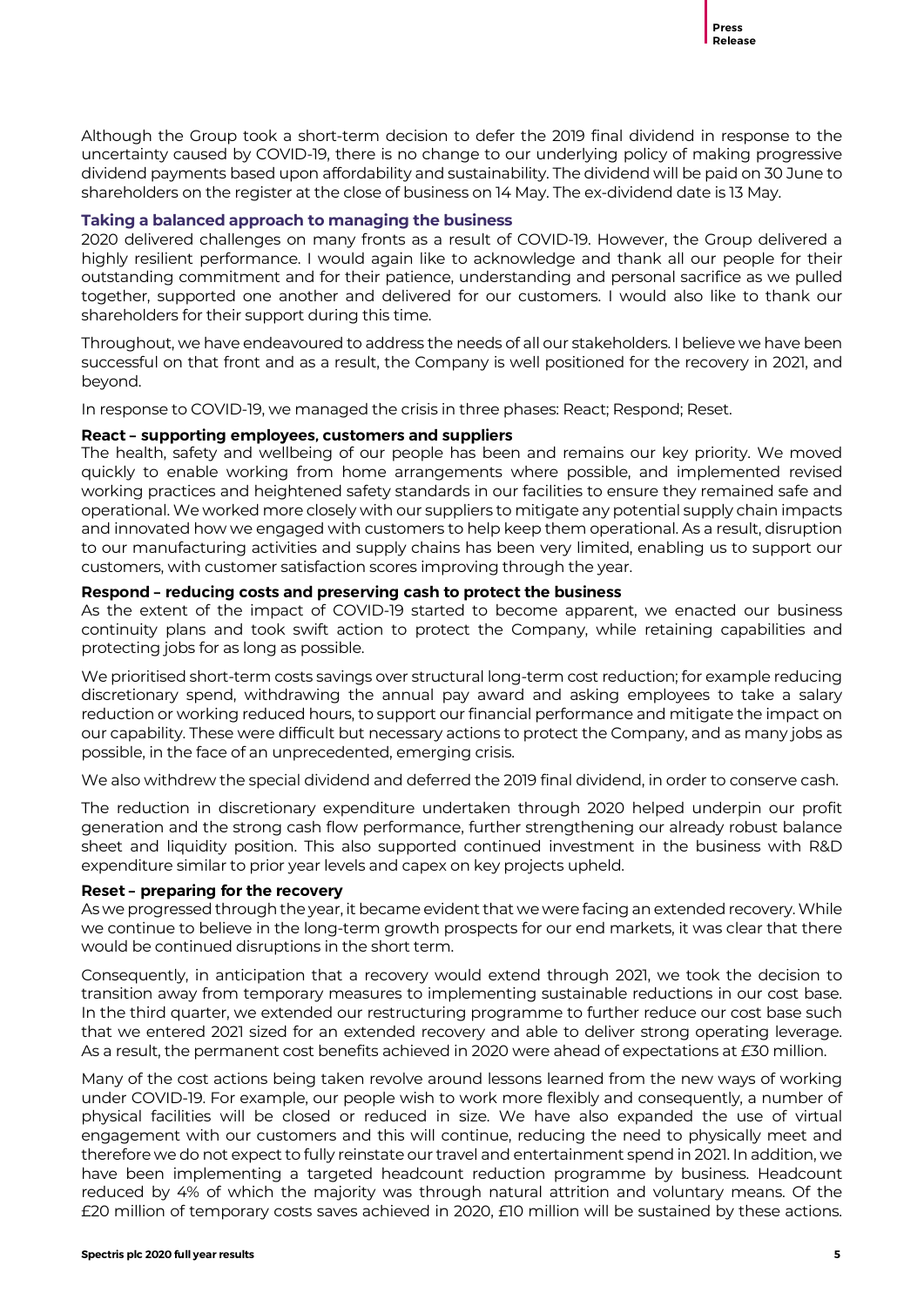Although the Group took a short-term decision to defer the 2019 final dividend in response to the uncertainty caused by COVID-19, there is no change to our underlying policy of making progressive dividend payments based upon affordability and sustainability. The dividend will be paid on 30 June to shareholders on the register at the close of business on 14 May. The ex-dividend date is 13 May.

### Taking a balanced approach to managing the business

2020 delivered challenges on many fronts as a result of COVID-19. However, the Group delivered a highly resilient performance. I would again like to acknowledge and thank all our people for their outstanding commitment and for their patience, understanding and personal sacrifice as we pulled together, supported one another and delivered for our customers. I would also like to thank our shareholders for their support during this time.

Throughout, we have endeavoured to address the needs of all our stakeholders. I believe we have been successful on that front and as a result, the Company is well positioned for the recovery in 2021, and beyond.

In response to COVID-19, we managed the crisis in three phases: React; Respond; Reset.

**React – supporting employees, customers and suppliers**

The health, safety and wellbeing of our people has been and remains our key priority. We moved quickly to enable working from home arrangements where possible, and implemented revised working practices and heightened safety standards in our facilities to ensure they remained safe and operational. We worked more closely with our suppliers to mitigate any potential supply chain impacts and innovated how we engaged with customers to help keep them operational. As a result, disruption to our manufacturing activities and supply chains has been very limited, enabling us to support our customers, with customer satisfaction scores improving through the year.

**Respond – reducing costs and preserving cash to protect the business**

As the extent of the impact of COVID-19 started to become apparent, we enacted our business continuity plans and took swift action to protect the Company, while retaining capabilities and protecting jobs for as long as possible.

We prioritised short-term costs savings over structural long-term cost reduction; for example reducing discretionary spend, withdrawing the annual pay award and asking employees to take a salary reduction or working reduced hours, to support our financial performance and mitigate the impact on our capability. These were difficult but necessary actions to protect the Company, and as many jobs as possible, in the face of an unprecedented, emerging crisis.

We also withdrew the special dividend and deferred the 2019 final dividend, in order to conserve cash.

The reduction in discretionary expenditure undertaken through 2020 helped underpin our profit generation and the strong cash flow performance, further strengthening our already robust balance sheet and liquidity position. This also supported continued investment in the business with R&D expenditure similar to prior year levels and capex on key projects upheld.

**Reset – preparing for the recovery**

As we progressed through the year, it became evident that we were facing an extended recovery. While we continue to believe in the long-term growth prospects for our end markets, it was clear that there would be continued disruptions in the short term.

Consequently, in anticipation that a recovery would extend through 2021, we took the decision to transition away from temporary measures to implementing sustainable reductions in our cost base. In the third quarter, we extended our restructuring programme to further reduce our cost base such that we entered 2021 sized for an extended recovery and able to deliver strong operating leverage. As a result, the permanent cost benefits achieved in 2020 were ahead of expectations at £30 million.

Many of the cost actions being taken revolve around lessons learned from the new ways of working under COVID-19. For example, our people wish to work more flexibly and consequently, a number of physical facilities will be closed or reduced in size. We have also expanded the use of virtual engagement with our customers and this will continue, reducing the need to physically meet and therefore we do not expect to fully reinstate our travel and entertainment spend in 2021. In addition, we have been implementing a targeted headcount reduction programme by business. Headcount reduced by 4% of which the majority was through natural attrition and voluntary means. Of the £20 million of temporary costs saves achieved in 2020, £10 million will be sustained by these actions.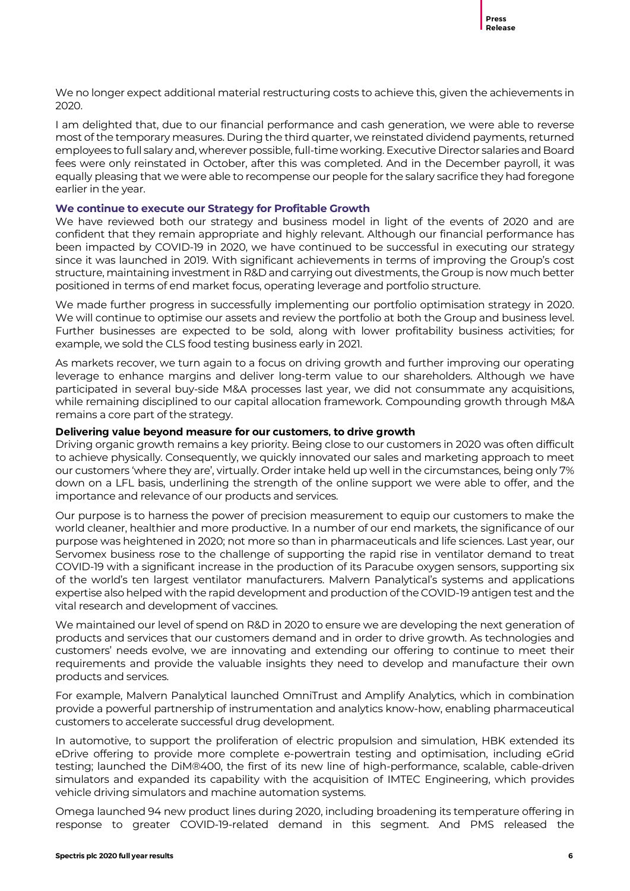We no longer expect additional material restructuring costs to achieve this, given the achievements in 2020.

I am delighted that, due to our financial performance and cash generation, we were able to reverse most of the temporary measures. During the third quarter, we reinstated dividend payments, returned employees to full salary and, wherever possible, full-time working. Executive Director salaries and Board fees were only reinstated in October, after this was completed. And in the December payroll, it was equally pleasing that we were able to recompense our people for the salary sacrifice they had foregone earlier in the year.

### We continue to execute our Strategy for Profitable Growth

We have reviewed both our strategy and business model in light of the events of 2020 and are confident that they remain appropriate and highly relevant. Although our financial performance has been impacted by COVID-19 in 2020, we have continued to be successful in executing our strategy since it was launched in 2019. With significant achievements in terms of improving the Group's cost structure, maintaining investment in R&D and carrying out divestments, the Group is now much better positioned in terms of end market focus, operating leverage and portfolio structure.

We made further progress in successfully implementing our portfolio optimisation strategy in 2020. We will continue to optimise our assets and review the portfolio at both the Group and business level. Further businesses are expected to be sold, along with lower profitability business activities; for example, we sold the CLS food testing business early in 2021.

As markets recover, we turn again to a focus on driving growth and further improving our operating leverage to enhance margins and deliver long-term value to our shareholders. Although we have participated in several buy-side M&A processes last year, we did not consummate any acquisitions, while remaining disciplined to our capital allocation framework. Compounding growth through M&A remains a core part of the strategy.

### Delivering value beyond measure for our customers, to drive growth

Driving organic growth remains a key priority. Being close to our customers in 2020 was often difficult to achieve physically. Consequently, we quickly innovated our sales and marketing approach to meet our customers 'where they are', virtually. Order intake held up well in the circumstances, being only 7% down on a LFL basis, underlining the strength of the online support we were able to offer, and the importance and relevance of our products and services.

Our purpose is to harness the power of precision measurement to equip our customers to make the world cleaner, healthier and more productive. In a number of our end markets, the significance of our purpose was heightened in 2020; not more so than in pharmaceuticals and life sciences. Last year, our Servomex business rose to the challenge of supporting the rapid rise in ventilator demand to treat COVID-19 with a significant increase in the production of its Paracube oxygen sensors, supporting six of the world's ten largest ventilator manufacturers. Malvern Panalytical's systems and applications expertise also helped with the rapid development and production of the COVID-19 antigen test and the vital research and development of vaccines.

We maintained our level of spend on R&D in 2020 to ensure we are developing the next generation of products and services that our customers demand and in order to drive growth. As technologies and customers' needs evolve, we are innovating and extending our offering to continue to meet their requirements and provide the valuable insights they need to develop and manufacture their own products and services.

For example, Malvern Panalytical launched OmniTrust and Amplify Analytics, which in combination provide a powerful partnership of instrumentation and analytics know-how, enabling pharmaceutical customers to accelerate successful drug development.

In automotive, to support the proliferation of electric propulsion and simulation, HBK extended its eDrive offering to provide more complete e-powertrain testing and optimisation, including eGrid testing; launched the DiM®400, the first of its new line of high-performance, scalable, cable-driven simulators and expanded its capability with the acquisition of IMTEC Engineering, which provides vehicle driving simulators and machine automation systems.

Omega launched 94 new product lines during 2020, including broadening its temperature offering in response to greater COVID-19-related demand in this segment. And PMS released the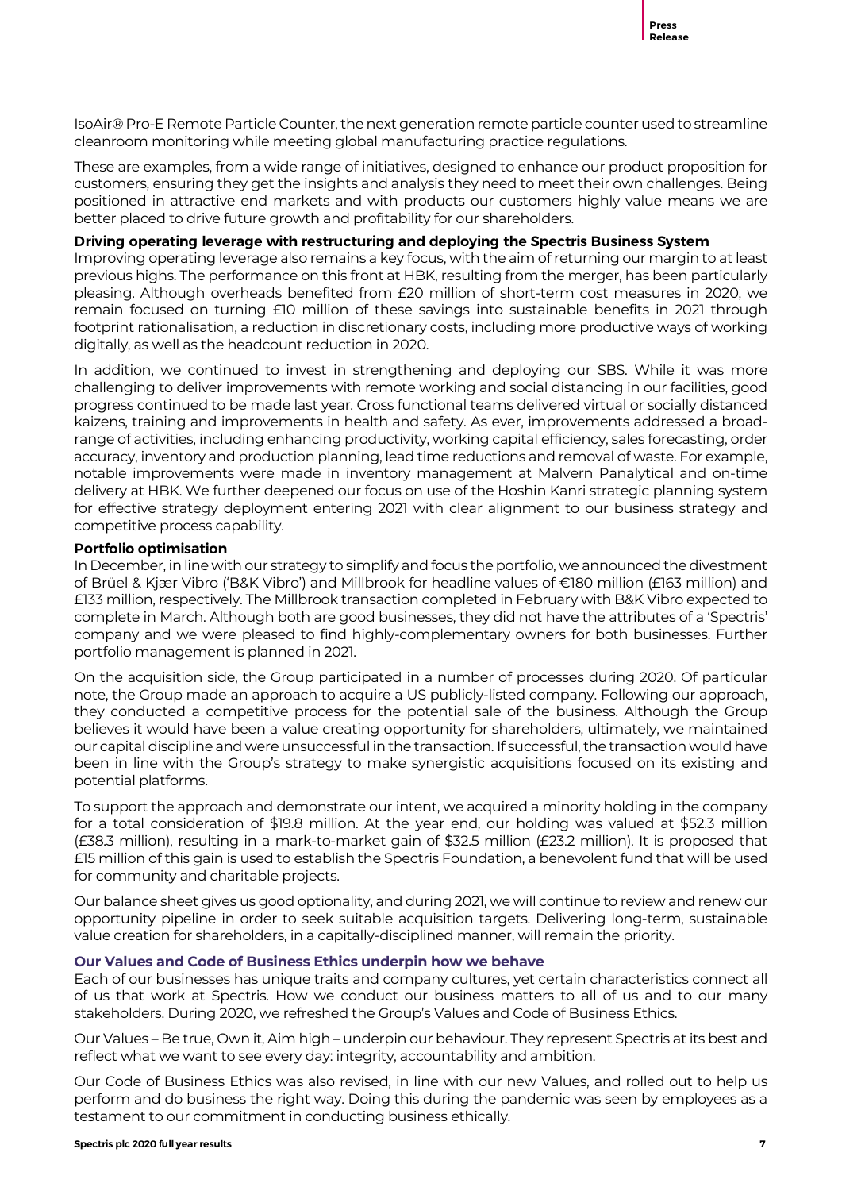IsoAir® Pro-E Remote Particle Counter, the next generation remote particle counter used to streamline cleanroom monitoring while meeting global manufacturing practice regulations.

These are examples, from a wide range of initiatives, designed to enhance our product proposition for customers, ensuring they get the insights and analysis they need to meet their own challenges. Being positioned in attractive end markets and with products our customers highly value means we are better placed to drive future growth and profitability for our shareholders.

**Driving operating leverage with restructuring and deploying the Spectris Business System**

Improving operating leverage also remains a key focus, with the aim of returning our margin to at least previous highs. The performance on this front at HBK, resulting from the merger, has been particularly pleasing. Although overheads benefited from £20 million of short-term cost measures in 2020, we remain focused on turning £10 million of these savings into sustainable benefits in 2021 through footprint rationalisation, a reduction in discretionary costs, including more productive ways of working digitally, as well as the headcount reduction in 2020.

In addition, we continued to invest in strengthening and deploying our SBS. While it was more challenging to deliver improvements with remote working and social distancing in our facilities, good progress continued to be made last year. Cross functional teams delivered virtual or socially distanced kaizens, training and improvements in health and safety. As ever, improvements addressed a broad-range of activities, including enhancing productivity, working capital efficiency, sales forecasting, order accuracy, inventory and production planning, lead time reductions and removal of waste. For example, notable improvements were made in inventory management at Malvern Panalytical and on-time delivery at HBK. We further deepened our focus on use of the Hoshin Kanri strategic planning system for effective strategy deployment entering 2021 with clear alignment to our business strategy and competitive process capability.

**Portfolio optimisation**

In December, in line with our strategy to simplify and focus the portfolio, we announced the divestment of Brüel & Kjær Vibro ('B&K Vibro') and Millbrook for headline values of €180 million (£163 million) and £133 million, respectively. The Millbrook transaction completed in February with B&K Vibro expected to complete in March. Although both are good businesses, they did not have the attributes of a 'Spectris' company and we were pleased to find highly-complementary owners for both businesses. Further portfolio management is planned in 2021.

On the acquisition side, the Group participated in a number of processes during 2020. Of particular note, the Group made an approach to acquire a US publicly-listed company. Following our approach, they conducted a competitive process for the potential sale of the business. Although the Group believes it would have been a value creating opportunity for shareholders, ultimately, we maintained our capital discipline and were unsuccessful in the transaction. If successful, the transaction would have been in line with the Group's strategy to make synergistic acquisitions focused on its existing and potential platforms.

To support the approach and demonstrate our intent, we acquired a minority holding in the company for a total consideration of $19.8 million. At the year end, our holding was valued at $52.3 million (£38.3 million), resulting in a mark-to-market gain of $32.5 million (£23.2 million). It is proposed that £15 million of this gain is used to establish the Spectris Foundation, a benevolent fund that will be used for community and charitable projects.

Our balance sheet gives us good optionality, and during 2021, we will continue to review and renew our opportunity pipeline in order to seek suitable acquisition targets. Delivering long-term, sustainable value creation for shareholders, in a capitally-disciplined manner, will remain the priority.

**Our Values and Code of Business Ethics underpin how we behave**

Each of our businesses has unique traits and company cultures, yet certain characteristics connect all of us that work at Spectris. How we conduct our business matters to all of us and to our many stakeholders. During 2020, we refreshed the Group's Values and Code of Business Ethics.

Our Values – Be true, Own it, Aim high – underpin our behaviour. They represent Spectris at its best and reflect what we want to see every day: integrity, accountability and ambition.

Our Code of Business Ethics was also revised, in line with our new Values, and rolled out to help us perform and do business the right way. Doing this during the pandemic was seen by employees as a testament to our commitment in conducting business ethically.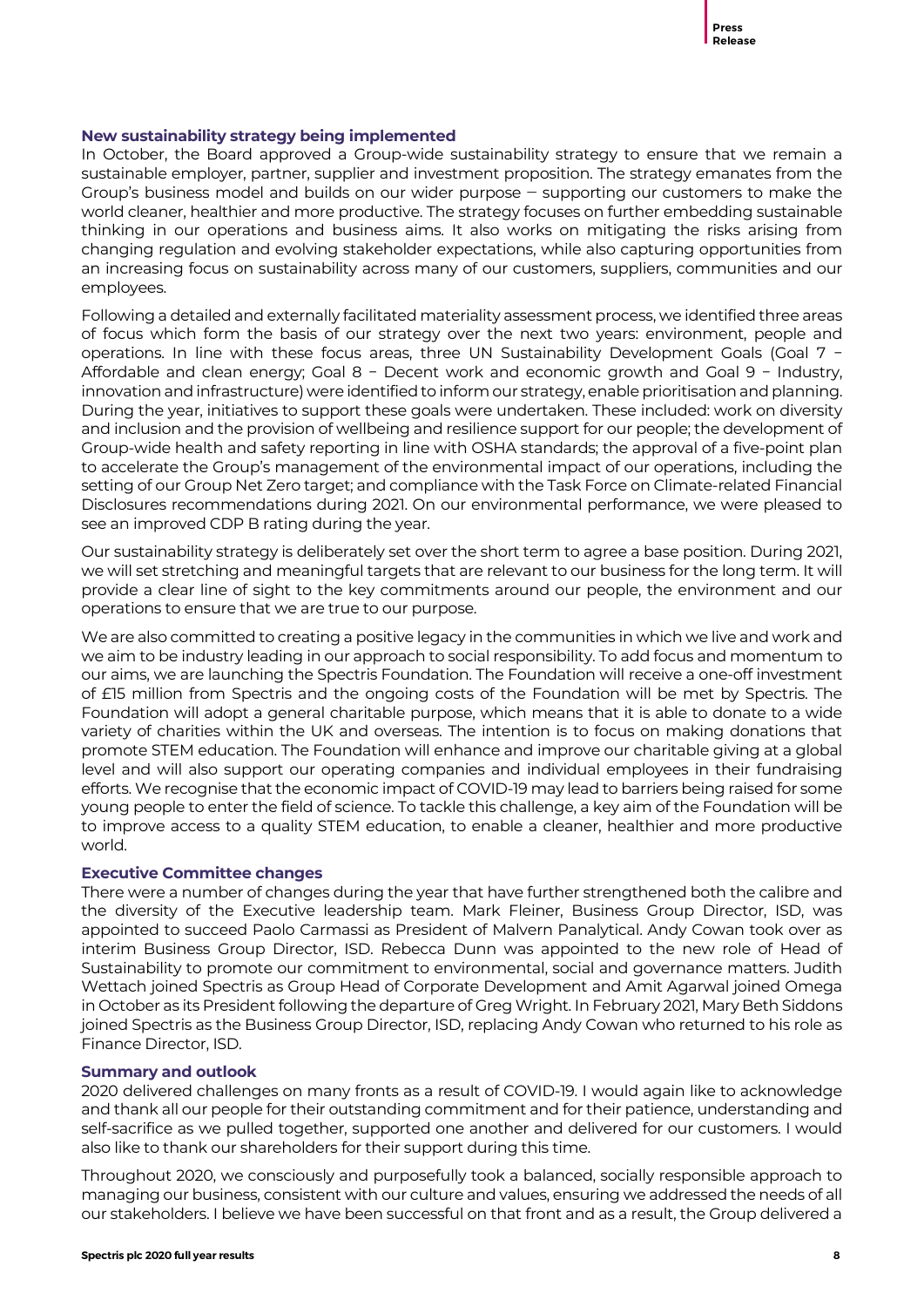### New sustainability strategy being implemented

In October, the Board approved a Group-wide sustainability strategy to ensure that we remain a sustainable employer, partner, supplier and investment proposition. The strategy emanates from the Group's business model and builds on our wider purpose – supporting our customers to make the world cleaner, healthier and more productive. The strategy focuses on further embedding sustainable thinking in our operations and business aims. It also works on mitigating the risks arising from changing regulation and evolving stakeholder expectations, while also capturing opportunities from an increasing focus on sustainability across many of our customers, suppliers, communities and our employees.

Following a detailed and externally facilitated materiality assessment process, we identified three areas of focus which form the basis of our strategy over the next two years: environment, people and operations. In line with these focus areas, three UN Sustainability Development Goals (Goal 7 – Affordable and clean energy; Goal 8 – Decent work and economic growth and Goal 9 – Industry, innovation and infrastructure) were identified to inform our strategy, enable prioritisation and planning. During the year, initiatives to support these goals were undertaken. These included: work on diversity and inclusion and the provision of wellbeing and resilience support for our people; the development of Group-wide health and safety reporting in line with OSHA standards; the approval of a five-point plan to accelerate the Group's management of the environmental impact of our operations, including the setting of our Group Net Zero target; and compliance with the Task Force on Climate-related Financial Disclosures recommendations during 2021. On our environmental performance, we were pleased to see an improved CDP B rating during the year.

Our sustainability strategy is deliberately set over the short term to agree a base position. During 2021, we will set stretching and meaningful targets that are relevant to our business for the long term. It will provide a clear line of sight to the key commitments around our people, the environment and our operations to ensure that we are true to our purpose.

We are also committed to creating a positive legacy in the communities in which we live and work and we aim to be industry leading in our approach to social responsibility. To add focus and momentum to our aims, we are launching the Spectris Foundation. The Foundation will receive a one-off investment of £15 million from Spectris and the ongoing costs of the Foundation will be met by Spectris. The Foundation will adopt a general charitable purpose, which means that it is able to donate to a wide variety of charities within the UK and overseas. The intention is to focus on making donations that promote STEM education. The Foundation will enhance and improve our charitable giving at a global level and will also support our operating companies and individual employees in their fundraising efforts. We recognise that the economic impact of COVID-19 may lead to barriers being raised for some young people to enter the field of science. To tackle this challenge, a key aim of the Foundation will be to improve access to a quality STEM education, to enable a cleaner, healthier and more productive world.

### Executive Committee changes

There were a number of changes during the year that have further strengthened both the calibre and the diversity of the Executive leadership team. Mark Fleiner, Business Group Director, ISD, was appointed to succeed Paolo Carmassi as President of Malvern Panalytical. Andy Cowan took over as interim Business Group Director, ISD. Rebecca Dunn was appointed to the new role of Head of Sustainability to promote our commitment to environmental, social and governance matters. Judith Wettach joined Spectris as Group Head of Corporate Development and Amit Agarwal joined Omega in October as its President following the departure of Greg Wright. In February 2021, Mary Beth Siddons joined Spectris as the Business Group Director, ISD, replacing Andy Cowan who returned to his role as Finance Director, ISD.

### Summary and outlook

2020 delivered challenges on many fronts as a result of COVID-19. I would again like to acknowledge and thank all our people for their outstanding commitment and for their patience, understanding and self-sacrifice as we pulled together, supported one another and delivered for our customers. I would also like to thank our shareholders for their support during this time.

Throughout 2020, we consciously and purposefully took a balanced, socially responsible approach to managing our business, consistent with our culture and values, ensuring we addressed the needs of all our stakeholders. I believe we have been successful on that front and as a result, the Group delivered a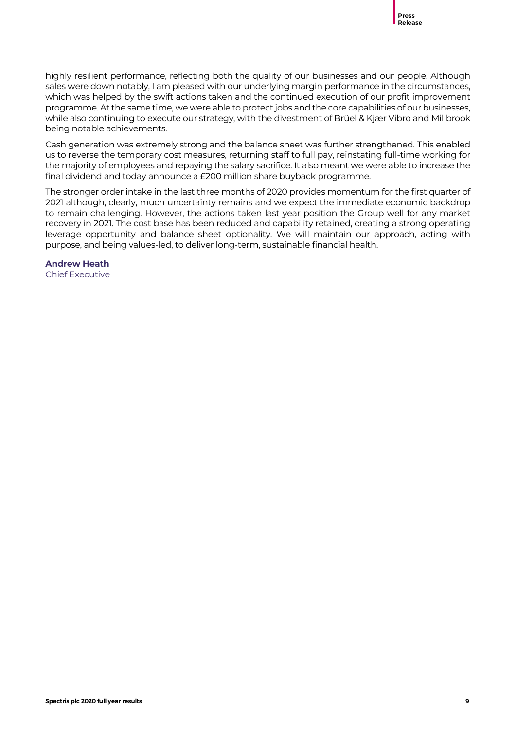highly resilient performance, reflecting both the quality of our businesses and our people. Although sales were down notably, I am pleased with our underlying margin performance in the circumstances, which was helped by the swift actions taken and the continued execution of our profit improvement programme. At the same time, we were able to protect jobs and the core capabilities of our businesses, while also continuing to execute our strategy, with the divestment of Brüel & Kjær Vibro and Millbrook being notable achievements.

Cash generation was extremely strong and the balance sheet was further strengthened. This enabled us to reverse the temporary cost measures, returning staff to full pay, reinstating full-time working for the majority of employees and repaying the salary sacrifice. It also meant we were able to increase the final dividend and today announce a £200 million share buyback programme.

The stronger order intake in the last three months of 2020 provides momentum for the first quarter of 2021 although, clearly, much uncertainty remains and we expect the immediate economic backdrop to remain challenging. However, the actions taken last year position the Group well for any market recovery in 2021. The cost base has been reduced and capability retained, creating a strong operating leverage opportunity and balance sheet optionality. We will maintain our approach, acting with purpose, and being values-led, to deliver long-term, sustainable financial health.

**Andrew Heath**
Chief Executive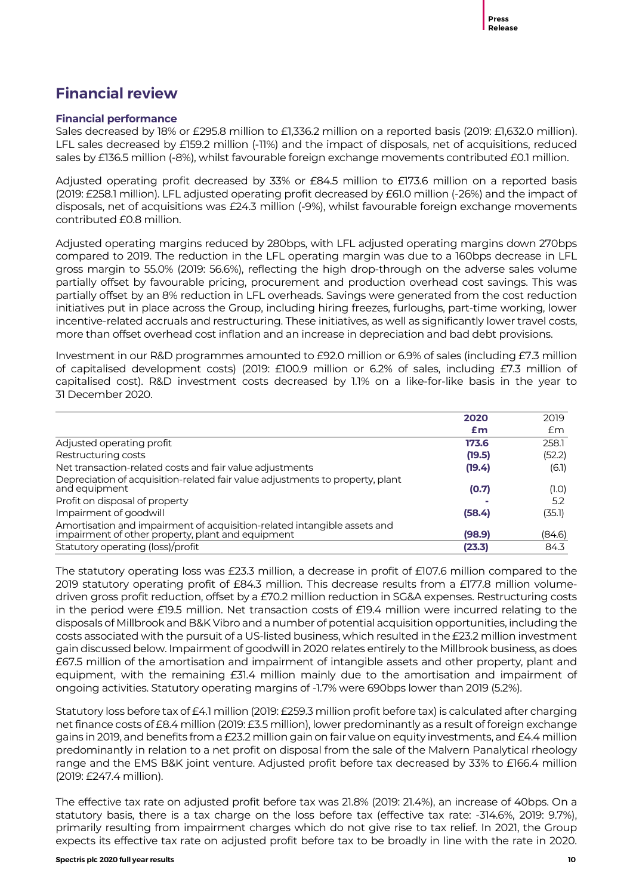## Financial review

### Financial performance

Sales decreased by 18% or £295.8 million to £1,336.2 million on a reported basis (2019: £1,632.0 million). LFL sales decreased by £159.2 million (-11%) and the impact of disposals, net of acquisitions, reduced sales by £136.5 million (-8%), whilst favourable foreign exchange movements contributed £0.1 million.

Adjusted operating profit decreased by 33% or £84.5 million to £173.6 million on a reported basis (2019: £258.1 million). LFL adjusted operating profit decreased by £61.0 million (-26%) and the impact of disposals, net of acquisitions was £24.3 million (-9%), whilst favourable foreign exchange movements contributed £0.8 million.

Adjusted operating margins reduced by 280bps, with LFL adjusted operating margins down 270bps compared to 2019. The reduction in the LFL operating margin was due to a 160bps decrease in LFL gross margin to 55.0% (2019: 56.6%), reflecting the high drop-through on the adverse sales volume partially offset by favourable pricing, procurement and production overhead cost savings. This was partially offset by an 8% reduction in LFL overheads. Savings were generated from the cost reduction initiatives put in place across the Group, including hiring freezes, furloughs, part-time working, lower incentive-related accruals and restructuring. These initiatives, as well as significantly lower travel costs, more than offset overhead cost inflation and an increase in depreciation and bad debt provisions.

Investment in our R&D programmes amounted to £92.0 million or 6.9% of sales (including £7.3 million of capitalised development costs) (2019: £100.9 million or 6.2% of sales, including £7.3 million of capitalised cost). R&D investment costs decreased by 1.1% on a like-for-like basis in the year to 31 December 2020.

| | **2020** **£m** | 2019 £m |
|---|---|---|
| Adjusted operating profit | **173.6** | 258.1 |
| Restructuring costs | **(19.5)** | (52.2) |
| Net transaction-related costs and fair value adjustments | **(19.4)** | (6.1) |
| Depreciation of acquisition-related fair value adjustments to property, plant and equipment | **(0.7)** | (1.0) |
| Profit on disposal of property | **-** | 5.2 |
| Impairment of goodwill | **(58.4)** | (35.1) |
| Amortisation and impairment of acquisition-related intangible assets and impairment of other property, plant and equipment | **(98.9)** | (84.6) |
| Statutory operating (loss)/profit | **(23.3)** | 84.3 |

The statutory operating loss was £23.3 million, a decrease in profit of £107.6 million compared to the 2019 statutory operating profit of £84.3 million. This decrease results from a £177.8 million volume-driven gross profit reduction, offset by a £70.2 million reduction in SG&A expenses. Restructuring costs in the period were £19.5 million. Net transaction costs of £19.4 million were incurred relating to the disposals of Millbrook and B&K Vibro and a number of potential acquisition opportunities, including the costs associated with the pursuit of a US-listed business, which resulted in the £23.2 million investment gain discussed below. Impairment of goodwill in 2020 relates entirely to the Millbrook business, as does £67.5 million of the amortisation and impairment of intangible assets and other property, plant and equipment, with the remaining £31.4 million mainly due to the amortisation and impairment of ongoing activities. Statutory operating margins of -1.7% were 690bps lower than 2019 (5.2%).

Statutory loss before tax of £4.1 million (2019: £259.3 million profit before tax) is calculated after charging net finance costs of £8.4 million (2019: £3.5 million), lower predominantly as a result of foreign exchange gains in 2019, and benefits from a £23.2 million gain on fair value on equity investments, and £4.4 million predominantly in relation to a net profit on disposal from the sale of the Malvern Panalytical rheology range and the EMS B&K joint venture. Adjusted profit before tax decreased by 33% to £166.4 million (2019: £247.4 million).

The effective tax rate on adjusted profit before tax was 21.8% (2019: 21.4%), an increase of 40bps. On a statutory basis, there is a tax charge on the loss before tax (effective tax rate: -314.6%, 2019: 9.7%), primarily resulting from impairment charges which do not give rise to tax relief. In 2021, the Group expects its effective tax rate on adjusted profit before tax to be broadly in line with the rate in 2020.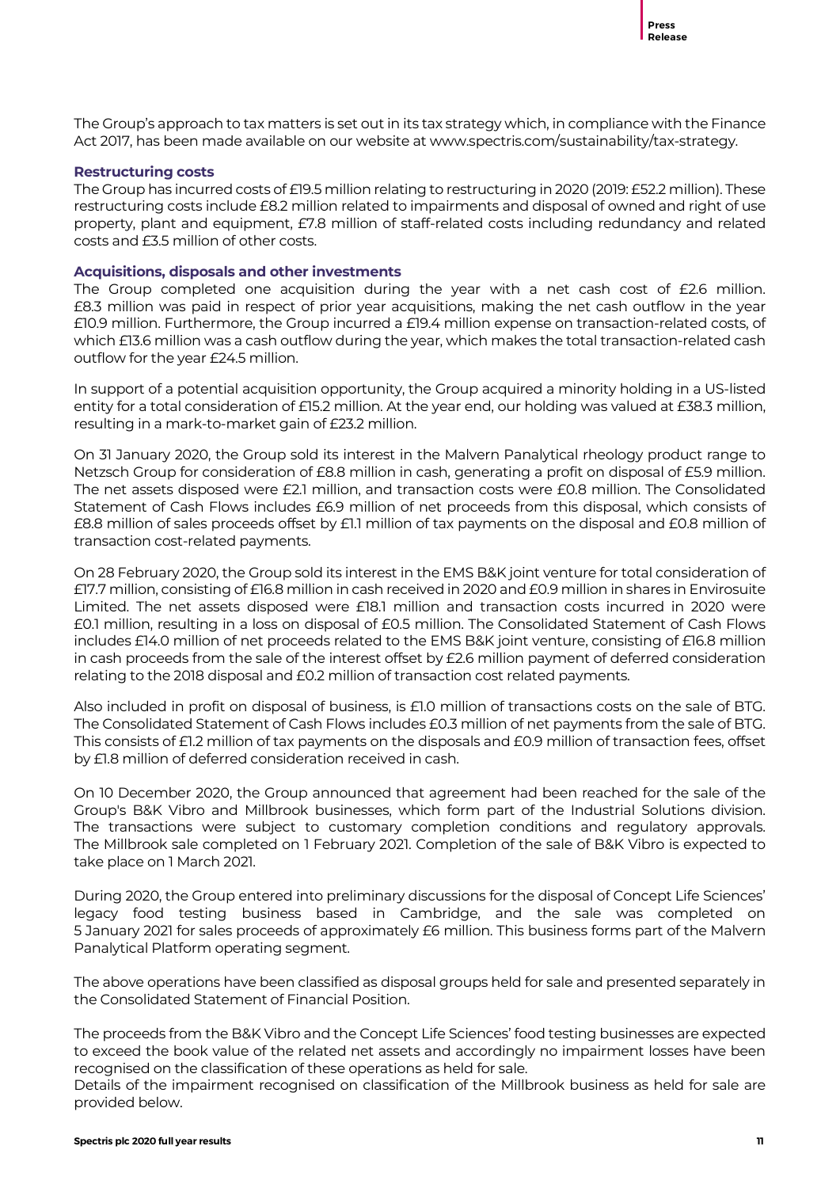The Group's approach to tax matters is set out in its tax strategy which, in compliance with the Finance Act 2017, has been made available on our website at www.spectris.com/sustainability/tax-strategy.

### Restructuring costs

The Group has incurred costs of £19.5 million relating to restructuring in 2020 (2019: £52.2 million). These restructuring costs include £8.2 million related to impairments and disposal of owned and right of use property, plant and equipment, £7.8 million of staff-related costs including redundancy and related costs and £3.5 million of other costs.

### Acquisitions, disposals and other investments

The Group completed one acquisition during the year with a net cash cost of £2.6 million. £8.3 million was paid in respect of prior year acquisitions, making the net cash outflow in the year £10.9 million. Furthermore, the Group incurred a £19.4 million expense on transaction-related costs, of which £13.6 million was a cash outflow during the year, which makes the total transaction-related cash outflow for the year £24.5 million.

In support of a potential acquisition opportunity, the Group acquired a minority holding in a US-listed entity for a total consideration of £15.2 million. At the year end, our holding was valued at £38.3 million, resulting in a mark-to-market gain of £23.2 million.

On 31 January 2020, the Group sold its interest in the Malvern Panalytical rheology product range to Netzsch Group for consideration of £8.8 million in cash, generating a profit on disposal of £5.9 million. The net assets disposed were £2.1 million, and transaction costs were £0.8 million. The Consolidated Statement of Cash Flows includes £6.9 million of net proceeds from this disposal, which consists of £8.8 million of sales proceeds offset by £1.1 million of tax payments on the disposal and £0.8 million of transaction cost-related payments.

On 28 February 2020, the Group sold its interest in the EMS B&K joint venture for total consideration of £17.7 million, consisting of £16.8 million in cash received in 2020 and £0.9 million in shares in Envirosuite Limited. The net assets disposed were £18.1 million and transaction costs incurred in 2020 were £0.1 million, resulting in a loss on disposal of £0.5 million. The Consolidated Statement of Cash Flows includes £14.0 million of net proceeds related to the EMS B&K joint venture, consisting of £16.8 million in cash proceeds from the sale of the interest offset by £2.6 million payment of deferred consideration relating to the 2018 disposal and £0.2 million of transaction cost related payments.

Also included in profit on disposal of business, is £1.0 million of transactions costs on the sale of BTG. The Consolidated Statement of Cash Flows includes £0.3 million of net payments from the sale of BTG. This consists of £1.2 million of tax payments on the disposals and £0.9 million of transaction fees, offset by £1.8 million of deferred consideration received in cash.

On 10 December 2020, the Group announced that agreement had been reached for the sale of the Group's B&K Vibro and Millbrook businesses, which form part of the Industrial Solutions division. The transactions were subject to customary completion conditions and regulatory approvals. The Millbrook sale completed on 1 February 2021. Completion of the sale of B&K Vibro is expected to take place on 1 March 2021.

During 2020, the Group entered into preliminary discussions for the disposal of Concept Life Sciences' legacy food testing business based in Cambridge, and the sale was completed on 5 January 2021 for sales proceeds of approximately £6 million. This business forms part of the Malvern Panalytical Platform operating segment.

The above operations have been classified as disposal groups held for sale and presented separately in the Consolidated Statement of Financial Position.

The proceeds from the B&K Vibro and the Concept Life Sciences' food testing businesses are expected to exceed the book value of the related net assets and accordingly no impairment losses have been recognised on the classification of these operations as held for sale.
Details of the impairment recognised on classification of the Millbrook business as held for sale are provided below.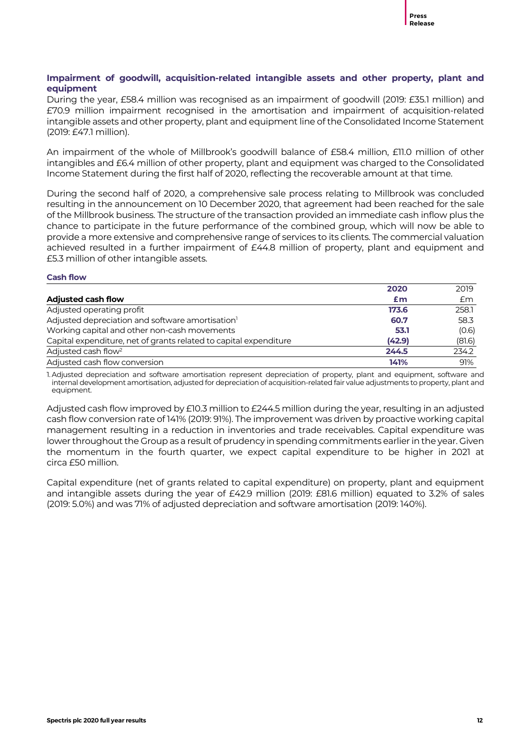### Impairment of goodwill, acquisition-related intangible assets and other property, plant and equipment

During the year, £58.4 million was recognised as an impairment of goodwill (2019: £35.1 million) and £70.9 million impairment recognised in the amortisation and impairment of acquisition-related intangible assets and other property, plant and equipment line of the Consolidated Income Statement (2019: £47.1 million).

An impairment of the whole of Millbrook's goodwill balance of £58.4 million, £11.0 million of other intangibles and £6.4 million of other property, plant and equipment was charged to the Consolidated Income Statement during the first half of 2020, reflecting the recoverable amount at that time.

During the second half of 2020, a comprehensive sale process relating to Millbrook was concluded resulting in the announcement on 10 December 2020, that agreement had been reached for the sale of the Millbrook business. The structure of the transaction provided an immediate cash inflow plus the chance to participate in the future performance of the combined group, which will now be able to provide a more extensive and comprehensive range of services to its clients. The commercial valuation achieved resulted in a further impairment of £44.8 million of property, plant and equipment and £5.3 million of other intangible assets.

### Cash flow

| Adjusted cash flow | 2020<br>£m | 2019<br>£m |
|---|---|---|
| Adjusted operating profit | **173.6** | 258.1 |
| Adjusted depreciation and software amortisation[1] | **60.7** | 58.3 |
| Working capital and other non-cash movements | **53.1** | (0.6) |
| Capital expenditure, net of grants related to capital expenditure | **(42.9)** | (81.6) |
| Adjusted cash flow[2] | **244.5** | 234.2 |
| Adjusted cash flow conversion | **141%** | 91% |

1. Adjusted depreciation and software amortisation represent depreciation of property, plant and equipment, software and internal development amortisation, adjusted for depreciation of acquisition-related fair value adjustments to property, plant and equipment.

Adjusted cash flow improved by £10.3 million to £244.5 million during the year, resulting in an adjusted cash flow conversion rate of 141% (2019: 91%). The improvement was driven by proactive working capital management resulting in a reduction in inventories and trade receivables. Capital expenditure was lower throughout the Group as a result of prudency in spending commitments earlier in the year. Given the momentum in the fourth quarter, we expect capital expenditure to be higher in 2021 at circa £50 million.

Capital expenditure (net of grants related to capital expenditure) on property, plant and equipment and intangible assets during the year of £42.9 million (2019: £81.6 million) equated to 3.2% of sales (2019: 5.0%) and was 71% of adjusted depreciation and software amortisation (2019: 140%).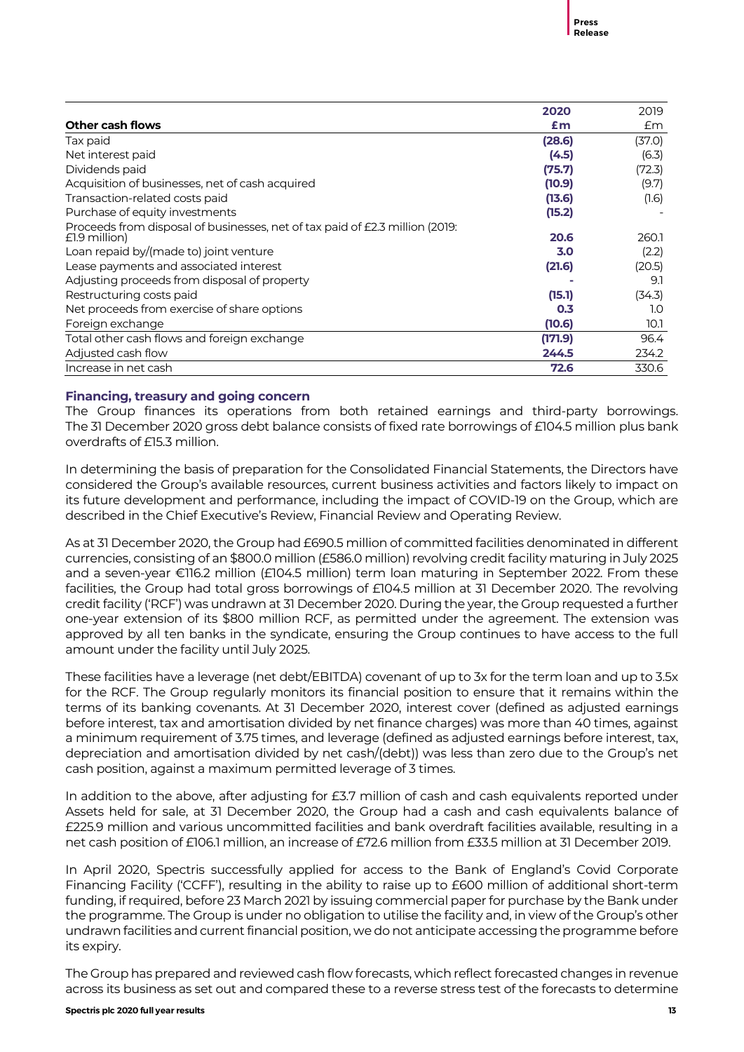| Other cash flows | 2020 £m | 2019 £m |
|---|---|---|
| Tax paid | **(28.6)** | (37.0) |
| Net interest paid | **(4.5)** | (6.3) |
| Dividends paid | **(75.7)** | (72.3) |
| Acquisition of businesses, net of cash acquired | **(10.9)** | (9.7) |
| Transaction-related costs paid | **(13.6)** | (1.6) |
| Purchase of equity investments | **(15.2)** | - |
| Proceeds from disposal of businesses, net of tax paid of £2.3 million (2019: £1.9 million) | **20.6** | 260.1 |
| Loan repaid by/(made to) joint venture | **3.0** | (2.2) |
| Lease payments and associated interest | **(21.6)** | (20.5) |
| Adjusting proceeds from disposal of property | **-** | 9.1 |
| Restructuring costs paid | **(15.1)** | (34.3) |
| Net proceeds from exercise of share options | **0.3** | 1.0 |
| Foreign exchange | **(10.6)** | 10.1 |
| Total other cash flows and foreign exchange | **(171.9)** | 96.4 |
| Adjusted cash flow | **244.5** | 234.2 |
| Increase in net cash | **72.6** | 330.6 |

### Financing, treasury and going concern

The Group finances its operations from both retained earnings and third-party borrowings. The 31 December 2020 gross debt balance consists of fixed rate borrowings of £104.5 million plus bank overdrafts of £15.3 million.

In determining the basis of preparation for the Consolidated Financial Statements, the Directors have considered the Group's available resources, current business activities and factors likely to impact on its future development and performance, including the impact of COVID-19 on the Group, which are described in the Chief Executive's Review, Financial Review and Operating Review.

As at 31 December 2020, the Group had £690.5 million of committed facilities denominated in different currencies, consisting of an $800.0 million (£586.0 million) revolving credit facility maturing in July 2025 and a seven-year €116.2 million (£104.5 million) term loan maturing in September 2022. From these facilities, the Group had total gross borrowings of £104.5 million at 31 December 2020. The revolving credit facility ('RCF') was undrawn at 31 December 2020. During the year, the Group requested a further one-year extension of its $800 million RCF, as permitted under the agreement. The extension was approved by all ten banks in the syndicate, ensuring the Group continues to have access to the full amount under the facility until July 2025.

These facilities have a leverage (net debt/EBITDA) covenant of up to 3x for the term loan and up to 3.5x for the RCF. The Group regularly monitors its financial position to ensure that it remains within the terms of its banking covenants. At 31 December 2020, interest cover (defined as adjusted earnings before interest, tax and amortisation divided by net finance charges) was more than 40 times, against a minimum requirement of 3.75 times, and leverage (defined as adjusted earnings before interest, tax, depreciation and amortisation divided by net cash/(debt)) was less than zero due to the Group's net cash position, against a maximum permitted leverage of 3 times.

In addition to the above, after adjusting for £3.7 million of cash and cash equivalents reported under Assets held for sale, at 31 December 2020, the Group had a cash and cash equivalents balance of £225.9 million and various uncommitted facilities and bank overdraft facilities available, resulting in a net cash position of £106.1 million, an increase of £72.6 million from £33.5 million at 31 December 2019.

In April 2020, Spectris successfully applied for access to the Bank of England's Covid Corporate Financing Facility ('CCFF'), resulting in the ability to raise up to £600 million of additional short-term funding, if required, before 23 March 2021 by issuing commercial paper for purchase by the Bank under the programme. The Group is under no obligation to utilise the facility and, in view of the Group's other undrawn facilities and current financial position, we do not anticipate accessing the programme before its expiry.

The Group has prepared and reviewed cash flow forecasts, which reflect forecasted changes in revenue across its business as set out and compared these to a reverse stress test of the forecasts to determine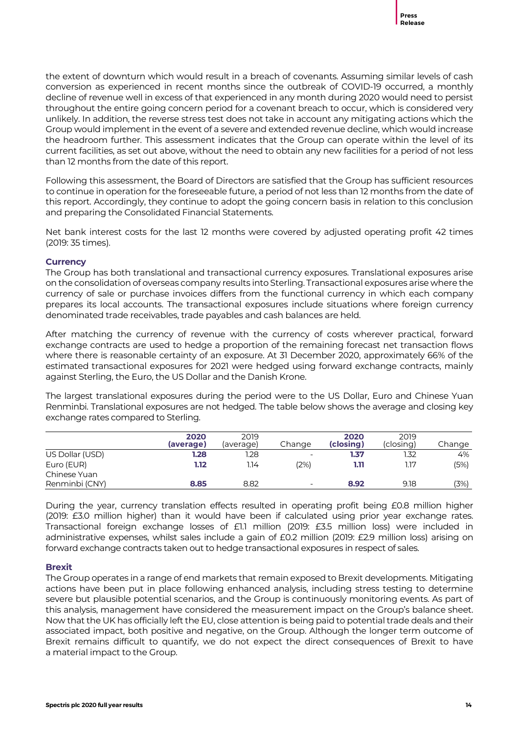the extent of downturn which would result in a breach of covenants. Assuming similar levels of cash conversion as experienced in recent months since the outbreak of COVID-19 occurred, a monthly decline of revenue well in excess of that experienced in any month during 2020 would need to persist throughout the entire going concern period for a covenant breach to occur, which is considered very unlikely. In addition, the reverse stress test does not take in account any mitigating actions which the Group would implement in the event of a severe and extended revenue decline, which would increase the headroom further. This assessment indicates that the Group can operate within the level of its current facilities, as set out above, without the need to obtain any new facilities for a period of not less than 12 months from the date of this report.

Following this assessment, the Board of Directors are satisfied that the Group has sufficient resources to continue in operation for the foreseeable future, a period of not less than 12 months from the date of this report. Accordingly, they continue to adopt the going concern basis in relation to this conclusion and preparing the Consolidated Financial Statements.

Net bank interest costs for the last 12 months were covered by adjusted operating profit 42 times (2019: 35 times).

### Currency

The Group has both translational and transactional currency exposures. Translational exposures arise on the consolidation of overseas company results into Sterling. Transactional exposures arise where the currency of sale or purchase invoices differs from the functional currency in which each company prepares its local accounts. The transactional exposures include situations where foreign currency denominated trade receivables, trade payables and cash balances are held.

After matching the currency of revenue with the currency of costs wherever practical, forward exchange contracts are used to hedge a proportion of the remaining forecast net transaction flows where there is reasonable certainty of an exposure. At 31 December 2020, approximately 66% of the estimated transactional exposures for 2021 were hedged using forward exchange contracts, mainly against Sterling, the Euro, the US Dollar and the Danish Krone.

The largest translational exposures during the period were to the US Dollar, Euro and Chinese Yuan Renminbi. Translational exposures are not hedged. The table below shows the average and closing key exchange rates compared to Sterling.

| | **2020 (average)** | 2019 (average) | Change | **2020 (closing)** | 2019 (closing) | Change |
|---|---|---|---|---|---|---|
| US Dollar (USD) | **1.28** | 1.28 | - | **1.37** | 1.32 | 4% |
| Euro (EUR) | **1.12** | 1.14 | (2%) | **1.11** | 1.17 | (5%) |
| Chinese Yuan Renminbi (CNY) | **8.85** | 8.82 | - | **8.92** | 9.18 | (3%) |

During the year, currency translation effects resulted in operating profit being £0.8 million higher (2019: £3.0 million higher) than it would have been if calculated using prior year exchange rates. Transactional foreign exchange losses of £1.1 million (2019: £3.5 million loss) were included in administrative expenses, whilst sales include a gain of £0.2 million (2019: £2.9 million loss) arising on forward exchange contracts taken out to hedge transactional exposures in respect of sales.

### Brexit

The Group operates in a range of end markets that remain exposed to Brexit developments. Mitigating actions have been put in place following enhanced analysis, including stress testing to determine severe but plausible potential scenarios, and the Group is continuously monitoring events. As part of this analysis, management have considered the measurement impact on the Group's balance sheet. Now that the UK has officially left the EU, close attention is being paid to potential trade deals and their associated impact, both positive and negative, on the Group. Although the longer term outcome of Brexit remains difficult to quantify, we do not expect the direct consequences of Brexit to have a material impact to the Group.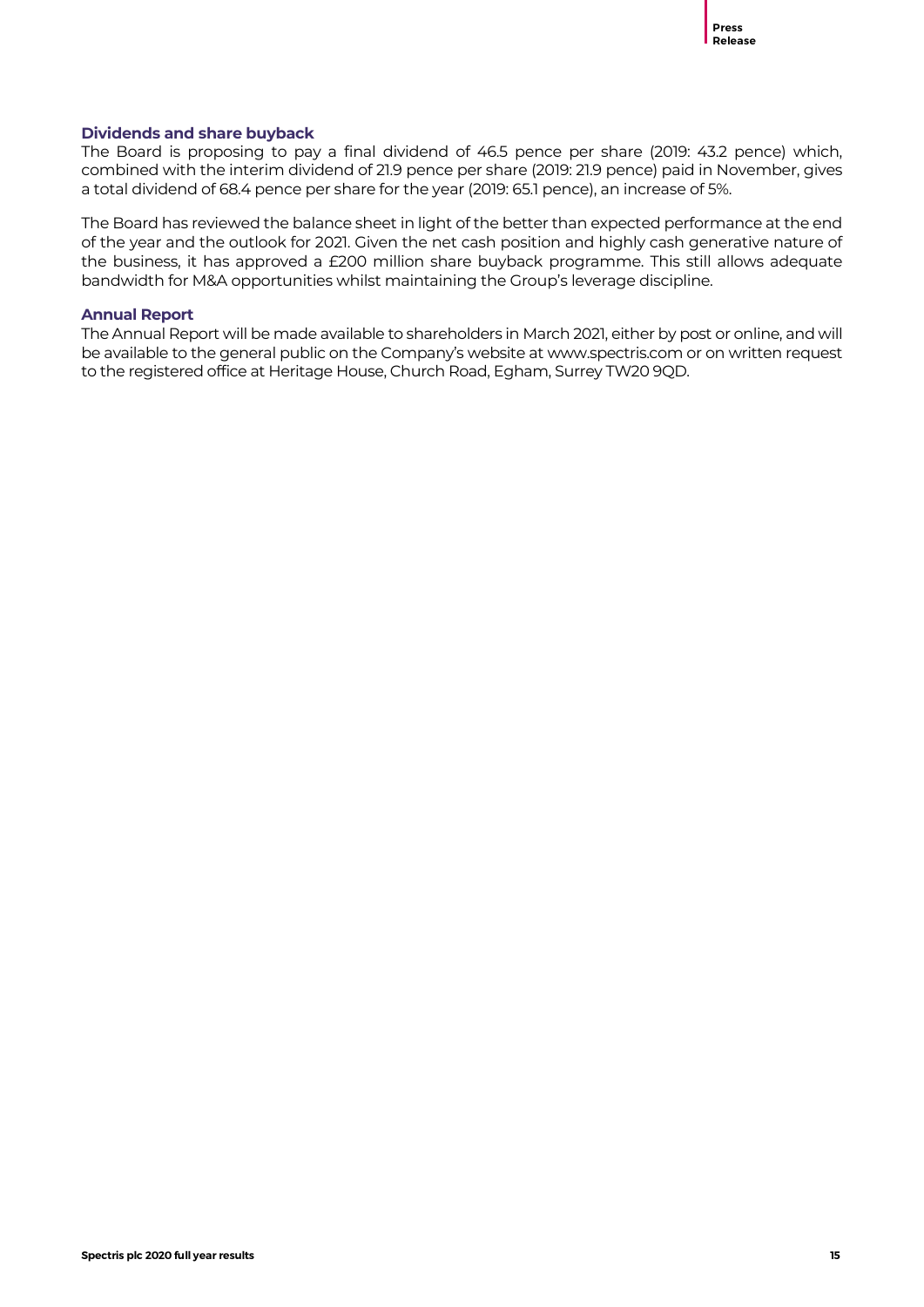## Dividends and share buyback

The Board is proposing to pay a final dividend of 46.5 pence per share (2019: 43.2 pence) which, combined with the interim dividend of 21.9 pence per share (2019: 21.9 pence) paid in November, gives a total dividend of 68.4 pence per share for the year (2019: 65.1 pence), an increase of 5%.

The Board has reviewed the balance sheet in light of the better than expected performance at the end of the year and the outlook for 2021. Given the net cash position and highly cash generative nature of the business, it has approved a £200 million share buyback programme. This still allows adequate bandwidth for M&A opportunities whilst maintaining the Group's leverage discipline.

## Annual Report

The Annual Report will be made available to shareholders in March 2021, either by post or online, and will be available to the general public on the Company's website at www.spectris.com or on written request to the registered office at Heritage House, Church Road, Egham, Surrey TW20 9QD.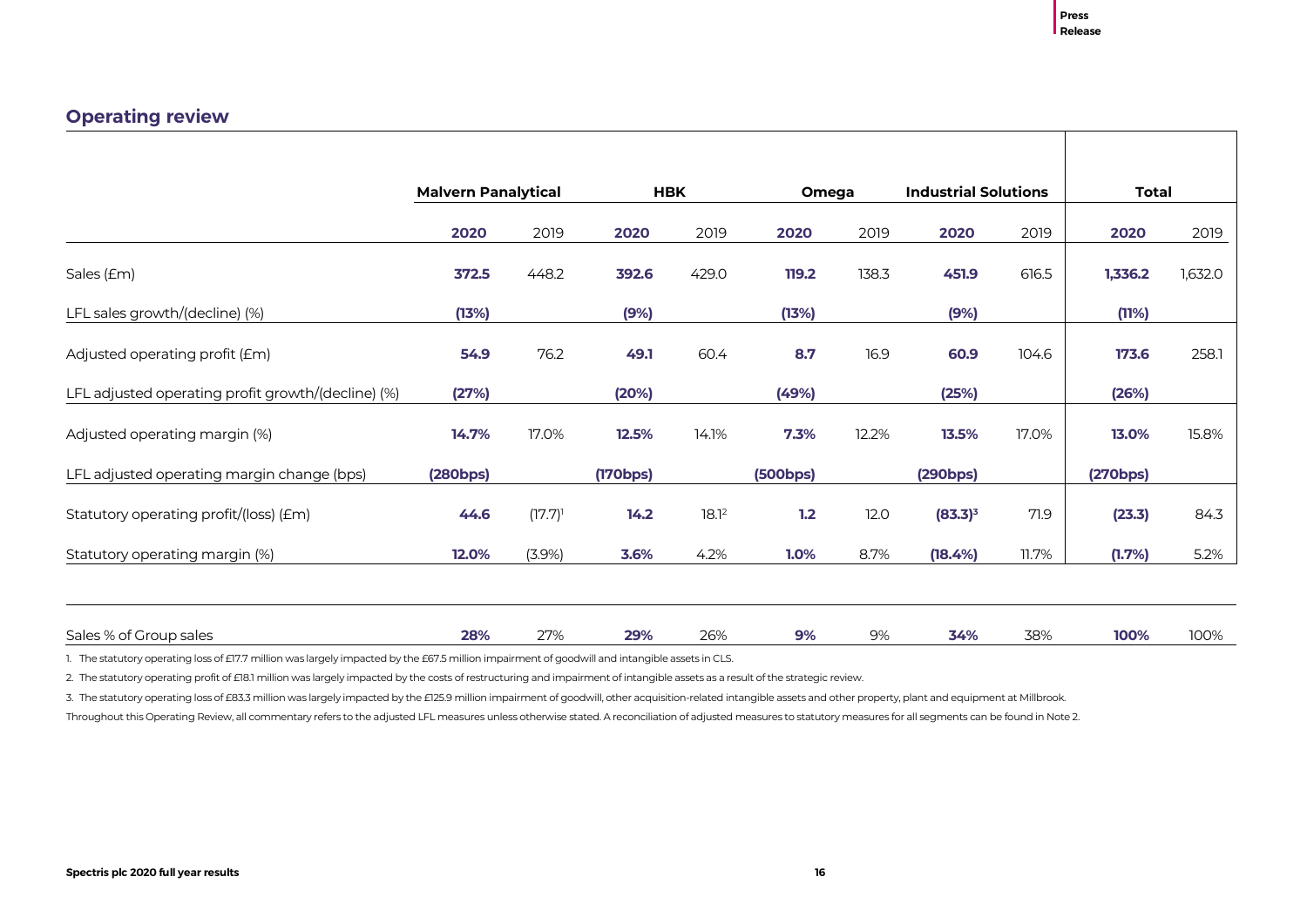## Operating review

| | Malvern Panalytical | | HBK | | Omega | | Industrial Solutions | | Total | |
|---|---|---|---|---|---|---|---|---|---|---|
| | **2020** | 2019 | **2020** | 2019 | **2020** | 2019 | **2020** | 2019 | **2020** | 2019 |
| Sales (£m) | **372.5** | 448.2 | **392.6** | 429.0 | **119.2** | 138.3 | **451.9** | 616.5 | **1,336.2** | 1,632.0 |
| LFL sales growth/(decline) (%) | **(13%)** | | **(9%)** | | **(13%)** | | **(9%)** | | **(11%)** | |
| Adjusted operating profit (£m) | **54.9** | 76.2 | **49.1** | 60.4 | **8.7** | 16.9 | **60.9** | 104.6 | **173.6** | 258.1 |
| LFL adjusted operating profit growth/(decline) (%) | **(27%)** | | **(20%)** | | **(49%)** | | **(25%)** | | **(26%)** | |
| Adjusted operating margin (%) | **14.7%** | 17.0% | **12.5%** | 14.1% | **7.3%** | 12.2% | **13.5%** | 17.0% | **13.0%** | 15.8% |
| LFL adjusted operating margin change (bps) | **(280bps)** | | **(170bps)** | | **(500bps)** | | **(290bps)** | | **(270bps)** | |
| Statutory operating profit/(loss) (£m) | **44.6** | (17.7)[1] | **14.2** | 18.1[2] | **1.2** | 12.0 | **(83.3)[3]** | 71.9 | **(23.3)** | 84.3 |
| Statutory operating margin (%) | **12.0%** | (3.9%) | **3.6%** | 4.2% | **1.0%** | 8.7% | **(18.4%)** | 11.7% | **(1.7%)** | 5.2% |
| Sales % of Group sales | **28%** | 27% | **29%** | 26% | **9%** | 9% | **34%** | 38% | **100%** | 100% |

1. The statutory operating loss of £17.7 million was largely impacted by the £67.5 million impairment of goodwill and intangible assets in CLS.

2. The statutory operating profit of £18.1 million was largely impacted by the costs of restructuring and impairment of intangible assets as a result of the strategic review.

3. The statutory operating loss of £83.3 million was largely impacted by the £125.9 million impairment of goodwill, other acquisition-related intangible assets and other property, plant and equipment at Millbrook.

Throughout this Operating Review, all commentary refers to the adjusted LFL measures unless otherwise stated. A reconciliation of adjusted measures to statutory measures for all segments can be found in Note 2.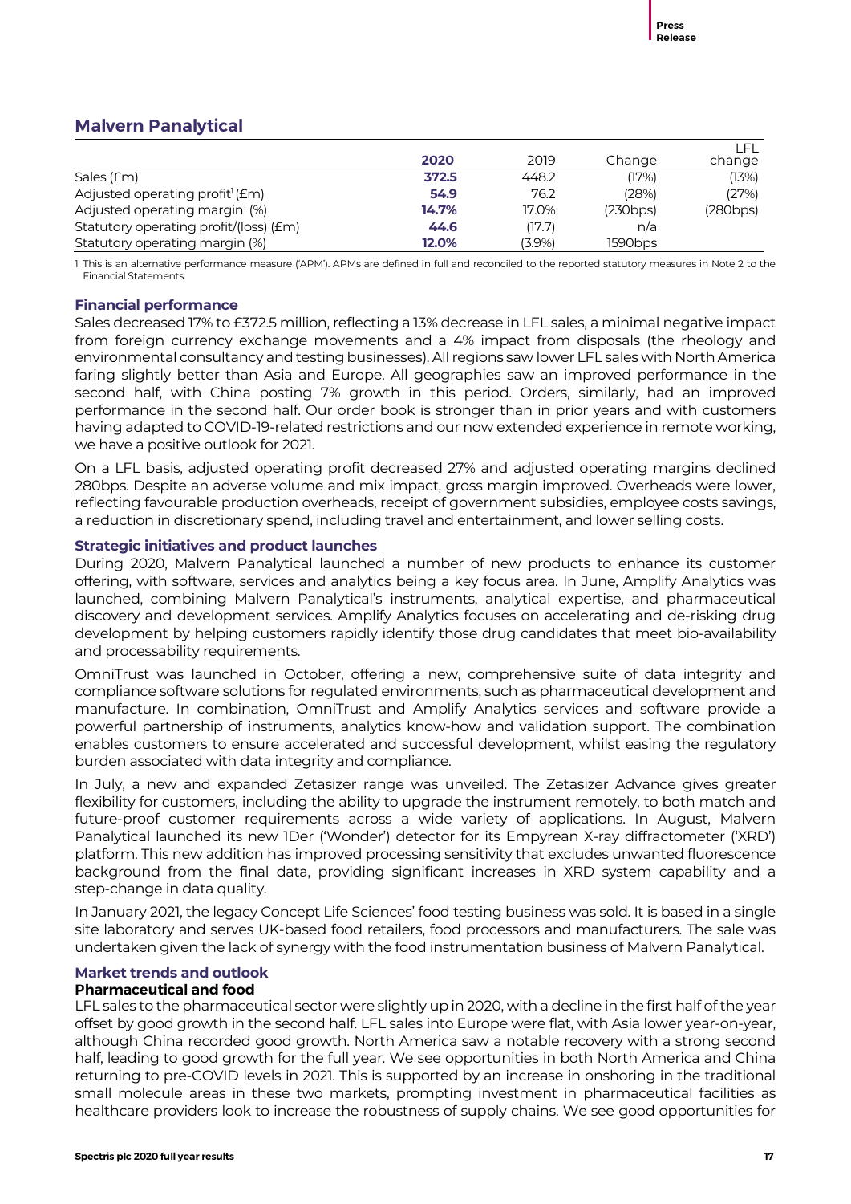## Malvern Panalytical

| | 2020 | 2019 | Change | LFL change |
|---|---|---|---|---|
| Sales (£m) | **372.5** | 448.2 | (17%) | (13%) |
| Adjusted operating profit[1] (£m) | **54.9** | 76.2 | (28%) | (27%) |
| Adjusted operating margin[1] (%) | **14.7%** | 17.0% | (230bps) | (280bps) |
| Statutory operating profit/(loss) (£m) | **44.6** | (17.7) | n/a | |
| Statutory operating margin (%) | **12.0%** | (3.9%) | 1590bps | |

1. This is an alternative performance measure ('APM'). APMs are defined in full and reconciled to the reported statutory measures in Note 2 to the Financial Statements.

### Financial performance

Sales decreased 17% to £372.5 million, reflecting a 13% decrease in LFL sales, a minimal negative impact from foreign currency exchange movements and a 4% impact from disposals (the rheology and environmental consultancy and testing businesses). All regions saw lower LFL sales with North America faring slightly better than Asia and Europe. All geographies saw an improved performance in the second half, with China posting 7% growth in this period. Orders, similarly, had an improved performance in the second half. Our order book is stronger than in prior years and with customers having adapted to COVID-19-related restrictions and our now extended experience in remote working, we have a positive outlook for 2021.

On a LFL basis, adjusted operating profit decreased 27% and adjusted operating margins declined 280bps. Despite an adverse volume and mix impact, gross margin improved. Overheads were lower, reflecting favourable production overheads, receipt of government subsidies, employee costs savings, a reduction in discretionary spend, including travel and entertainment, and lower selling costs.

### Strategic initiatives and product launches

During 2020, Malvern Panalytical launched a number of new products to enhance its customer offering, with software, services and analytics being a key focus area. In June, Amplify Analytics was launched, combining Malvern Panalytical's instruments, analytical expertise, and pharmaceutical discovery and development services. Amplify Analytics focuses on accelerating and de-risking drug development by helping customers rapidly identify those drug candidates that meet bio-availability and processability requirements.

OmniTrust was launched in October, offering a new, comprehensive suite of data integrity and compliance software solutions for regulated environments, such as pharmaceutical development and manufacture. In combination, OmniTrust and Amplify Analytics services and software provide a powerful partnership of instruments, analytics know-how and validation support. The combination enables customers to ensure accelerated and successful development, whilst easing the regulatory burden associated with data integrity and compliance.

In July, a new and expanded Zetasizer range was unveiled. The Zetasizer Advance gives greater flexibility for customers, including the ability to upgrade the instrument remotely, to both match and future-proof customer requirements across a wide variety of applications. In August, Malvern Panalytical launched its new 1Der ('Wonder') detector for its Empyrean X-ray diffractometer ('XRD') platform. This new addition has improved processing sensitivity that excludes unwanted fluorescence background from the final data, providing significant increases in XRD system capability and a step-change in data quality.

In January 2021, the legacy Concept Life Sciences' food testing business was sold. It is based in a single site laboratory and serves UK-based food retailers, food processors and manufacturers. The sale was undertaken given the lack of synergy with the food instrumentation business of Malvern Panalytical.

### Market trends and outlook

#### Pharmaceutical and food

LFL sales to the pharmaceutical sector were slightly up in 2020, with a decline in the first half of the year offset by good growth in the second half. LFL sales into Europe were flat, with Asia lower year-on-year, although China recorded good growth. North America saw a notable recovery with a strong second half, leading to good growth for the full year. We see opportunities in both North America and China returning to pre-COVID levels in 2021. This is supported by an increase in onshoring in the traditional small molecule areas in these two markets, prompting investment in pharmaceutical facilities as healthcare providers look to increase the robustness of supply chains. We see good opportunities for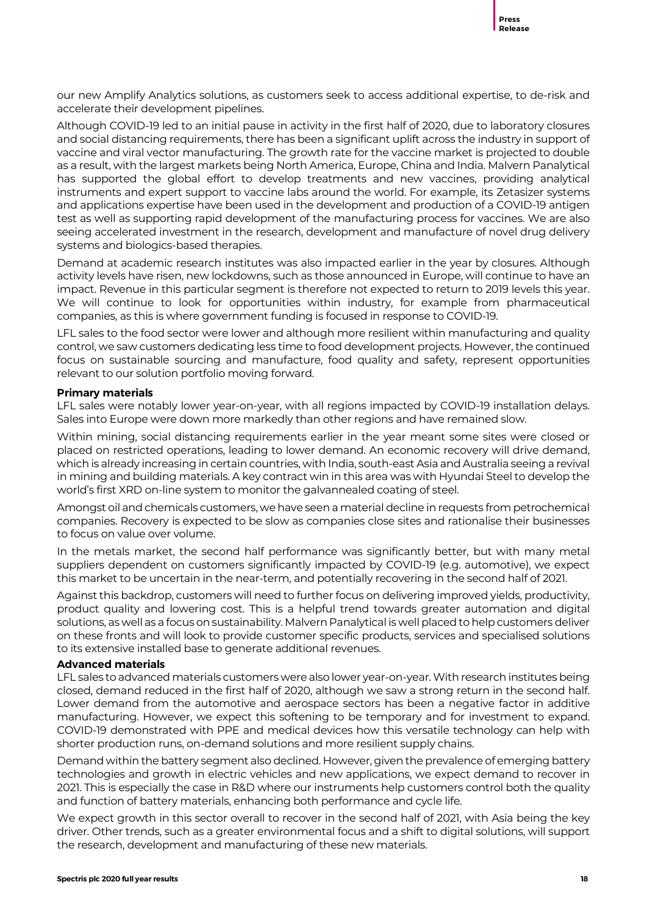our new Amplify Analytics solutions, as customers seek to access additional expertise, to de-risk and accelerate their development pipelines.

Although COVID-19 led to an initial pause in activity in the first half of 2020, due to laboratory closures and social distancing requirements, there has been a significant uplift across the industry in support of vaccine and viral vector manufacturing. The growth rate for the vaccine market is projected to double as a result, with the largest markets being North America, Europe, China and India. Malvern Panalytical has supported the global effort to develop treatments and new vaccines, providing analytical instruments and expert support to vaccine labs around the world. For example, its Zetasizer systems and applications expertise have been used in the development and production of a COVID-19 antigen test as well as supporting rapid development of the manufacturing process for vaccines. We are also seeing accelerated investment in the research, development and manufacture of novel drug delivery systems and biologics-based therapies.

Demand at academic research institutes was also impacted earlier in the year by closures. Although activity levels have risen, new lockdowns, such as those announced in Europe, will continue to have an impact. Revenue in this particular segment is therefore not expected to return to 2019 levels this year. We will continue to look for opportunities within industry, for example from pharmaceutical companies, as this is where government funding is focused in response to COVID-19.

LFL sales to the food sector were lower and although more resilient within manufacturing and quality control, we saw customers dedicating less time to food development projects. However, the continued focus on sustainable sourcing and manufacture, food quality and safety, represent opportunities relevant to our solution portfolio moving forward.

**Primary materials**

LFL sales were notably lower year-on-year, with all regions impacted by COVID-19 installation delays. Sales into Europe were down more markedly than other regions and have remained slow.

Within mining, social distancing requirements earlier in the year meant some sites were closed or placed on restricted operations, leading to lower demand. An economic recovery will drive demand, which is already increasing in certain countries, with India, south-east Asia and Australia seeing a revival in mining and building materials. A key contract win in this area was with Hyundai Steel to develop the world's first XRD on-line system to monitor the galvannealed coating of steel.

Amongst oil and chemicals customers, we have seen a material decline in requests from petrochemical companies. Recovery is expected to be slow as companies close sites and rationalise their businesses to focus on value over volume.

In the metals market, the second half performance was significantly better, but with many metal suppliers dependent on customers significantly impacted by COVID-19 (e.g. automotive), we expect this market to be uncertain in the near-term, and potentially recovering in the second half of 2021.

Against this backdrop, customers will need to further focus on delivering improved yields, productivity, product quality and lowering cost. This is a helpful trend towards greater automation and digital solutions, as well as a focus on sustainability. Malvern Panalytical is well placed to help customers deliver on these fronts and will look to provide customer specific products, services and specialised solutions to its extensive installed base to generate additional revenues.

**Advanced materials**

LFL sales to advanced materials customers were also lower year-on-year. With research institutes being closed, demand reduced in the first half of 2020, although we saw a strong return in the second half. Lower demand from the automotive and aerospace sectors has been a negative factor in additive manufacturing. However, we expect this softening to be temporary and for investment to expand. COVID-19 demonstrated with PPE and medical devices how this versatile technology can help with shorter production runs, on-demand solutions and more resilient supply chains.

Demand within the battery segment also declined. However, given the prevalence of emerging battery technologies and growth in electric vehicles and new applications, we expect demand to recover in 2021. This is especially the case in R&D where our instruments help customers control both the quality and function of battery materials, enhancing both performance and cycle life.

We expect growth in this sector overall to recover in the second half of 2021, with Asia being the key driver. Other trends, such as a greater environmental focus and a shift to digital solutions, will support the research, development and manufacturing of these new materials.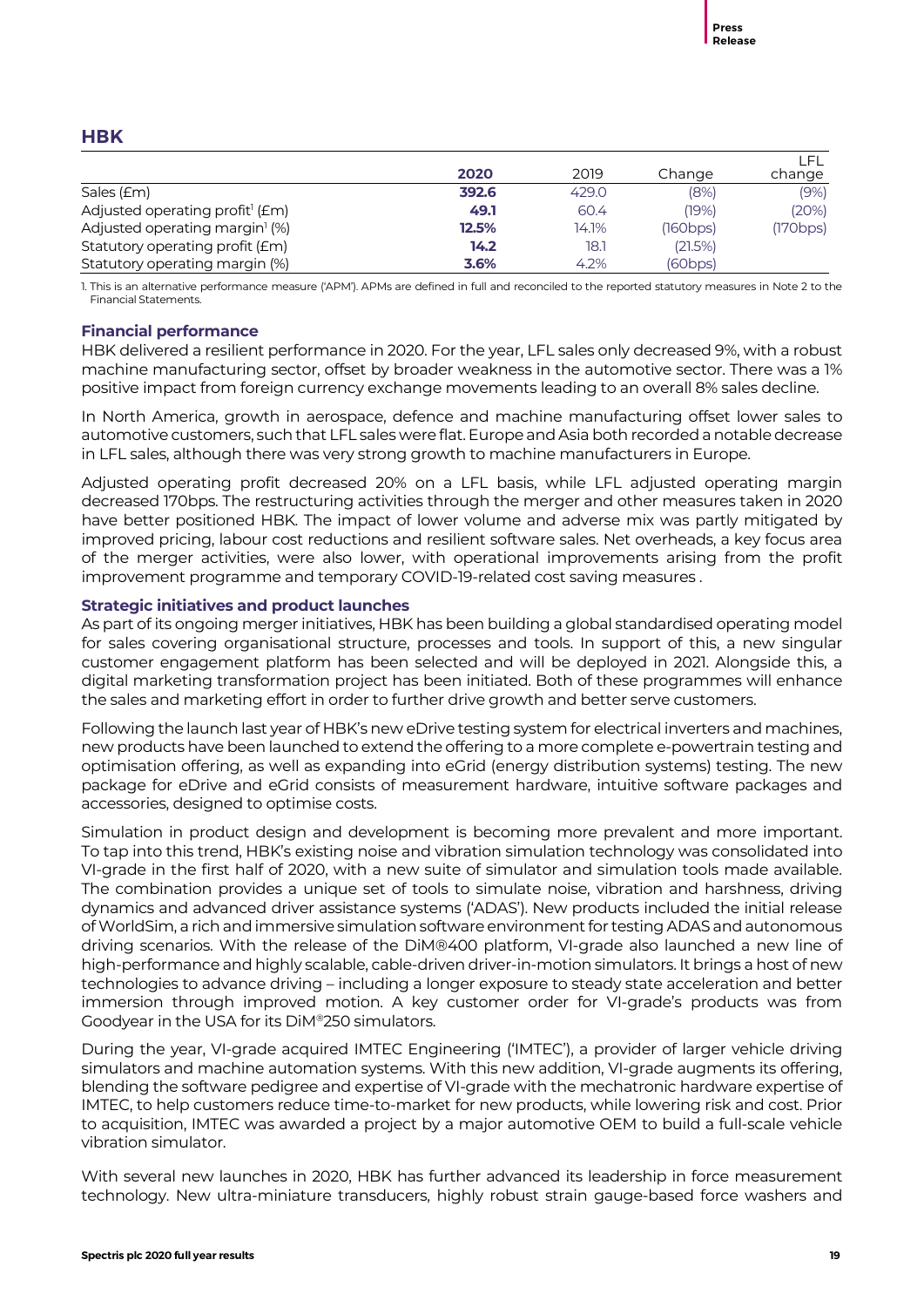## HBK

| | 2020 | 2019 | Change | LFL change |
|---|---|---|---|---|
| Sales (£m) | **392.6** | 429.0 | (8%) | (9%) |
| Adjusted operating profit[1] (£m) | **49.1** | 60.4 | (19%) | (20%) |
| Adjusted operating margin[1] (%) | **12.5%** | 14.1% | (160bps) | (170bps) |
| Statutory operating profit (£m) | **14.2** | 18.1 | (21.5%) | |
| Statutory operating margin (%) | **3.6%** | 4.2% | (60bps) | |

1. This is an alternative performance measure ('APM'). APMs are defined in full and reconciled to the reported statutory measures in Note 2 to the Financial Statements.

### Financial performance

HBK delivered a resilient performance in 2020. For the year, LFL sales only decreased 9%, with a robust machine manufacturing sector, offset by broader weakness in the automotive sector. There was a 1% positive impact from foreign currency exchange movements leading to an overall 8% sales decline.

In North America, growth in aerospace, defence and machine manufacturing offset lower sales to automotive customers, such that LFL sales were flat. Europe and Asia both recorded a notable decrease in LFL sales, although there was very strong growth to machine manufacturers in Europe.

Adjusted operating profit decreased 20% on a LFL basis, while LFL adjusted operating margin decreased 170bps. The restructuring activities through the merger and other measures taken in 2020 have better positioned HBK. The impact of lower volume and adverse mix was partly mitigated by improved pricing, labour cost reductions and resilient software sales. Net overheads, a key focus area of the merger activities, were also lower, with operational improvements arising from the profit improvement programme and temporary COVID-19-related cost saving measures .

### Strategic initiatives and product launches

As part of its ongoing merger initiatives, HBK has been building a global standardised operating model for sales covering organisational structure, processes and tools. In support of this, a new singular customer engagement platform has been selected and will be deployed in 2021. Alongside this, a digital marketing transformation project has been initiated. Both of these programmes will enhance the sales and marketing effort in order to further drive growth and better serve customers.

Following the launch last year of HBK's new eDrive testing system for electrical inverters and machines, new products have been launched to extend the offering to a more complete e-powertrain testing and optimisation offering, as well as expanding into eGrid (energy distribution systems) testing. The new package for eDrive and eGrid consists of measurement hardware, intuitive software packages and accessories, designed to optimise costs.

Simulation in product design and development is becoming more prevalent and more important. To tap into this trend, HBK's existing noise and vibration simulation technology was consolidated into VI-grade in the first half of 2020, with a new suite of simulator and simulation tools made available. The combination provides a unique set of tools to simulate noise, vibration and harshness, driving dynamics and advanced driver assistance systems ('ADAS'). New products included the initial release of WorldSim, a rich and immersive simulation software environment for testing ADAS and autonomous driving scenarios. With the release of the DiM®400 platform, VI-grade also launched a new line of high-performance and highly scalable, cable-driven driver-in-motion simulators. It brings a host of new technologies to advance driving – including a longer exposure to steady state acceleration and better immersion through improved motion. A key customer order for VI-grade's products was from Goodyear in the USA for its DiM®250 simulators.

During the year, VI-grade acquired IMTEC Engineering ('IMTEC'), a provider of larger vehicle driving simulators and machine automation systems. With this new addition, VI-grade augments its offering, blending the software pedigree and expertise of VI-grade with the mechatronic hardware expertise of IMTEC, to help customers reduce time-to-market for new products, while lowering risk and cost. Prior to acquisition, IMTEC was awarded a project by a major automotive OEM to build a full-scale vehicle vibration simulator.

With several new launches in 2020, HBK has further advanced its leadership in force measurement technology. New ultra-miniature transducers, highly robust strain gauge-based force washers and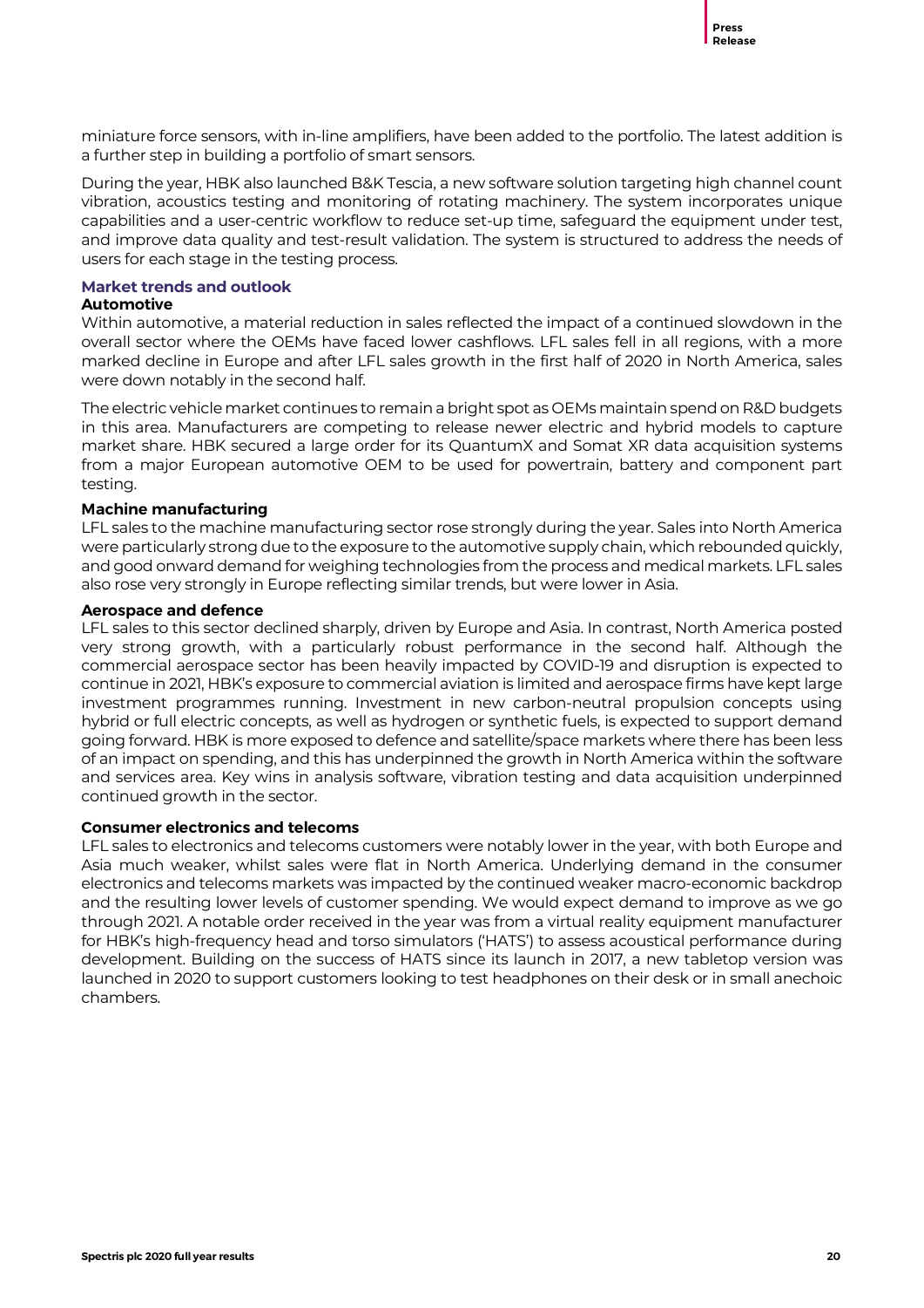miniature force sensors, with in-line amplifiers, have been added to the portfolio. The latest addition is a further step in building a portfolio of smart sensors.

During the year, HBK also launched B&K Tescia, a new software solution targeting high channel count vibration, acoustics testing and monitoring of rotating machinery. The system incorporates unique capabilities and a user-centric workflow to reduce set-up time, safeguard the equipment under test, and improve data quality and test-result validation. The system is structured to address the needs of users for each stage in the testing process.

## Market trends and outlook

### Automotive

Within automotive, a material reduction in sales reflected the impact of a continued slowdown in the overall sector where the OEMs have faced lower cashflows. LFL sales fell in all regions, with a more marked decline in Europe and after LFL sales growth in the first half of 2020 in North America, sales were down notably in the second half.

The electric vehicle market continues to remain a bright spot as OEMs maintain spend on R&D budgets in this area. Manufacturers are competing to release newer electric and hybrid models to capture market share. HBK secured a large order for its QuantumX and Somat XR data acquisition systems from a major European automotive OEM to be used for powertrain, battery and component part testing.

### Machine manufacturing

LFL sales to the machine manufacturing sector rose strongly during the year. Sales into North America were particularly strong due to the exposure to the automotive supply chain, which rebounded quickly, and good onward demand for weighing technologies from the process and medical markets. LFL sales also rose very strongly in Europe reflecting similar trends, but were lower in Asia.

### Aerospace and defence

LFL sales to this sector declined sharply, driven by Europe and Asia. In contrast, North America posted very strong growth, with a particularly robust performance in the second half. Although the commercial aerospace sector has been heavily impacted by COVID-19 and disruption is expected to continue in 2021, HBK's exposure to commercial aviation is limited and aerospace firms have kept large investment programmes running. Investment in new carbon-neutral propulsion concepts using hybrid or full electric concepts, as well as hydrogen or synthetic fuels, is expected to support demand going forward. HBK is more exposed to defence and satellite/space markets where there has been less of an impact on spending, and this has underpinned the growth in North America within the software and services area. Key wins in analysis software, vibration testing and data acquisition underpinned continued growth in the sector.

### Consumer electronics and telecoms

LFL sales to electronics and telecoms customers were notably lower in the year, with both Europe and Asia much weaker, whilst sales were flat in North America. Underlying demand in the consumer electronics and telecoms markets was impacted by the continued weaker macro-economic backdrop and the resulting lower levels of customer spending. We would expect demand to improve as we go through 2021. A notable order received in the year was from a virtual reality equipment manufacturer for HBK's high-frequency head and torso simulators ('HATS') to assess acoustical performance during development. Building on the success of HATS since its launch in 2017, a new tabletop version was launched in 2020 to support customers looking to test headphones on their desk or in small anechoic chambers.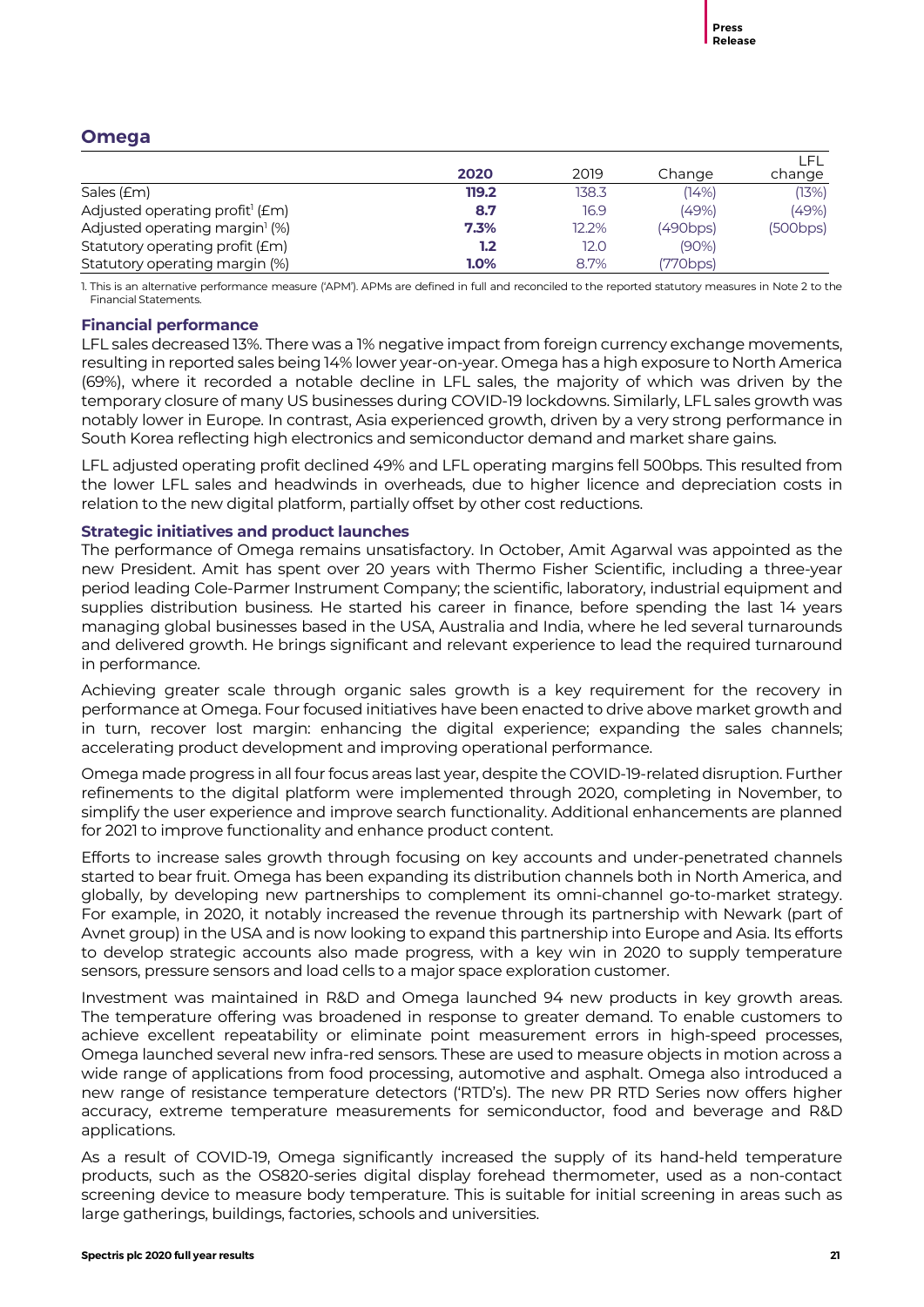## Omega

| | 2020 | 2019 | Change | LFL change |
|---|---|---|---|---|
| Sales (£m) | **119.2** | 138.3 | (14%) | (13%) |
| Adjusted operating profit[1] (£m) | **8.7** | 16.9 | (49%) | (49%) |
| Adjusted operating margin[1] (%) | **7.3%** | 12.2% | (490bps) | (500bps) |
| Statutory operating profit (£m) | **1.2** | 12.0 | (90%) | |
| Statutory operating margin (%) | **1.0%** | 8.7% | (770bps) | |

1. This is an alternative performance measure ('APM'). APMs are defined in full and reconciled to the reported statutory measures in Note 2 to the Financial Statements.

### Financial performance

LFL sales decreased 13%. There was a 1% negative impact from foreign currency exchange movements, resulting in reported sales being 14% lower year-on-year. Omega has a high exposure to North America (69%), where it recorded a notable decline in LFL sales, the majority of which was driven by the temporary closure of many US businesses during COVID-19 lockdowns. Similarly, LFL sales growth was notably lower in Europe. In contrast, Asia experienced growth, driven by a very strong performance in South Korea reflecting high electronics and semiconductor demand and market share gains.

LFL adjusted operating profit declined 49% and LFL operating margins fell 500bps. This resulted from the lower LFL sales and headwinds in overheads, due to higher licence and depreciation costs in relation to the new digital platform, partially offset by other cost reductions.

### Strategic initiatives and product launches

The performance of Omega remains unsatisfactory. In October, Amit Agarwal was appointed as the new President. Amit has spent over 20 years with Thermo Fisher Scientific, including a three-year period leading Cole-Parmer Instrument Company; the scientific, laboratory, industrial equipment and supplies distribution business. He started his career in finance, before spending the last 14 years managing global businesses based in the USA, Australia and India, where he led several turnarounds and delivered growth. He brings significant and relevant experience to lead the required turnaround in performance.

Achieving greater scale through organic sales growth is a key requirement for the recovery in performance at Omega. Four focused initiatives have been enacted to drive above market growth and in turn, recover lost margin: enhancing the digital experience; expanding the sales channels; accelerating product development and improving operational performance.

Omega made progress in all four focus areas last year, despite the COVID-19-related disruption. Further refinements to the digital platform were implemented through 2020, completing in November, to simplify the user experience and improve search functionality. Additional enhancements are planned for 2021 to improve functionality and enhance product content.

Efforts to increase sales growth through focusing on key accounts and under-penetrated channels started to bear fruit. Omega has been expanding its distribution channels both in North America, and globally, by developing new partnerships to complement its omni-channel go-to-market strategy. For example, in 2020, it notably increased the revenue through its partnership with Newark (part of Avnet group) in the USA and is now looking to expand this partnership into Europe and Asia. Its efforts to develop strategic accounts also made progress, with a key win in 2020 to supply temperature sensors, pressure sensors and load cells to a major space exploration customer.

Investment was maintained in R&D and Omega launched 94 new products in key growth areas. The temperature offering was broadened in response to greater demand. To enable customers to achieve excellent repeatability or eliminate point measurement errors in high-speed processes, Omega launched several new infra-red sensors. These are used to measure objects in motion across a wide range of applications from food processing, automotive and asphalt. Omega also introduced a new range of resistance temperature detectors ('RTD's). The new PR RTD Series now offers higher accuracy, extreme temperature measurements for semiconductor, food and beverage and R&D applications.

As a result of COVID-19, Omega significantly increased the supply of its hand-held temperature products, such as the OS820-series digital display forehead thermometer, used as a non-contact screening device to measure body temperature. This is suitable for initial screening in areas such as large gatherings, buildings, factories, schools and universities.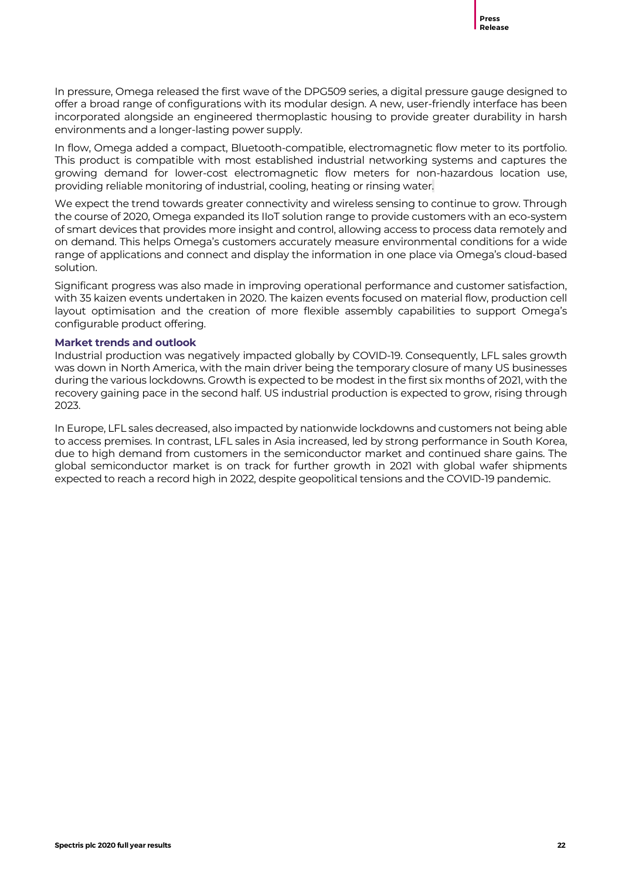In pressure, Omega released the first wave of the DPG509 series, a digital pressure gauge designed to offer a broad range of configurations with its modular design. A new, user-friendly interface has been incorporated alongside an engineered thermoplastic housing to provide greater durability in harsh environments and a longer-lasting power supply.

In flow, Omega added a compact, Bluetooth-compatible, electromagnetic flow meter to its portfolio. This product is compatible with most established industrial networking systems and captures the growing demand for lower-cost electromagnetic flow meters for non-hazardous location use, providing reliable monitoring of industrial, cooling, heating or rinsing water.

We expect the trend towards greater connectivity and wireless sensing to continue to grow. Through the course of 2020, Omega expanded its IIoT solution range to provide customers with an eco-system of smart devices that provides more insight and control, allowing access to process data remotely and on demand. This helps Omega's customers accurately measure environmental conditions for a wide range of applications and connect and display the information in one place via Omega's cloud-based solution.

Significant progress was also made in improving operational performance and customer satisfaction, with 35 kaizen events undertaken in 2020. The kaizen events focused on material flow, production cell layout optimisation and the creation of more flexible assembly capabilities to support Omega's configurable product offering.

### Market trends and outlook

Industrial production was negatively impacted globally by COVID-19. Consequently, LFL sales growth was down in North America, with the main driver being the temporary closure of many US businesses during the various lockdowns. Growth is expected to be modest in the first six months of 2021, with the recovery gaining pace in the second half. US industrial production is expected to grow, rising through 2023.

In Europe, LFL sales decreased, also impacted by nationwide lockdowns and customers not being able to access premises. In contrast, LFL sales in Asia increased, led by strong performance in South Korea, due to high demand from customers in the semiconductor market and continued share gains. The global semiconductor market is on track for further growth in 2021 with global wafer shipments expected to reach a record high in 2022, despite geopolitical tensions and the COVID-19 pandemic.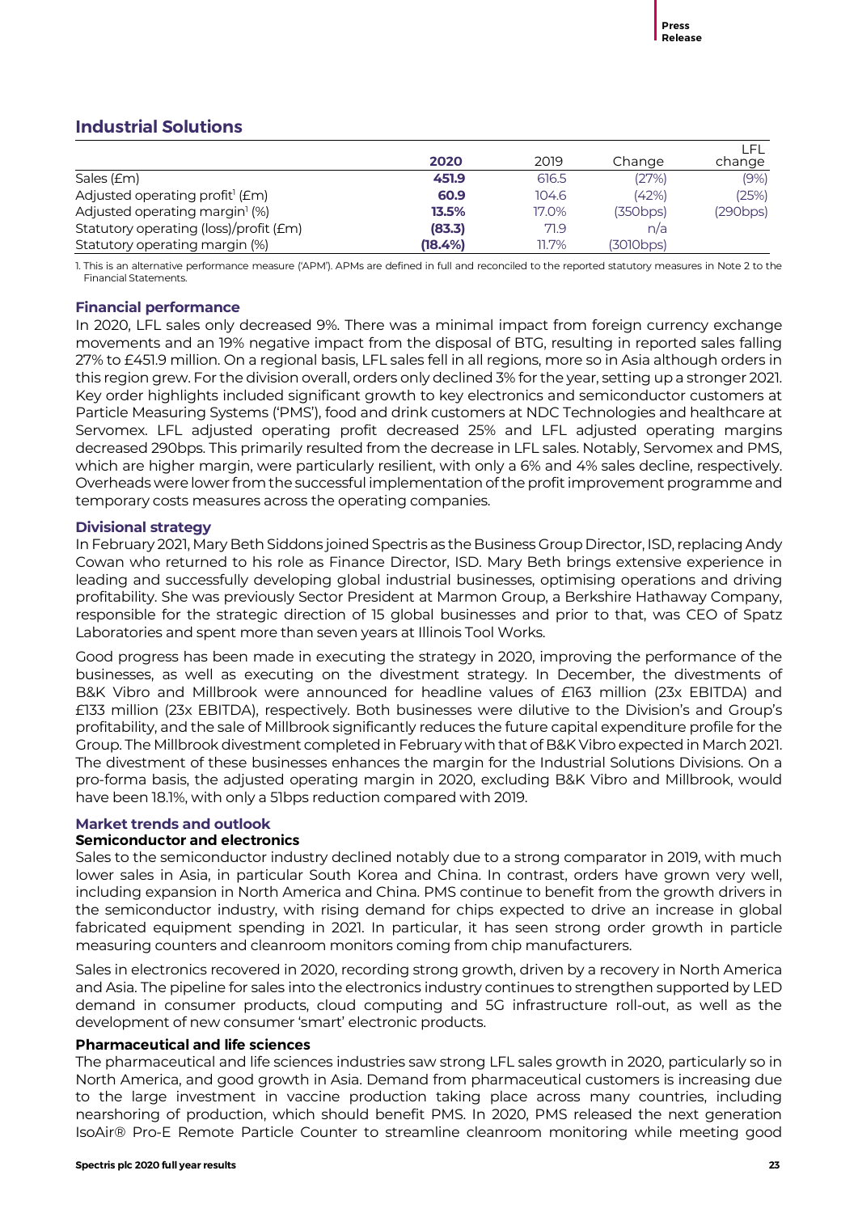## Industrial Solutions

| | 2020 | 2019 | Change | LFL change |
|---|---|---|---|---|
| Sales (£m) | **451.9** | 616.5 | (27%) | (9%) |
| Adjusted operating profit[1] (£m) | **60.9** | 104.6 | (42%) | (25%) |
| Adjusted operating margin[1] (%) | **13.5%** | 17.0% | (350bps) | (290bps) |
| Statutory operating (loss)/profit (£m) | **(83.3)** | 71.9 | n/a | |
| Statutory operating margin (%) | **(18.4%)** | 11.7% | (3010bps) | |

1. This is an alternative performance measure ('APM'). APMs are defined in full and reconciled to the reported statutory measures in Note 2 to the Financial Statements.

### Financial performance

In 2020, LFL sales only decreased 9%. There was a minimal impact from foreign currency exchange movements and an 19% negative impact from the disposal of BTG, resulting in reported sales falling 27% to £451.9 million. On a regional basis, LFL sales fell in all regions, more so in Asia although orders in this region grew. For the division overall, orders only declined 3% for the year, setting up a stronger 2021. Key order highlights included significant growth to key electronics and semiconductor customers at Particle Measuring Systems ('PMS'), food and drink customers at NDC Technologies and healthcare at Servomex. LFL adjusted operating profit decreased 25% and LFL adjusted operating margins decreased 290bps. This primarily resulted from the decrease in LFL sales. Notably, Servomex and PMS, which are higher margin, were particularly resilient, with only a 6% and 4% sales decline, respectively. Overheads were lower from the successful implementation of the profit improvement programme and temporary costs measures across the operating companies.

### Divisional strategy

In February 2021, Mary Beth Siddons joined Spectris as the Business Group Director, ISD, replacing Andy Cowan who returned to his role as Finance Director, ISD. Mary Beth brings extensive experience in leading and successfully developing global industrial businesses, optimising operations and driving profitability. She was previously Sector President at Marmon Group, a Berkshire Hathaway Company, responsible for the strategic direction of 15 global businesses and prior to that, was CEO of Spatz Laboratories and spent more than seven years at Illinois Tool Works.

Good progress has been made in executing the strategy in 2020, improving the performance of the businesses, as well as executing on the divestment strategy. In December, the divestments of B&K Vibro and Millbrook were announced for headline values of £163 million (23x EBITDA) and £133 million (23x EBITDA), respectively. Both businesses were dilutive to the Division's and Group's profitability, and the sale of Millbrook significantly reduces the future capital expenditure profile for the Group. The Millbrook divestment completed in February with that of B&K Vibro expected in March 2021. The divestment of these businesses enhances the margin for the Industrial Solutions Divisions. On a pro-forma basis, the adjusted operating margin in 2020, excluding B&K Vibro and Millbrook, would have been 18.1%, with only a 51bps reduction compared with 2019.

### Market trends and outlook

#### Semiconductor and electronics

Sales to the semiconductor industry declined notably due to a strong comparator in 2019, with much lower sales in Asia, in particular South Korea and China. In contrast, orders have grown very well, including expansion in North America and China. PMS continue to benefit from the growth drivers in the semiconductor industry, with rising demand for chips expected to drive an increase in global fabricated equipment spending in 2021. In particular, it has seen strong order growth in particle measuring counters and cleanroom monitors coming from chip manufacturers.

Sales in electronics recovered in 2020, recording strong growth, driven by a recovery in North America and Asia. The pipeline for sales into the electronics industry continues to strengthen supported by LED demand in consumer products, cloud computing and 5G infrastructure roll-out, as well as the development of new consumer 'smart' electronic products.

#### Pharmaceutical and life sciences

The pharmaceutical and life sciences industries saw strong LFL sales growth in 2020, particularly so in North America, and good growth in Asia. Demand from pharmaceutical customers is increasing due to the large investment in vaccine production taking place across many countries, including nearshoring of production, which should benefit PMS. In 2020, PMS released the next generation IsoAir® Pro-E Remote Particle Counter to streamline cleanroom monitoring while meeting good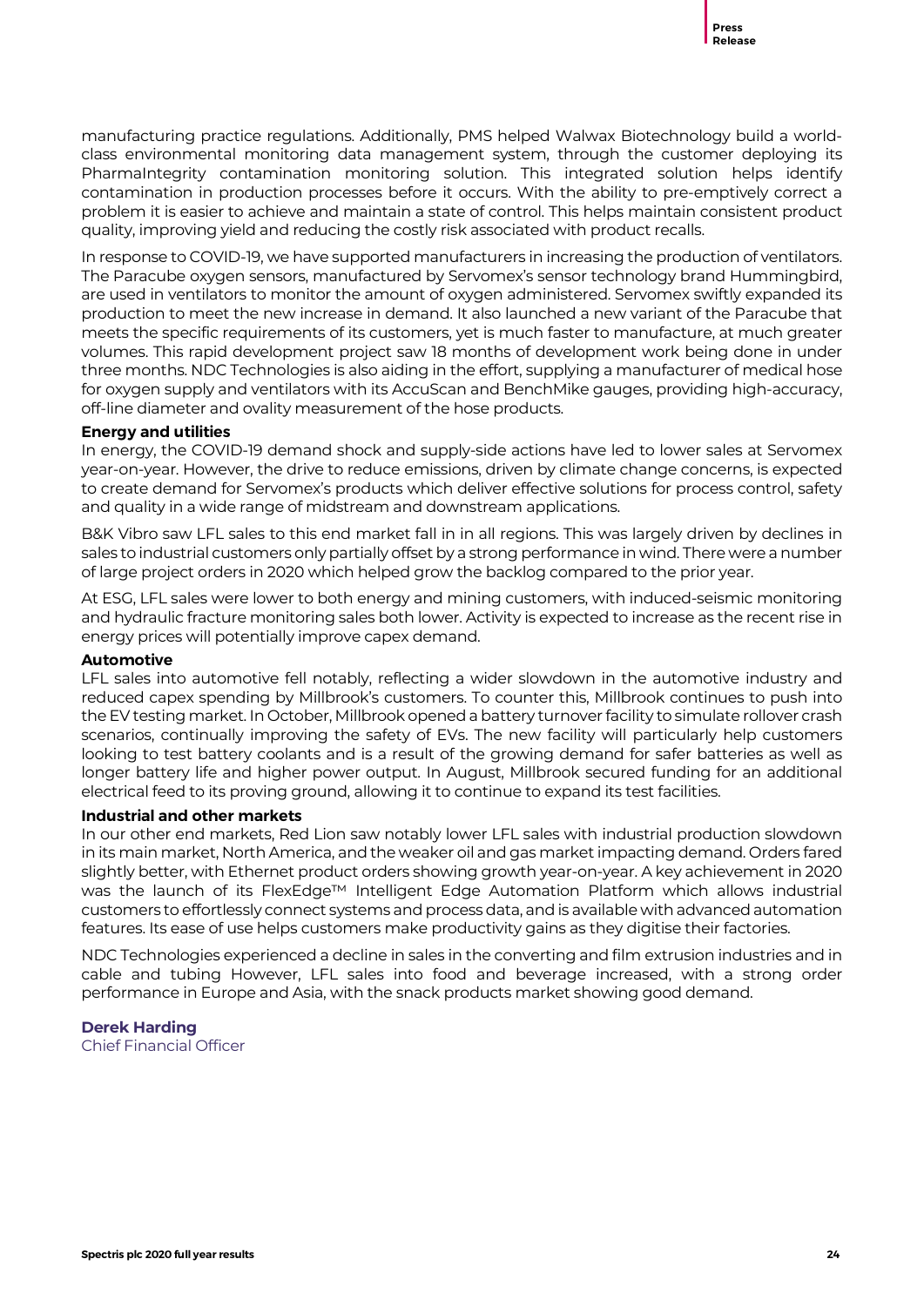manufacturing practice regulations. Additionally, PMS helped Walwax Biotechnology build a world-class environmental monitoring data management system, through the customer deploying its PharmaIntegrity contamination monitoring solution. This integrated solution helps identify contamination in production processes before it occurs. With the ability to pre-emptively correct a problem it is easier to achieve and maintain a state of control. This helps maintain consistent product quality, improving yield and reducing the costly risk associated with product recalls.

In response to COVID-19, we have supported manufacturers in increasing the production of ventilators. The Paracube oxygen sensors, manufactured by Servomex's sensor technology brand Hummingbird, are used in ventilators to monitor the amount of oxygen administered. Servomex swiftly expanded its production to meet the new increase in demand. It also launched a new variant of the Paracube that meets the specific requirements of its customers, yet is much faster to manufacture, at much greater volumes. This rapid development project saw 18 months of development work being done in under three months. NDC Technologies is also aiding in the effort, supplying a manufacturer of medical hose for oxygen supply and ventilators with its AccuScan and BenchMike gauges, providing high-accuracy, off-line diameter and ovality measurement of the hose products.

**Energy and utilities**

In energy, the COVID-19 demand shock and supply-side actions have led to lower sales at Servomex year-on-year. However, the drive to reduce emissions, driven by climate change concerns, is expected to create demand for Servomex's products which deliver effective solutions for process control, safety and quality in a wide range of midstream and downstream applications.

B&K Vibro saw LFL sales to this end market fall in in all regions. This was largely driven by declines in sales to industrial customers only partially offset by a strong performance in wind. There were a number of large project orders in 2020 which helped grow the backlog compared to the prior year.

At ESG, LFL sales were lower to both energy and mining customers, with induced-seismic monitoring and hydraulic fracture monitoring sales both lower. Activity is expected to increase as the recent rise in energy prices will potentially improve capex demand.

**Automotive**

LFL sales into automotive fell notably, reflecting a wider slowdown in the automotive industry and reduced capex spending by Millbrook's customers. To counter this, Millbrook continues to push into the EV testing market. In October, Millbrook opened a battery turnover facility to simulate rollover crash scenarios, continually improving the safety of EVs. The new facility will particularly help customers looking to test battery coolants and is a result of the growing demand for safer batteries as well as longer battery life and higher power output. In August, Millbrook secured funding for an additional electrical feed to its proving ground, allowing it to continue to expand its test facilities.

**Industrial and other markets**

In our other end markets, Red Lion saw notably lower LFL sales with industrial production slowdown in its main market, North America, and the weaker oil and gas market impacting demand. Orders fared slightly better, with Ethernet product orders showing growth year-on-year. A key achievement in 2020 was the launch of its FlexEdge™ Intelligent Edge Automation Platform which allows industrial customers to effortlessly connect systems and process data, and is available with advanced automation features. Its ease of use helps customers make productivity gains as they digitise their factories.

NDC Technologies experienced a decline in sales in the converting and film extrusion industries and in cable and tubing However, LFL sales into food and beverage increased, with a strong order performance in Europe and Asia, with the snack products market showing good demand.

**Derek Harding**
Chief Financial Officer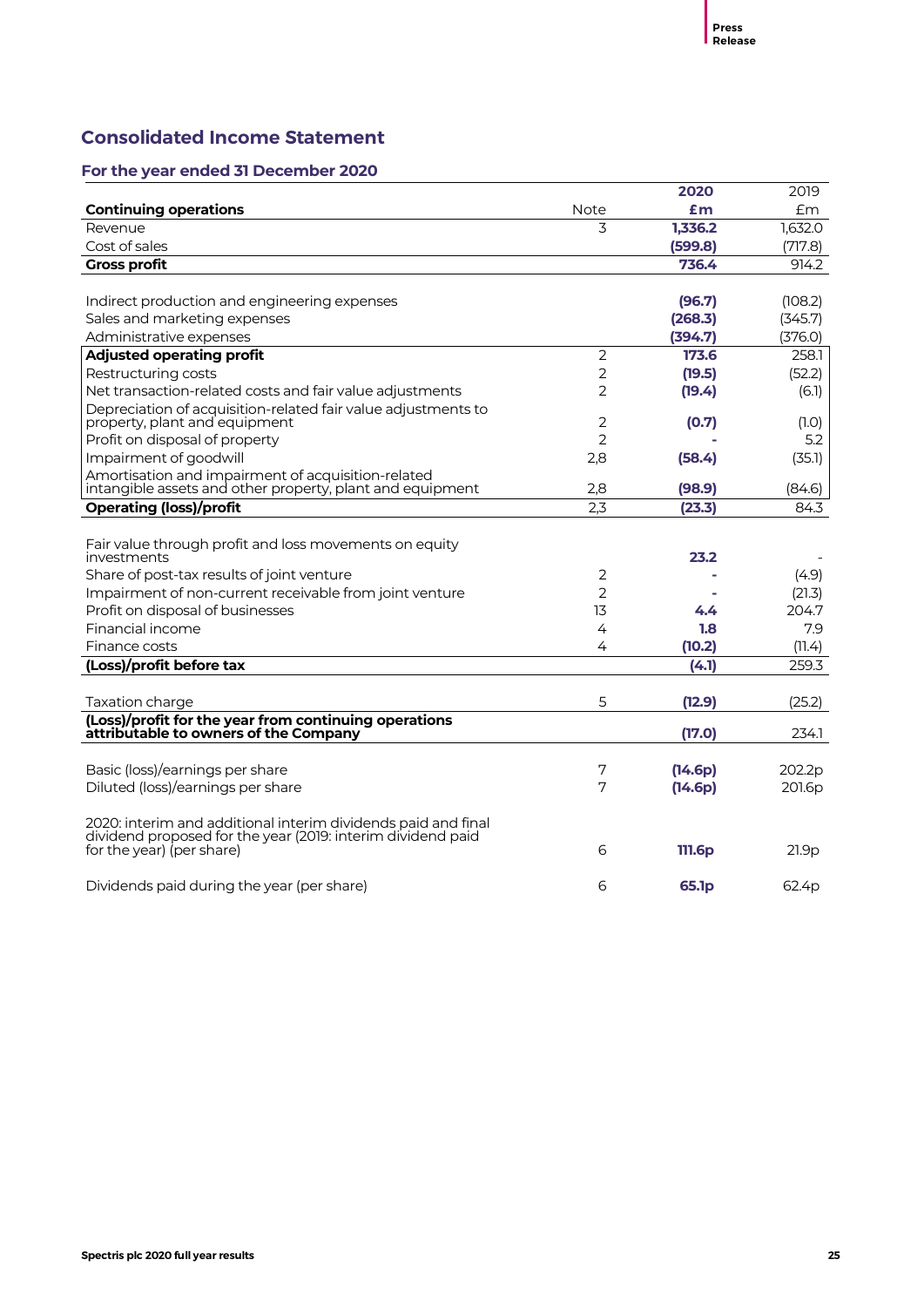## Consolidated Income Statement

### For the year ended 31 December 2020

| Continuing operations | Note | **2020** **£m** | 2019 £m |
|---|---|---|---|
| Revenue | 3 | **1,336.2** | 1,632.0 |
| Cost of sales | | **(599.8)** | (717.8) |
| **Gross profit** | | **736.4** | 914.2 |
| | | | |
| Indirect production and engineering expenses | | **(96.7)** | (108.2) |
| Sales and marketing expenses | | **(268.3)** | (345.7) |
| Administrative expenses | | **(394.7)** | (376.0) |
| **Adjusted operating profit** | 2 | **173.6** | 258.1 |
| Restructuring costs | 2 | **(19.5)** | (52.2) |
| Net transaction-related costs and fair value adjustments | 2 | **(19.4)** | (6.1) |
| Depreciation of acquisition-related fair value adjustments to property, plant and equipment | 2 | **(0.7)** | (1.0) |
| Profit on disposal of property | 2 | **-** | 5.2 |
| Impairment of goodwill | 2,8 | **(58.4)** | (35.1) |
| Amortisation and impairment of acquisition-related intangible assets and other property, plant and equipment | 2,8 | **(98.9)** | (84.6) |
| **Operating (loss)/profit** | 2,3 | **(23.3)** | 84.3 |
| | | | |
| Fair value through profit and loss movements on equity investments | | **23.2** | - |
| Share of post-tax results of joint venture | 2 | **-** | (4.9) |
| Impairment of non-current receivable from joint venture | 2 | **-** | (21.3) |
| Profit on disposal of businesses | 13 | **4.4** | 204.7 |
| Financial income | 4 | **1.8** | 7.9 |
| Finance costs | 4 | **(10.2)** | (11.4) |
| **(Loss)/profit before tax** | | **(4.1)** | 259.3 |
| | | | |
| Taxation charge | 5 | **(12.9)** | (25.2) |
| **(Loss)/profit for the year from continuing operations attributable to owners of the Company** | | **(17.0)** | 234.1 |
| | | | |
| Basic (loss)/earnings per share | 7 | **(14.6p)** | 202.2p |
| Diluted (loss)/earnings per share | 7 | **(14.6p)** | 201.6p |
| | | | |
| 2020: interim and additional interim dividends paid and final dividend proposed for the year (2019: interim dividend paid for the year) (per share) | 6 | **111.6p** | 21.9p |
| | | | |
| Dividends paid during the year (per share) | 6 | **65.1p** | 62.4p |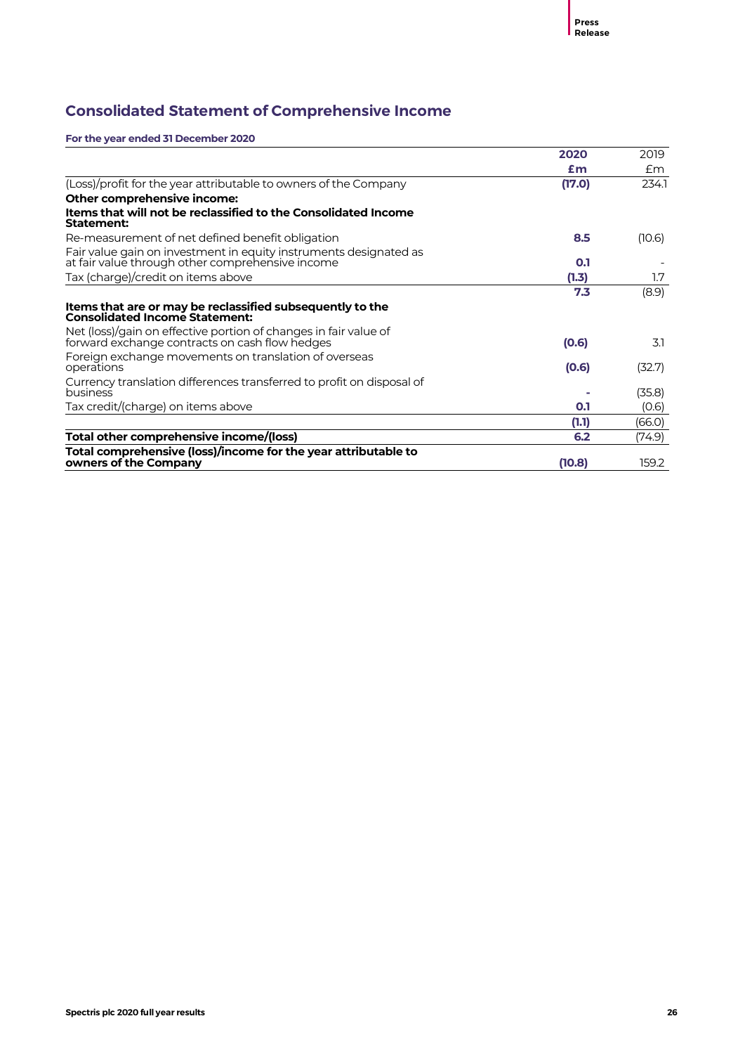## Consolidated Statement of Comprehensive Income

**For the year ended 31 December 2020**

| | 2020 £m | 2019 £m |
|---|---|---|
| (Loss)/profit for the year attributable to owners of the Company | **(17.0)** | 234.1 |
| **Other comprehensive income:** | | |
| **Items that will not be reclassified to the Consolidated Income Statement:** | | |
| Re-measurement of net defined benefit obligation | **8.5** | (10.6) |
| Fair value gain on investment in equity instruments designated as at fair value through other comprehensive income | **0.1** | - |
| Tax (charge)/credit on items above | **(1.3)** | 1.7 |
| | **7.3** | (8.9) |
| **Items that are or may be reclassified subsequently to the Consolidated Income Statement:** | | |
| Net (loss)/gain on effective portion of changes in fair value of forward exchange contracts on cash flow hedges | **(0.6)** | 3.1 |
| Foreign exchange movements on translation of overseas operations | **(0.6)** | (32.7) |
| Currency translation differences transferred to profit on disposal of business | **-** | (35.8) |
| Tax credit/(charge) on items above | **0.1** | (0.6) |
| | **(1.1)** | (66.0) |
| **Total other comprehensive income/(loss)** | **6.2** | (74.9) |
| **Total comprehensive (loss)/income for the year attributable to owners of the Company** | **(10.8)** | 159.2 |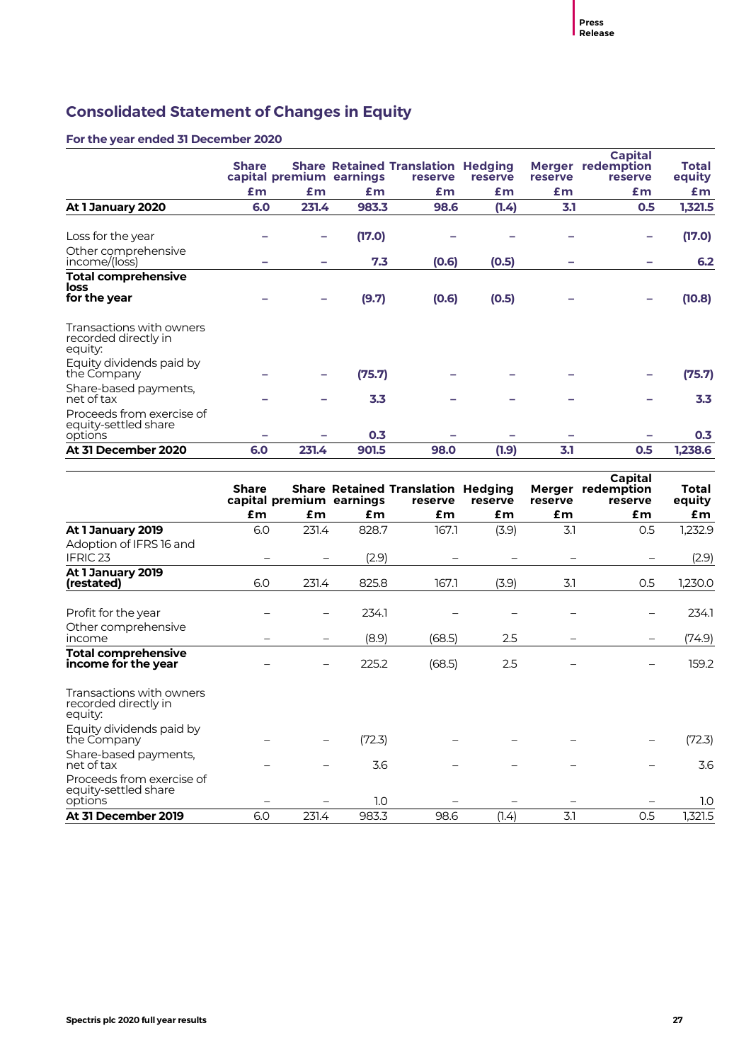## Consolidated Statement of Changes in Equity

### For the year ended 31 December 2020

| | Share capital | Share premium | Retained earnings | Translation reserve | Hedging reserve | Merger reserve | Capital redemption reserve | Total equity |
|---|---|---|---|---|---|---|---|---|
| | £m | £m | £m | £m | £m | £m | £m | £m |
| **At 1 January 2020** | **6.0** | **231.4** | **983.3** | **98.6** | **(1.4)** | **3.1** | **0.5** | **1,321.5** |
| Loss for the year | – | – | **(17.0)** | – | – | – | – | **(17.0)** |
| Other comprehensive income/(loss) | – | – | **7.3** | **(0.6)** | **(0.5)** | – | – | **6.2** |
| **Total comprehensive loss for the year** | – | – | **(9.7)** | **(0.6)** | **(0.5)** | – | – | **(10.8)** |
| Transactions with owners recorded directly in equity: | | | | | | | | |
| Equity dividends paid by the Company | – | – | **(75.7)** | – | – | – | – | **(75.7)** |
| Share-based payments, net of tax | – | – | **3.3** | – | – | – | – | **3.3** |
| Proceeds from exercise of equity-settled share options | – | – | **0.3** | – | – | – | – | **0.3** |
| **At 31 December 2020** | **6.0** | **231.4** | **901.5** | **98.0** | **(1.9)** | **3.1** | **0.5** | **1,238.6** |

| | Share capital | Share premium | Retained earnings | Translation reserve | Hedging reserve | Merger reserve | Capital redemption reserve | Total equity |
|---|---|---|---|---|---|---|---|---|
| | £m | £m | £m | £m | £m | £m | £m | £m |
| **At 1 January 2019** | 6.0 | 231.4 | 828.7 | 167.1 | (3.9) | 3.1 | 0.5 | 1,232.9 |
| Adoption of IFRS 16 and IFRIC 23 | – | – | (2.9) | – | – | – | – | (2.9) |
| **At 1 January 2019 (restated)** | 6.0 | 231.4 | 825.8 | 167.1 | (3.9) | 3.1 | 0.5 | 1,230.0 |
| Profit for the year | – | – | 234.1 | – | – | – | – | 234.1 |
| Other comprehensive income | – | – | (8.9) | (68.5) | 2.5 | – | – | (74.9) |
| **Total comprehensive income for the year** | – | – | 225.2 | (68.5) | 2.5 | – | – | 159.2 |
| Transactions with owners recorded directly in equity: | | | | | | | | |
| Equity dividends paid by the Company | – | – | (72.3) | – | – | – | – | (72.3) |
| Share-based payments, net of tax | – | – | 3.6 | – | – | – | – | 3.6 |
| Proceeds from exercise of equity-settled share options | – | – | 1.0 | – | – | – | – | 1.0 |
| **At 31 December 2019** | 6.0 | 231.4 | 983.3 | 98.6 | (1.4) | 3.1 | 0.5 | 1,321.5 |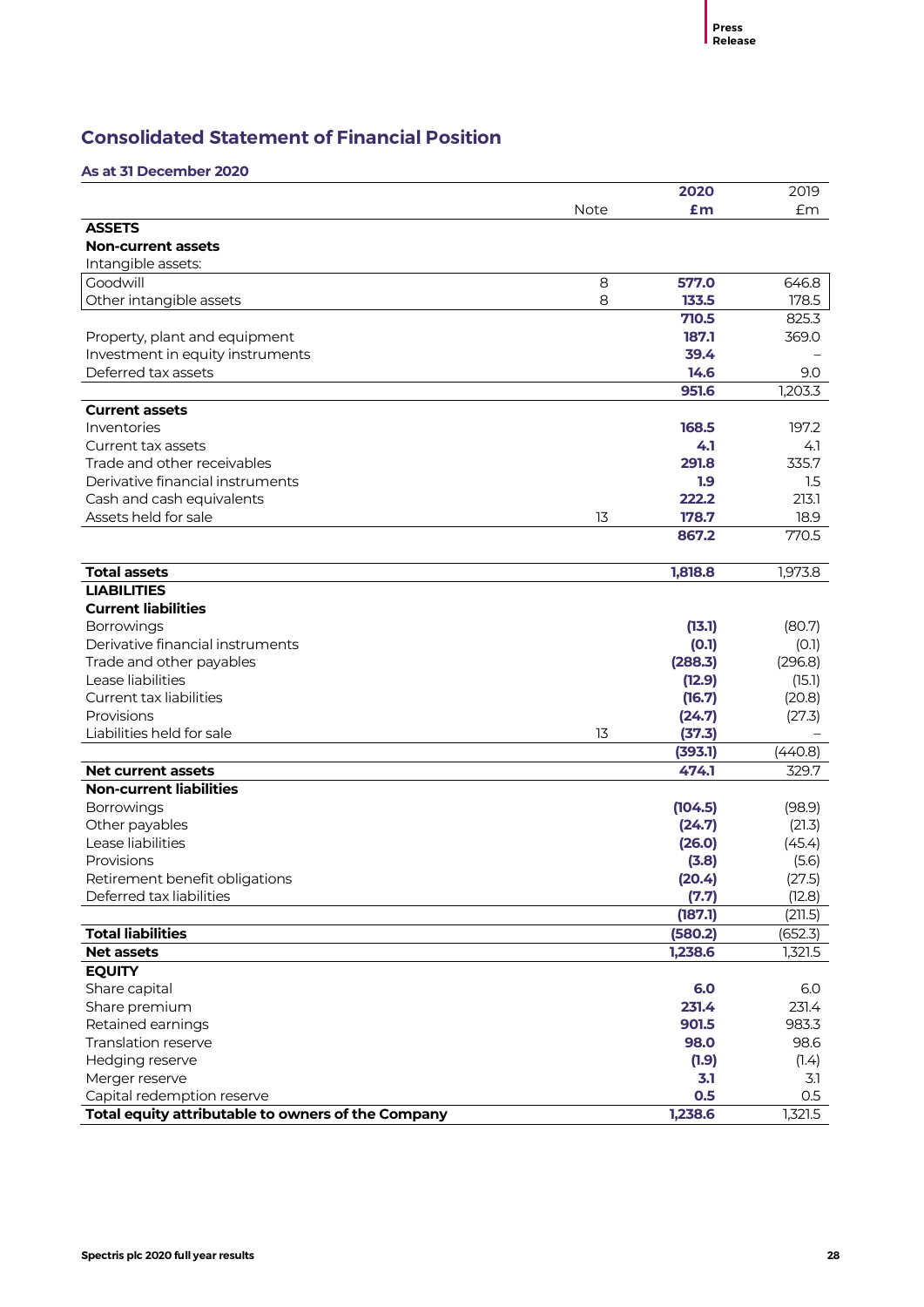## Consolidated Statement of Financial Position

### As at 31 December 2020

| | Note | 2020 £m | 2019 £m |
|---|---|---|---|
| **ASSETS** | | | |
| **Non-current assets** | | | |
| Intangible assets: | | | |
| Goodwill | 8 | **577.0** | 646.8 |
| Other intangible assets | 8 | **133.5** | 178.5 |
| | | **710.5** | 825.3 |
| Property, plant and equipment | | **187.1** | 369.0 |
| Investment in equity instruments | | **39.4** | – |
| Deferred tax assets | | **14.6** | 9.0 |
| | | **951.6** | 1,203.3 |
| **Current assets** | | | |
| Inventories | | **168.5** | 197.2 |
| Current tax assets | | **4.1** | 4.1 |
| Trade and other receivables | | **291.8** | 335.7 |
| Derivative financial instruments | | **1.9** | 1.5 |
| Cash and cash equivalents | | **222.2** | 213.1 |
| Assets held for sale | 13 | **178.7** | 18.9 |
| | | **867.2** | 770.5 |
| **Total assets** | | **1,818.8** | 1,973.8 |
| **LIABILITIES** | | | |
| **Current liabilities** | | | |
| Borrowings | | **(13.1)** | (80.7) |
| Derivative financial instruments | | **(0.1)** | (0.1) |
| Trade and other payables | | **(288.3)** | (296.8) |
| Lease liabilities | | **(12.9)** | (15.1) |
| Current tax liabilities | | **(16.7)** | (20.8) |
| Provisions | | **(24.7)** | (27.3) |
| Liabilities held for sale | 13 | **(37.3)** | – |
| | | **(393.1)** | (440.8) |
| **Net current assets** | | **474.1** | 329.7 |
| **Non-current liabilities** | | | |
| Borrowings | | **(104.5)** | (98.9) |
| Other payables | | **(24.7)** | (21.3) |
| Lease liabilities | | **(26.0)** | (45.4) |
| Provisions | | **(3.8)** | (5.6) |
| Retirement benefit obligations | | **(20.4)** | (27.5) |
| Deferred tax liabilities | | **(7.7)** | (12.8) |
| | | **(187.1)** | (211.5) |
| **Total liabilities** | | **(580.2)** | (652.3) |
| **Net assets** | | **1,238.6** | 1,321.5 |
| **EQUITY** | | | |
| Share capital | | **6.0** | 6.0 |
| Share premium | | **231.4** | 231.4 |
| Retained earnings | | **901.5** | 983.3 |
| Translation reserve | | **98.0** | 98.6 |
| Hedging reserve | | **(1.9)** | (1.4) |
| Merger reserve | | **3.1** | 3.1 |
| Capital redemption reserve | | **0.5** | 0.5 |
| **Total equity attributable to owners of the Company** | | **1,238.6** | 1,321.5 |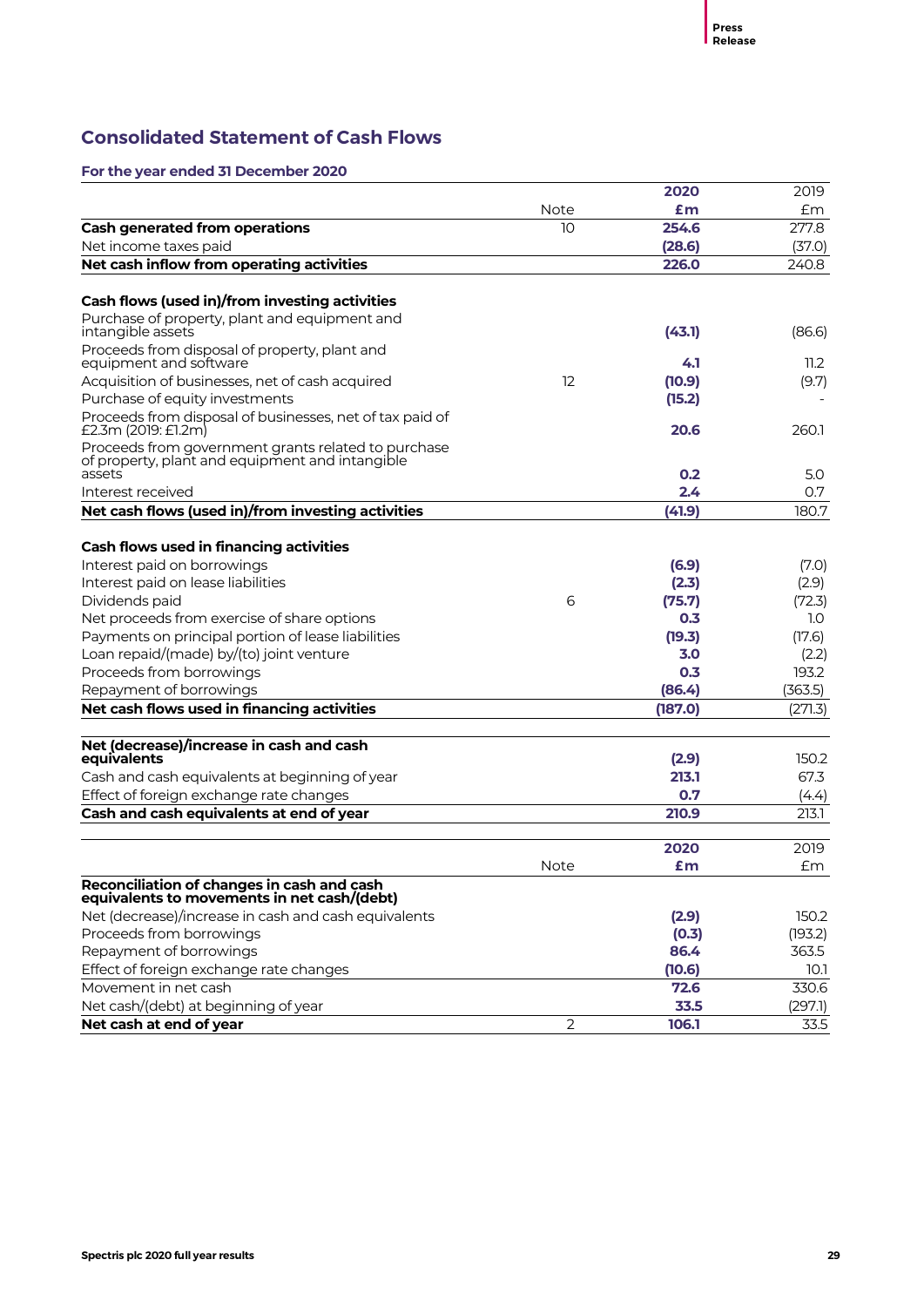## Consolidated Statement of Cash Flows

### For the year ended 31 December 2020

| | Note | 2020 £m | 2019 £m |
|---|---|---|---|
| **Cash generated from operations** | 10 | **254.6** | 277.8 |
| Net income taxes paid | | **(28.6)** | (37.0) |
| **Net cash inflow from operating activities** | | **226.0** | 240.8 |
| | | | |
| **Cash flows (used in)/from investing activities** | | | |
| Purchase of property, plant and equipment and intangible assets | | **(43.1)** | (86.6) |
| Proceeds from disposal of property, plant and equipment and software | | **4.1** | 11.2 |
| Acquisition of businesses, net of cash acquired | 12 | **(10.9)** | (9.7) |
| Purchase of equity investments | | **(15.2)** | - |
| Proceeds from disposal of businesses, net of tax paid of £2.3m (2019: £1.2m) | | **20.6** | 260.1 |
| Proceeds from government grants related to purchase of property, plant and equipment and intangible assets | | **0.2** | 5.0 |
| Interest received | | **2.4** | 0.7 |
| **Net cash flows (used in)/from investing activities** | | **(41.9)** | 180.7 |
| | | | |
| **Cash flows used in financing activities** | | | |
| Interest paid on borrowings | | **(6.9)** | (7.0) |
| Interest paid on lease liabilities | | **(2.3)** | (2.9) |
| Dividends paid | 6 | **(75.7)** | (72.3) |
| Net proceeds from exercise of share options | | **0.3** | 1.0 |
| Payments on principal portion of lease liabilities | | **(19.3)** | (17.6) |
| Loan repaid/(made) by/(to) joint venture | | **3.0** | (2.2) |
| Proceeds from borrowings | | **0.3** | 193.2 |
| Repayment of borrowings | | **(86.4)** | (363.5) |
| **Net cash flows used in financing activities** | | **(187.0)** | (271.3) |
| | | | |
| **Net (decrease)/increase in cash and cash equivalents** | | **(2.9)** | 150.2 |
| Cash and cash equivalents at beginning of year | | **213.1** | 67.3 |
| Effect of foreign exchange rate changes | | **0.7** | (4.4) |
| **Cash and cash equivalents at end of year** | | **210.9** | 213.1 |

| | Note | 2020 £m | 2019 £m |
|---|---|---|---|
| **Reconciliation of changes in cash and cash equivalents to movements in net cash/(debt)** | | | |
| Net (decrease)/increase in cash and cash equivalents | | **(2.9)** | 150.2 |
| Proceeds from borrowings | | **(0.3)** | (193.2) |
| Repayment of borrowings | | **86.4** | 363.5 |
| Effect of foreign exchange rate changes | | **(10.6)** | 10.1 |
| Movement in net cash | | **72.6** | 330.6 |
| Net cash/(debt) at beginning of year | | **33.5** | (297.1) |
| **Net cash at end of year** | 2 | **106.1** | 33.5 |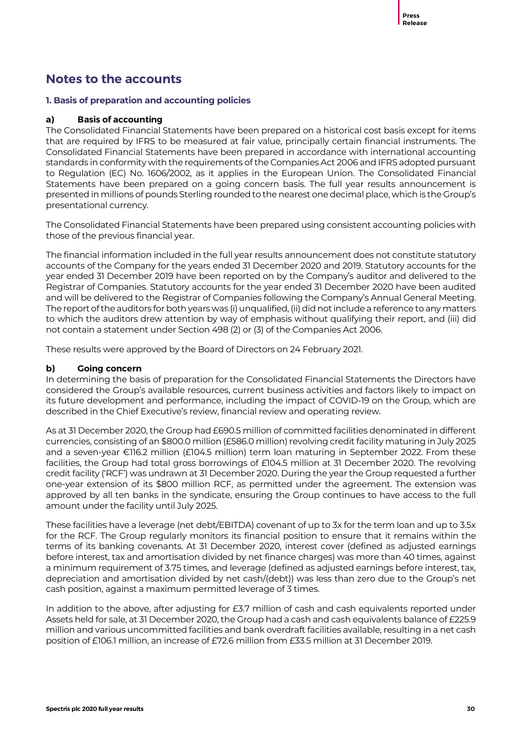# Notes to the accounts

### 1. Basis of preparation and accounting policies

**a) Basis of accounting**

The Consolidated Financial Statements have been prepared on a historical cost basis except for items that are required by IFRS to be measured at fair value, principally certain financial instruments. The Consolidated Financial Statements have been prepared in accordance with international accounting standards in conformity with the requirements of the Companies Act 2006 and IFRS adopted pursuant to Regulation (EC) No. 1606/2002, as it applies in the European Union. The Consolidated Financial Statements have been prepared on a going concern basis. The full year results announcement is presented in millions of pounds Sterling rounded to the nearest one decimal place, which is the Group's presentational currency.

The Consolidated Financial Statements have been prepared using consistent accounting policies with those of the previous financial year.

The financial information included in the full year results announcement does not constitute statutory accounts of the Company for the years ended 31 December 2020 and 2019. Statutory accounts for the year ended 31 December 2019 have been reported on by the Company's auditor and delivered to the Registrar of Companies. Statutory accounts for the year ended 31 December 2020 have been audited and will be delivered to the Registrar of Companies following the Company's Annual General Meeting. The report of the auditors for both years was (i) unqualified, (ii) did not include a reference to any matters to which the auditors drew attention by way of emphasis without qualifying their report, and (iii) did not contain a statement under Section 498 (2) or (3) of the Companies Act 2006.

These results were approved by the Board of Directors on 24 February 2021.

**b) Going concern**

In determining the basis of preparation for the Consolidated Financial Statements the Directors have considered the Group's available resources, current business activities and factors likely to impact on its future development and performance, including the impact of COVID-19 on the Group, which are described in the Chief Executive's review, financial review and operating review.

As at 31 December 2020, the Group had £690.5 million of committed facilities denominated in different currencies, consisting of an $800.0 million (£586.0 million) revolving credit facility maturing in July 2025 and a seven-year €116.2 million (£104.5 million) term loan maturing in September 2022. From these facilities, the Group had total gross borrowings of £104.5 million at 31 December 2020. The revolving credit facility ('RCF') was undrawn at 31 December 2020. During the year the Group requested a further one-year extension of its $800 million RCF, as permitted under the agreement. The extension was approved by all ten banks in the syndicate, ensuring the Group continues to have access to the full amount under the facility until July 2025.

These facilities have a leverage (net debt/EBITDA) covenant of up to 3x for the term loan and up to 3.5x for the RCF. The Group regularly monitors its financial position to ensure that it remains within the terms of its banking covenants. At 31 December 2020, interest cover (defined as adjusted earnings before interest, tax and amortisation divided by net finance charges) was more than 40 times, against a minimum requirement of 3.75 times, and leverage (defined as adjusted earnings before interest, tax, depreciation and amortisation divided by net cash/(debt)) was less than zero due to the Group's net cash position, against a maximum permitted leverage of 3 times.

In addition to the above, after adjusting for £3.7 million of cash and cash equivalents reported under Assets held for sale, at 31 December 2020, the Group had a cash and cash equivalents balance of £225.9 million and various uncommitted facilities and bank overdraft facilities available, resulting in a net cash position of £106.1 million, an increase of £72.6 million from £33.5 million at 31 December 2019.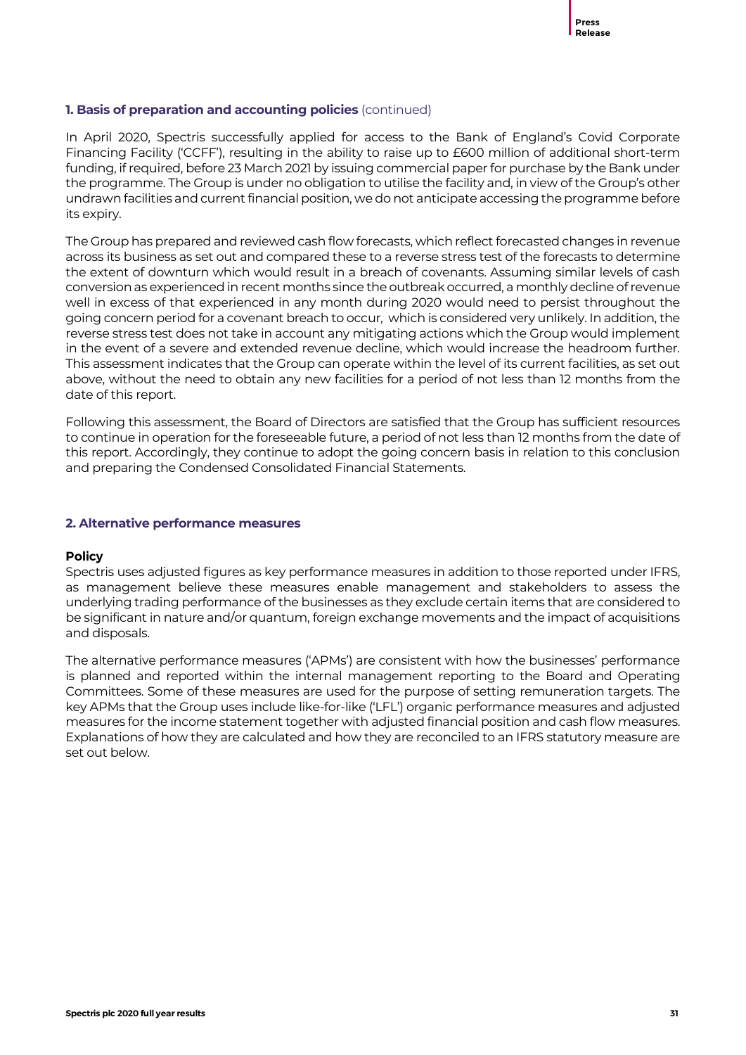### **1. Basis of preparation and accounting policies** (continued)

In April 2020, Spectris successfully applied for access to the Bank of England's Covid Corporate Financing Facility ('CCFF'), resulting in the ability to raise up to £600 million of additional short-term funding, if required, before 23 March 2021 by issuing commercial paper for purchase by the Bank under the programme. The Group is under no obligation to utilise the facility and, in view of the Group's other undrawn facilities and current financial position, we do not anticipate accessing the programme before its expiry.

The Group has prepared and reviewed cash flow forecasts, which reflect forecasted changes in revenue across its business as set out and compared these to a reverse stress test of the forecasts to determine the extent of downturn which would result in a breach of covenants. Assuming similar levels of cash conversion as experienced in recent months since the outbreak occurred, a monthly decline of revenue well in excess of that experienced in any month during 2020 would need to persist throughout the going concern period for a covenant breach to occur, which is considered very unlikely. In addition, the reverse stress test does not take in account any mitigating actions which the Group would implement in the event of a severe and extended revenue decline, which would increase the headroom further. This assessment indicates that the Group can operate within the level of its current facilities, as set out above, without the need to obtain any new facilities for a period of not less than 12 months from the date of this report.

Following this assessment, the Board of Directors are satisfied that the Group has sufficient resources to continue in operation for the foreseeable future, a period of not less than 12 months from the date of this report. Accordingly, they continue to adopt the going concern basis in relation to this conclusion and preparing the Condensed Consolidated Financial Statements.

### **2. Alternative performance measures**

**Policy**

Spectris uses adjusted figures as key performance measures in addition to those reported under IFRS, as management believe these measures enable management and stakeholders to assess the underlying trading performance of the businesses as they exclude certain items that are considered to be significant in nature and/or quantum, foreign exchange movements and the impact of acquisitions and disposals.

The alternative performance measures ('APMs') are consistent with how the businesses' performance is planned and reported within the internal management reporting to the Board and Operating Committees. Some of these measures are used for the purpose of setting remuneration targets. The key APMs that the Group uses include like-for-like ('LFL') organic performance measures and adjusted measures for the income statement together with adjusted financial position and cash flow measures. Explanations of how they are calculated and how they are reconciled to an IFRS statutory measure are set out below.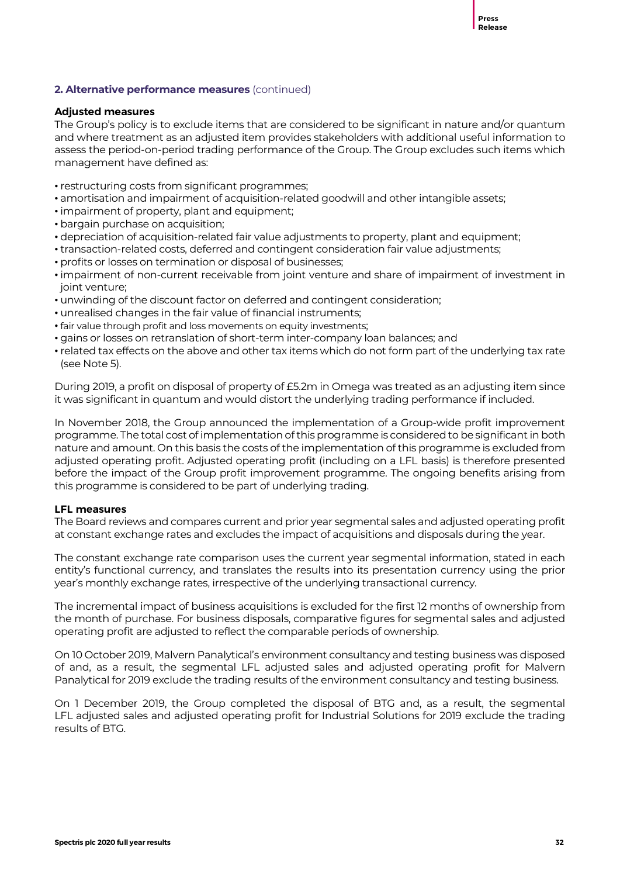## 2. Alternative performance measures (continued)

**Adjusted measures**

The Group's policy is to exclude items that are considered to be significant in nature and/or quantum and where treatment as an adjusted item provides stakeholders with additional useful information to assess the period-on-period trading performance of the Group. The Group excludes such items which management have defined as:

- restructuring costs from significant programmes;
- amortisation and impairment of acquisition-related goodwill and other intangible assets;
- impairment of property, plant and equipment;
- bargain purchase on acquisition;
- depreciation of acquisition-related fair value adjustments to property, plant and equipment;
- transaction-related costs, deferred and contingent consideration fair value adjustments;
- profits or losses on termination or disposal of businesses;
- impairment of non-current receivable from joint venture and share of impairment of investment in joint venture;
- unwinding of the discount factor on deferred and contingent consideration;
- unrealised changes in the fair value of financial instruments;
- fair value through profit and loss movements on equity investments;
- gains or losses on retranslation of short-term inter-company loan balances; and
- related tax effects on the above and other tax items which do not form part of the underlying tax rate (see Note 5).

During 2019, a profit on disposal of property of £5.2m in Omega was treated as an adjusting item since it was significant in quantum and would distort the underlying trading performance if included.

In November 2018, the Group announced the implementation of a Group-wide profit improvement programme. The total cost of implementation of this programme is considered to be significant in both nature and amount. On this basis the costs of the implementation of this programme is excluded from adjusted operating profit. Adjusted operating profit (including on a LFL basis) is therefore presented before the impact of the Group profit improvement programme. The ongoing benefits arising from this programme is considered to be part of underlying trading.

**LFL measures**

The Board reviews and compares current and prior year segmental sales and adjusted operating profit at constant exchange rates and excludes the impact of acquisitions and disposals during the year.

The constant exchange rate comparison uses the current year segmental information, stated in each entity's functional currency, and translates the results into its presentation currency using the prior year's monthly exchange rates, irrespective of the underlying transactional currency.

The incremental impact of business acquisitions is excluded for the first 12 months of ownership from the month of purchase. For business disposals, comparative figures for segmental sales and adjusted operating profit are adjusted to reflect the comparable periods of ownership.

On 10 October 2019, Malvern Panalytical's environment consultancy and testing business was disposed of and, as a result, the segmental LFL adjusted sales and adjusted operating profit for Malvern Panalytical for 2019 exclude the trading results of the environment consultancy and testing business.

On 1 December 2019, the Group completed the disposal of BTG and, as a result, the segmental LFL adjusted sales and adjusted operating profit for Industrial Solutions for 2019 exclude the trading results of BTG.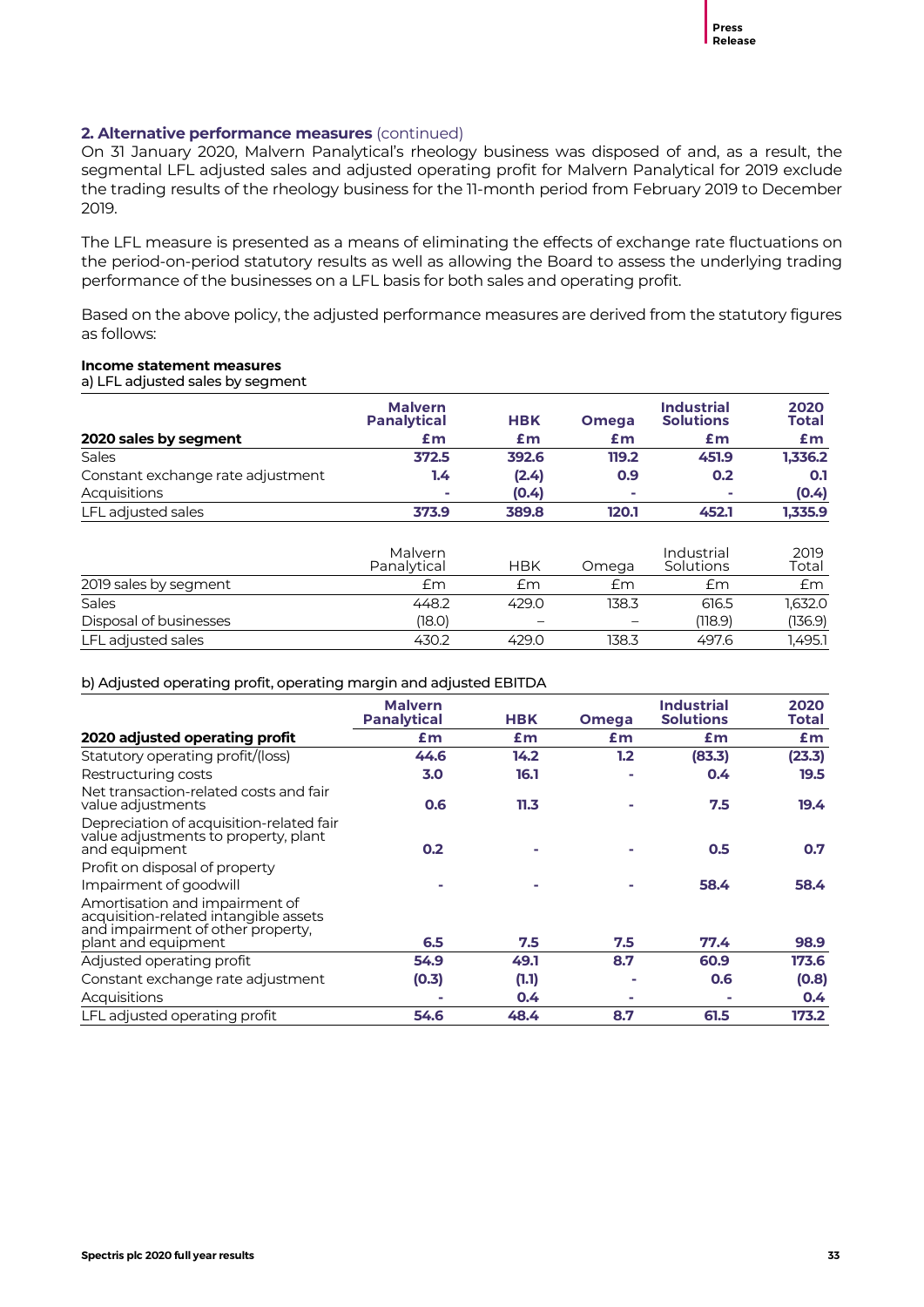## 2. Alternative performance measures (continued)

On 31 January 2020, Malvern Panalytical's rheology business was disposed of and, as a result, the segmental LFL adjusted sales and adjusted operating profit for Malvern Panalytical for 2019 exclude the trading results of the rheology business for the 11-month period from February 2019 to December 2019.

The LFL measure is presented as a means of eliminating the effects of exchange rate fluctuations on the period-on-period statutory results as well as allowing the Board to assess the underlying trading performance of the businesses on a LFL basis for both sales and operating profit.

Based on the above policy, the adjusted performance measures are derived from the statutory figures as follows:

### Income statement measures

a) LFL adjusted sales by segment

| 2020 sales by segment | Malvern Panalytical £m | HBK £m | Omega £m | Industrial Solutions £m | 2020 Total £m |
|---|---|---|---|---|---|
| Sales | **372.5** | **392.6** | **119.2** | **451.9** | **1,336.2** |
| Constant exchange rate adjustment | **1.4** | **(2.4)** | **0.9** | **0.2** | **0.1** |
| Acquisitions | **-** | **(0.4)** | **-** | **-** | **(0.4)** |
| LFL adjusted sales | **373.9** | **389.8** | **120.1** | **452.1** | **1,335.9** |

| 2019 sales by segment | Malvern Panalytical £m | HBK £m | Omega £m | Industrial Solutions £m | 2019 Total £m |
|---|---|---|---|---|---|
| Sales | 448.2 | 429.0 | 138.3 | 616.5 | 1,632.0 |
| Disposal of businesses | (18.0) | – | – | (118.9) | (136.9) |
| LFL adjusted sales | 430.2 | 429.0 | 138.3 | 497.6 | 1,495.1 |

b) Adjusted operating profit, operating margin and adjusted EBITDA

| 2020 adjusted operating profit | Malvern Panalytical £m | HBK £m | Omega £m | Industrial Solutions £m | 2020 Total £m |
|---|---|---|---|---|---|
| Statutory operating profit/(loss) | **44.6** | **14.2** | **1.2** | **(83.3)** | **(23.3)** |
| Restructuring costs | **3.0** | **16.1** | **-** | **0.4** | **19.5** |
| Net transaction-related costs and fair value adjustments | **0.6** | **11.3** | **-** | **7.5** | **19.4** |
| Depreciation of acquisition-related fair value adjustments to property, plant and equipment | **0.2** | **-** | **-** | **0.5** | **0.7** |
| Profit on disposal of property | | | | | |
| Impairment of goodwill | **-** | **-** | **-** | **58.4** | **58.4** |
| Amortisation and impairment of acquisition-related intangible assets and impairment of other property, plant and equipment | **6.5** | **7.5** | **7.5** | **77.4** | **98.9** |
| Adjusted operating profit | **54.9** | **49.1** | **8.7** | **60.9** | **173.6** |
| Constant exchange rate adjustment | **(0.3)** | **(1.1)** | **-** | **0.6** | **(0.8)** |
| Acquisitions | **-** | **0.4** | **-** | **-** | **0.4** |
| LFL adjusted operating profit | **54.6** | **48.4** | **8.7** | **61.5** | **173.2** |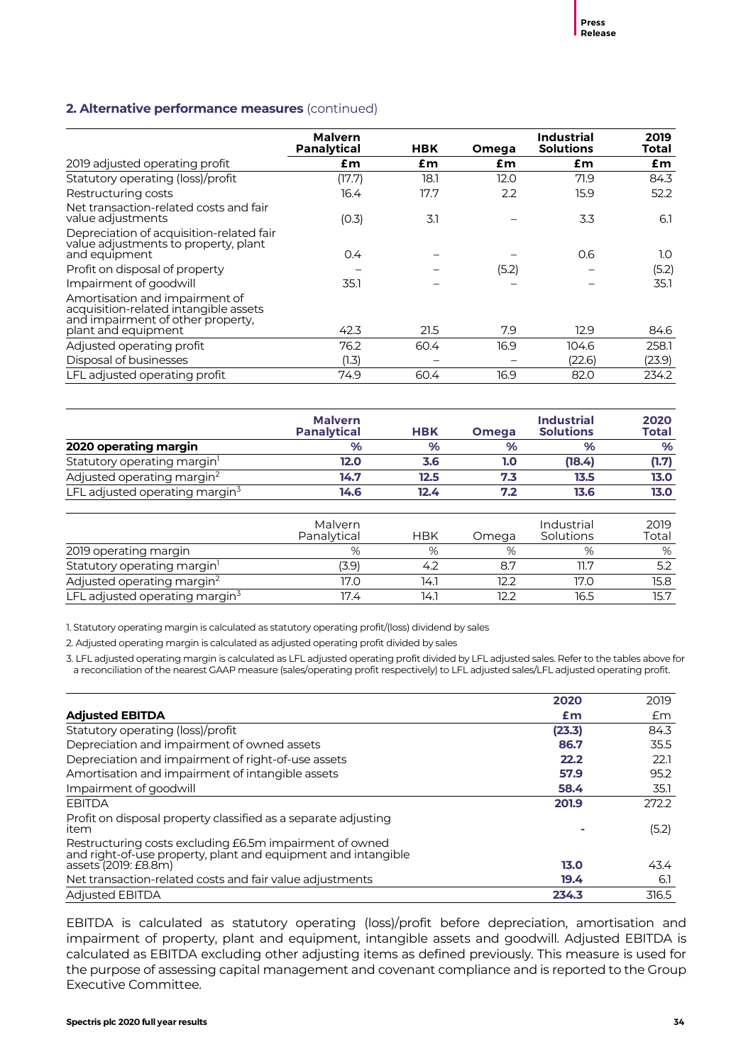## 2. Alternative performance measures (continued)

| 2019 adjusted operating profit | Malvern Panalytical £m | HBK £m | Omega £m | Industrial Solutions £m | 2019 Total £m |
|---|---|---|---|---|---|
| Statutory operating (loss)/profit | (17.7) | 18.1 | 12.0 | 71.9 | 84.3 |
| Restructuring costs | 16.4 | 17.7 | 2.2 | 15.9 | 52.2 |
| Net transaction-related costs and fair value adjustments | (0.3) | 3.1 | – | 3.3 | 6.1 |
| Depreciation of acquisition-related fair value adjustments to property, plant and equipment | 0.4 | – | – | 0.6 | 1.0 |
| Profit on disposal of property | – | – | (5.2) | – | (5.2) |
| Impairment of goodwill | 35.1 | – | – | – | 35.1 |
| Amortisation and impairment of acquisition-related intangible assets and impairment of other property, plant and equipment | 42.3 | 21.5 | 7.9 | 12.9 | 84.6 |
| Adjusted operating profit | 76.2 | 60.4 | 16.9 | 104.6 | 258.1 |
| Disposal of businesses | (1.3) | – | – | (22.6) | (23.9) |
| LFL adjusted operating profit | 74.9 | 60.4 | 16.9 | 82.0 | 234.2 |

| **2020 operating margin** | **Malvern Panalytical %** | **HBK %** | **Omega %** | **Industrial Solutions %** | **2020 Total %** |
|---|---|---|---|---|---|
| Statutory operating margin[1] | **12.0** | **3.6** | **1.0** | **(18.4)** | **(1.7)** |
| Adjusted operating margin[2] | **14.7** | **12.5** | **7.3** | **13.5** | **13.0** |
| LFL adjusted operating margin[3] | **14.6** | **12.4** | **7.2** | **13.6** | **13.0** |

| 2019 operating margin | Malvern Panalytical % | HBK % | Omega % | Industrial Solutions % | 2019 Total % |
|---|---|---|---|---|---|
| Statutory operating margin[1] | (3.9) | 4.2 | 8.7 | 11.7 | 5.2 |
| Adjusted operating margin[2] | 17.0 | 14.1 | 12.2 | 17.0 | 15.8 |
| LFL adjusted operating margin[3] | 17.4 | 14.1 | 12.2 | 16.5 | 15.7 |

1. Statutory operating margin is calculated as statutory operating profit/(loss) dividend by sales

2. Adjusted operating margin is calculated as adjusted operating profit divided by sales

3. LFL adjusted operating margin is calculated as LFL adjusted operating profit divided by LFL adjusted sales. Refer to the tables above for a reconciliation of the nearest GAAP measure (sales/operating profit respectively) to LFL adjusted sales/LFL adjusted operating profit.

| **Adjusted EBITDA** | **2020 £m** | 2019 £m |
|---|---|---|
| Statutory operating (loss)/profit | **(23.3)** | 84.3 |
| Depreciation and impairment of owned assets | **86.7** | 35.5 |
| Depreciation and impairment of right-of-use assets | **22.2** | 22.1 |
| Amortisation and impairment of intangible assets | **57.9** | 95.2 |
| Impairment of goodwill | **58.4** | 35.1 |
| EBITDA | **201.9** | 272.2 |
| Profit on disposal property classified as a separate adjusting item | **-** | (5.2) |
| Restructuring costs excluding £6.5m impairment of owned and right-of-use property, plant and equipment and intangible assets (2019: £8.8m) | **13.0** | 43.4 |
| Net transaction-related costs and fair value adjustments | **19.4** | 6.1 |
| Adjusted EBITDA | **234.3** | 316.5 |

EBITDA is calculated as statutory operating (loss)/profit before depreciation, amortisation and impairment of property, plant and equipment, intangible assets and goodwill. Adjusted EBITDA is calculated as EBITDA excluding other adjusting items as defined previously. This measure is used for the purpose of assessing capital management and covenant compliance and is reported to the Group Executive Committee.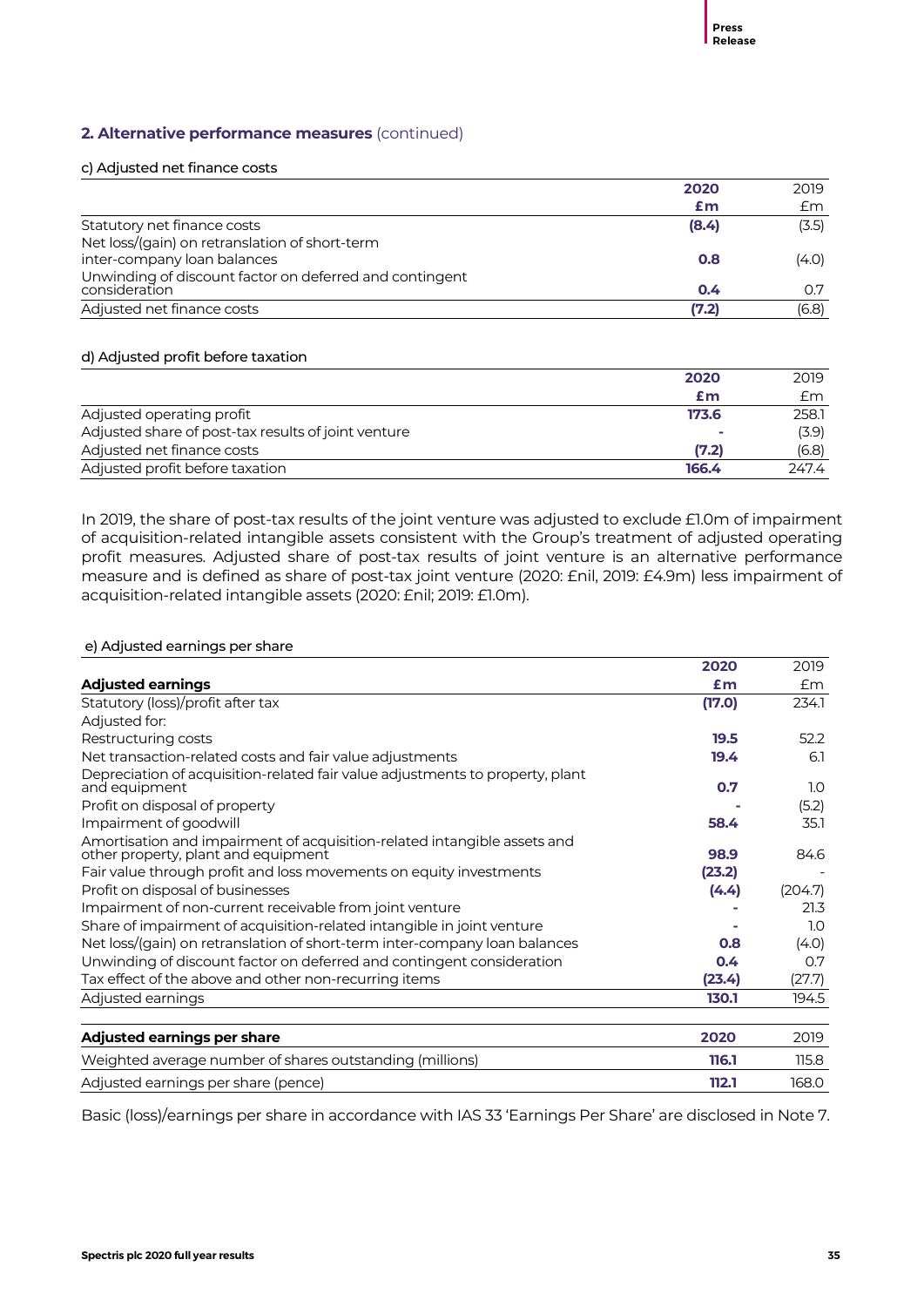## 2. Alternative performance measures (continued)

### c) Adjusted net finance costs

| | 2020 £m | 2019 £m |
|---|---|---|
| Statutory net finance costs | **(8.4)** | (3.5) |
| Net loss/(gain) on retranslation of short-term inter-company loan balances | **0.8** | (4.0) |
| Unwinding of discount factor on deferred and contingent consideration | **0.4** | 0.7 |
| Adjusted net finance costs | **(7.2)** | (6.8) |

### d) Adjusted profit before taxation

| | 2020 £m | 2019 £m |
|---|---|---|
| Adjusted operating profit | **173.6** | 258.1 |
| Adjusted share of post-tax results of joint venture | **-** | (3.9) |
| Adjusted net finance costs | **(7.2)** | (6.8) |
| Adjusted profit before taxation | **166.4** | 247.4 |

In 2019, the share of post-tax results of the joint venture was adjusted to exclude £1.0m of impairment of acquisition-related intangible assets consistent with the Group's treatment of adjusted operating profit measures. Adjusted share of post-tax results of joint venture is an alternative performance measure and is defined as share of post-tax joint venture (2020: £nil, 2019: £4.9m) less impairment of acquisition-related intangible assets (2020: £nil; 2019: £1.0m).

### e) Adjusted earnings per share

| **Adjusted earnings** | 2020 £m | 2019 £m |
|---|---|---|
| Statutory (loss)/profit after tax | **(17.0)** | 234.1 |
| Adjusted for: | | |
| Restructuring costs | **19.5** | 52.2 |
| Net transaction-related costs and fair value adjustments | **19.4** | 6.1 |
| Depreciation of acquisition-related fair value adjustments to property, plant and equipment | **0.7** | 1.0 |
| Profit on disposal of property | **-** | (5.2) |
| Impairment of goodwill | **58.4** | 35.1 |
| Amortisation and impairment of acquisition-related intangible assets and other property, plant and equipment | **98.9** | 84.6 |
| Fair value through profit and loss movements on equity investments | **(23.2)** | - |
| Profit on disposal of businesses | **(4.4)** | (204.7) |
| Impairment of non-current receivable from joint venture | **-** | 21.3 |
| Share of impairment of acquisition-related intangible in joint venture | **-** | 1.0 |
| Net loss/(gain) on retranslation of short-term inter-company loan balances | **0.8** | (4.0) |
| Unwinding of discount factor on deferred and contingent consideration | **0.4** | 0.7 |
| Tax effect of the above and other non-recurring items | **(23.4)** | (27.7) |
| Adjusted earnings | **130.1** | 194.5 |

| **Adjusted earnings per share** | 2020 | 2019 |
|---|---|---|
| Weighted average number of shares outstanding (millions) | **116.1** | 115.8 |
| Adjusted earnings per share (pence) | **112.1** | 168.0 |

Basic (loss)/earnings per share in accordance with IAS 33 'Earnings Per Share' are disclosed in Note 7.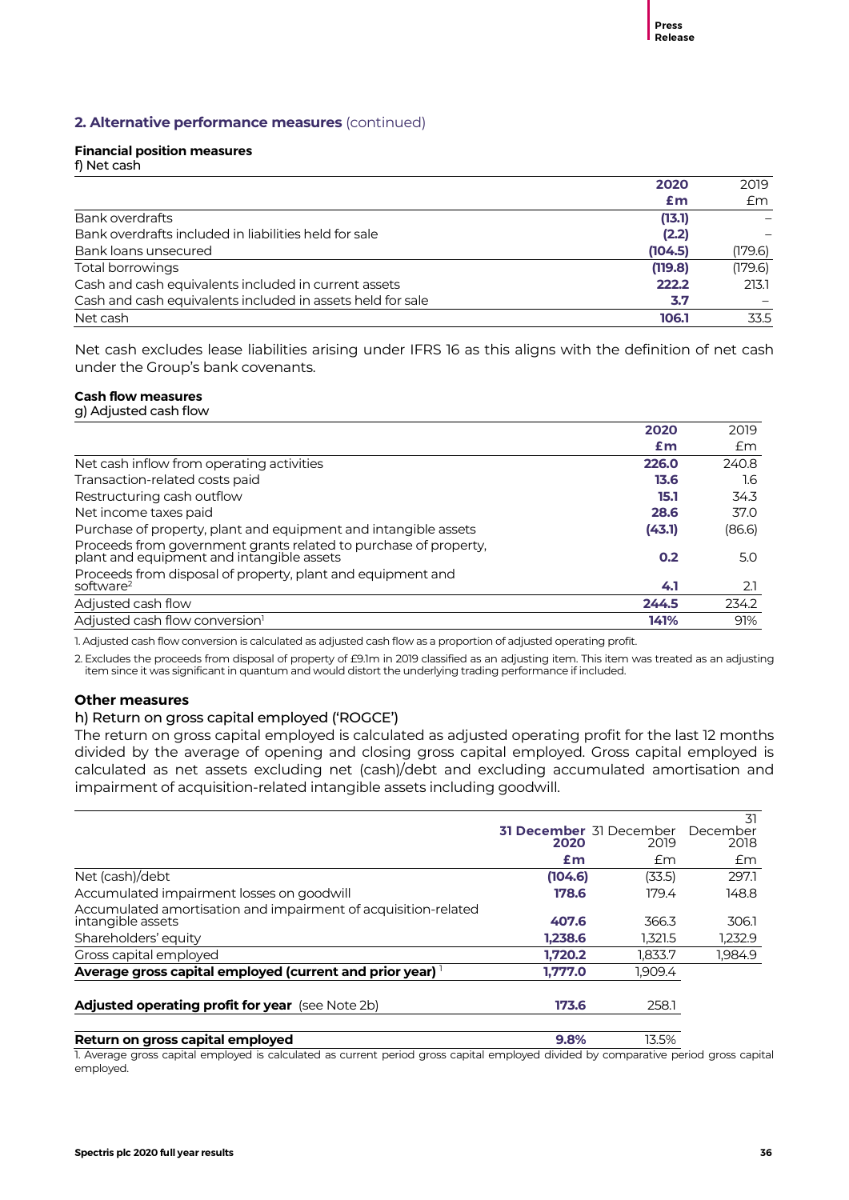## 2. Alternative performance measures (continued)

### Financial position measures

f) Net cash

| | 2020 £m | 2019 £m |
|---|---|---|
| Bank overdrafts | **(13.1)** | – |
| Bank overdrafts included in liabilities held for sale | **(2.2)** | – |
| Bank loans unsecured | **(104.5)** | (179.6) |
| Total borrowings | **(119.8)** | (179.6) |
| Cash and cash equivalents included in current assets | **222.2** | 213.1 |
| Cash and cash equivalents included in assets held for sale | **3.7** | – |
| Net cash | **106.1** | 33.5 |

Net cash excludes lease liabilities arising under IFRS 16 as this aligns with the definition of net cash under the Group's bank covenants.

### Cash flow measures

g) Adjusted cash flow

| | 2020 £m | 2019 £m |
|---|---|---|
| Net cash inflow from operating activities | **226.0** | 240.8 |
| Transaction-related costs paid | **13.6** | 1.6 |
| Restructuring cash outflow | **15.1** | 34.3 |
| Net income taxes paid | **28.6** | 37.0 |
| Purchase of property, plant and equipment and intangible assets | **(43.1)** | (86.6) |
| Proceeds from government grants related to purchase of property, plant and equipment and intangible assets | **0.2** | 5.0 |
| Proceeds from disposal of property, plant and equipment and software[2] | **4.1** | 2.1 |
| Adjusted cash flow | **244.5** | 234.2 |
| Adjusted cash flow conversion[1] | **141%** | 91% |

1. Adjusted cash flow conversion is calculated as adjusted cash flow as a proportion of adjusted operating profit.

2. Excludes the proceeds from disposal of property of £9.1m in 2019 classified as an adjusting item. This item was treated as an adjusting item since it was significant in quantum and would distort the underlying trading performance if included.

### Other measures

h) Return on gross capital employed ('ROGCE')

The return on gross capital employed is calculated as adjusted operating profit for the last 12 months divided by the average of opening and closing gross capital employed. Gross capital employed is calculated as net assets excluding net (cash)/debt and excluding accumulated amortisation and impairment of acquisition-related intangible assets including goodwill.

| | 31 December 2020 £m | 31 December 2019 £m | 31 December 2018 £m |
|---|---|---|---|
| Net (cash)/debt | **(104.6)** | (33.5) | 297.1 |
| Accumulated impairment losses on goodwill | **178.6** | 179.4 | 148.8 |
| Accumulated amortisation and impairment of acquisition-related intangible assets | **407.6** | 366.3 | 306.1 |
| Shareholders' equity | **1,238.6** | 1,321.5 | 1,232.9 |
| Gross capital employed | **1,720.2** | 1,833.7 | 1,984.9 |
| **Average gross capital employed (current and prior year)** [1] | **1,777.0** | 1,909.4 | |
| **Adjusted operating profit for year** (see Note 2b) | **173.6** | 258.1 | |
| **Return on gross capital employed** | **9.8%** | 13.5% | |

1. Average gross capital employed is calculated as current period gross capital employed divided by comparative period gross capital employed.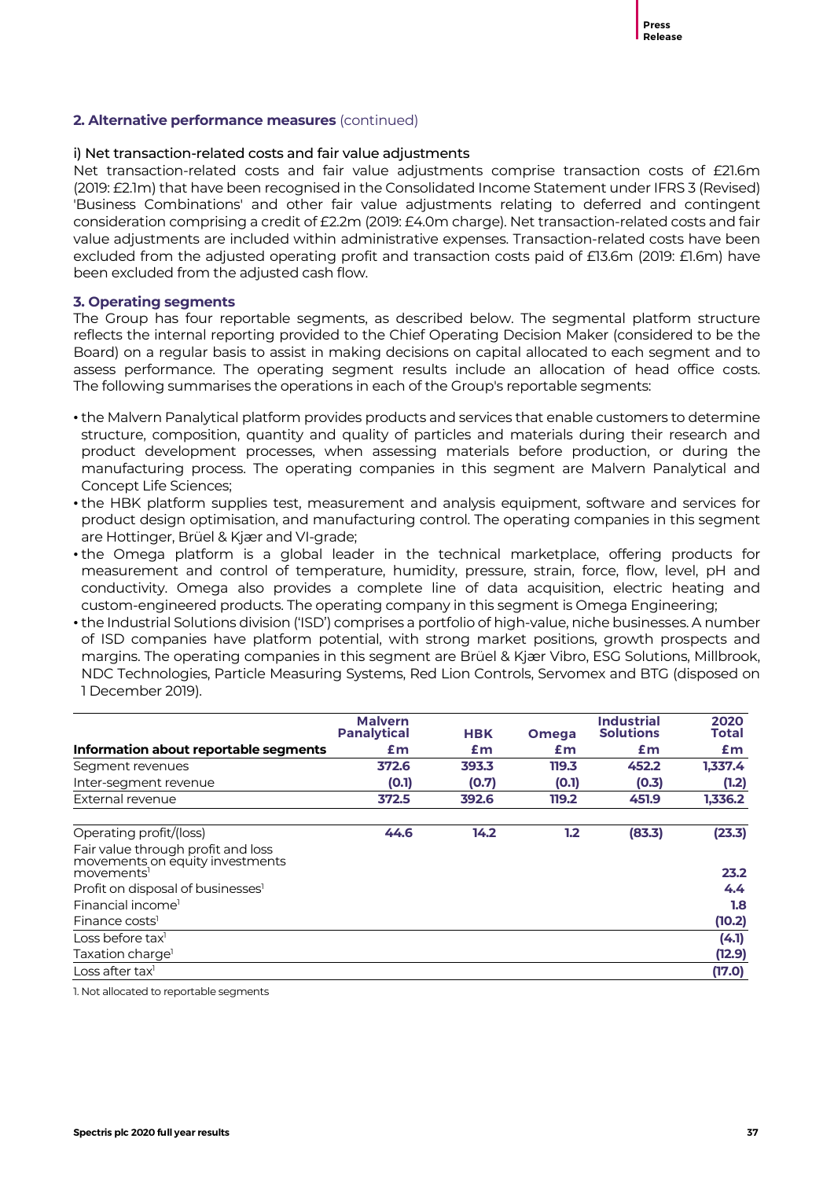## 2. Alternative performance measures (continued)

### i) Net transaction-related costs and fair value adjustments

Net transaction-related costs and fair value adjustments comprise transaction costs of £21.6m (2019: £2.1m) that have been recognised in the Consolidated Income Statement under IFRS 3 (Revised) 'Business Combinations' and other fair value adjustments relating to deferred and contingent consideration comprising a credit of £2.2m (2019: £4.0m charge). Net transaction-related costs and fair value adjustments are included within administrative expenses. Transaction-related costs have been excluded from the adjusted operating profit and transaction costs paid of £13.6m (2019: £1.6m) have been excluded from the adjusted cash flow.

## 3. Operating segments

The Group has four reportable segments, as described below. The segmental platform structure reflects the internal reporting provided to the Chief Operating Decision Maker (considered to be the Board) on a regular basis to assist in making decisions on capital allocated to each segment and to assess performance. The operating segment results include an allocation of head office costs. The following summarises the operations in each of the Group's reportable segments:

- the Malvern Panalytical platform provides products and services that enable customers to determine structure, composition, quantity and quality of particles and materials during their research and product development processes, when assessing materials before production, or during the manufacturing process. The operating companies in this segment are Malvern Panalytical and Concept Life Sciences;
- the HBK platform supplies test, measurement and analysis equipment, software and services for product design optimisation, and manufacturing control. The operating companies in this segment are Hottinger, Brüel & Kjær and VI-grade;
- the Omega platform is a global leader in the technical marketplace, offering products for measurement and control of temperature, humidity, pressure, strain, force, flow, level, pH and conductivity. Omega also provides a complete line of data acquisition, electric heating and custom-engineered products. The operating company in this segment is Omega Engineering;
- the Industrial Solutions division ('ISD') comprises a portfolio of high-value, niche businesses. A number of ISD companies have platform potential, with strong market positions, growth prospects and margins. The operating companies in this segment are Brüel & Kjær Vibro, ESG Solutions, Millbrook, NDC Technologies, Particle Measuring Systems, Red Lion Controls, Servomex and BTG (disposed on 1 December 2019).

| Information about reportable segments | Malvern Panalytical £m | HBK £m | Omega £m | Industrial Solutions £m | 2020 Total £m |
|---|---|---|---|---|---|
| Segment revenues | **372.6** | **393.3** | **119.3** | **452.2** | **1,337.4** |
| Inter-segment revenue | **(0.1)** | **(0.7)** | **(0.1)** | **(0.3)** | **(1.2)** |
| External revenue | **372.5** | **392.6** | **119.2** | **451.9** | **1,336.2** |
| | | | | | |
| Operating profit/(loss) | **44.6** | **14.2** | **1.2** | **(83.3)** | **(23.3)** |
| Fair value through profit and loss movements on equity investments[1] | | | | | **23.2** |
| Profit on disposal of businesses[1] | | | | | **4.4** |
| Financial income[1] | | | | | **1.8** |
| Finance costs[1] | | | | | **(10.2)** |
| Loss before tax[1] | | | | | **(4.1)** |
| Taxation charge[1] | | | | | **(12.9)** |
| Loss after tax[1] | | | | | **(17.0)** |

1. Not allocated to reportable segments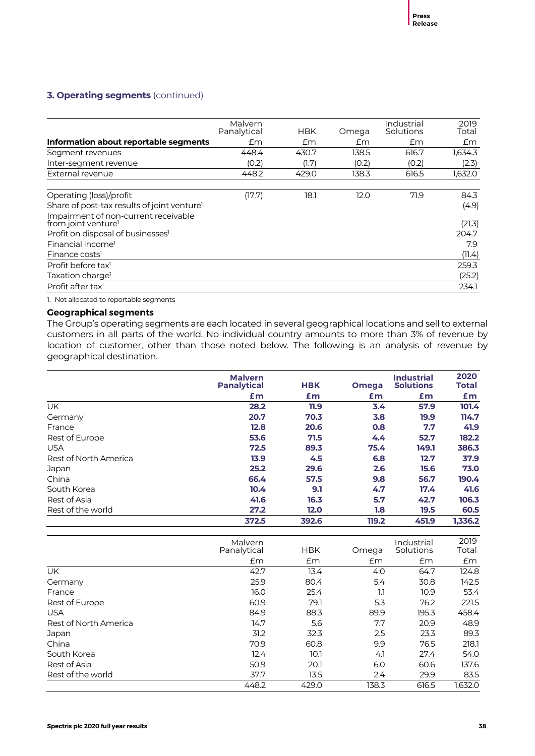## 3. Operating segments (continued)

| Information about reportable segments | Malvern Panalytical £m | HBK £m | Omega £m | Industrial Solutions £m | 2019 Total £m |
|---|---|---|---|---|---|
| Segment revenues | 448.4 | 430.7 | 138.5 | 616.7 | 1,634.3 |
| Inter-segment revenue | (0.2) | (1.7) | (0.2) | (0.2) | (2.3) |
| External revenue | 448.2 | 429.0 | 138.3 | 616.5 | 1,632.0 |
| Operating (loss)/profit | (17.7) | 18.1 | 12.0 | 71.9 | 84.3 |
| Share of post-tax results of joint venture[1] | | | | | (4.9) |
| Impairment of non-current receivable from joint venture[1] | | | | | (21.3) |
| Profit on disposal of businesses[1] | | | | | 204.7 |
| Financial income[1] | | | | | 7.9 |
| Finance costs[1] | | | | | (11.4) |
| Profit before tax[1] | | | | | 259.3 |
| Taxation charge[1] | | | | | (25.2) |
| Profit after tax[1] | | | | | 234.1 |

1. Not allocated to reportable segments

### Geographical segments

The Group's operating segments are each located in several geographical locations and sell to external customers in all parts of the world. No individual country amounts to more than 3% of revenue by location of customer, other than those noted below. The following is an analysis of revenue by geographical destination.

| | **Malvern Panalytical £m** | **HBK £m** | **Omega £m** | **Industrial Solutions £m** | **2020 Total £m** |
|---|---|---|---|---|---|
| UK | **28.2** | **11.9** | **3.4** | **57.9** | **101.4** |
| Germany | **20.7** | **70.3** | **3.8** | **19.9** | **114.7** |
| France | **12.8** | **20.6** | **0.8** | **7.7** | **41.9** |
| Rest of Europe | **53.6** | **71.5** | **4.4** | **52.7** | **182.2** |
| USA | **72.5** | **89.3** | **75.4** | **149.1** | **386.3** |
| Rest of North America | **13.9** | **4.5** | **6.8** | **12.7** | **37.9** |
| Japan | **25.2** | **29.6** | **2.6** | **15.6** | **73.0** |
| China | **66.4** | **57.5** | **9.8** | **56.7** | **190.4** |
| South Korea | **10.4** | **9.1** | **4.7** | **17.4** | **41.6** |
| Rest of Asia | **41.6** | **16.3** | **5.7** | **42.7** | **106.3** |
| Rest of the world | **27.2** | **12.0** | **1.8** | **19.5** | **60.5** |
| | **372.5** | **392.6** | **119.2** | **451.9** | **1,336.2** |

| | Malvern Panalytical £m | HBK £m | Omega £m | Industrial Solutions £m | 2019 Total £m |
|---|---|---|---|---|---|
| UK | 42.7 | 13.4 | 4.0 | 64.7 | 124.8 |
| Germany | 25.9 | 80.4 | 5.4 | 30.8 | 142.5 |
| France | 16.0 | 25.4 | 1.1 | 10.9 | 53.4 |
| Rest of Europe | 60.9 | 79.1 | 5.3 | 76.2 | 221.5 |
| USA | 84.9 | 88.3 | 89.9 | 195.3 | 458.4 |
| Rest of North America | 14.7 | 5.6 | 7.7 | 20.9 | 48.9 |
| Japan | 31.2 | 32.3 | 2.5 | 23.3 | 89.3 |
| China | 70.9 | 60.8 | 9.9 | 76.5 | 218.1 |
| South Korea | 12.4 | 10.1 | 4.1 | 27.4 | 54.0 |
| Rest of Asia | 50.9 | 20.1 | 6.0 | 60.6 | 137.6 |
| Rest of the world | 37.7 | 13.5 | 2.4 | 29.9 | 83.5 |
| | 448.2 | 429.0 | 138.3 | 616.5 | 1,632.0 |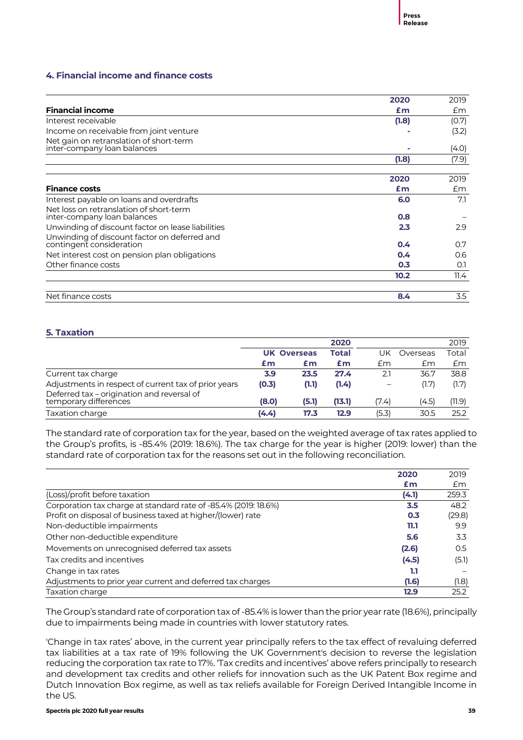## 4. Financial income and finance costs

| Financial income | 2020 £m | 2019 £m |
|---|---|---|
| Interest receivable | (1.8) | (0.7) |
| Income on receivable from joint venture | - | (3.2) |
| Net gain on retranslation of short-term inter-company loan balances | - | (4.0) |
| | (1.8) | (7.9) |

| Finance costs | 2020 £m | 2019 £m |
|---|---|---|
| Interest payable on loans and overdrafts | 6.0 | 7.1 |
| Net loss on retranslation of short-term inter-company loan balances | 0.8 | – |
| Unwinding of discount factor on lease liabilities | 2.3 | 2.9 |
| Unwinding of discount factor on deferred and contingent consideration | 0.4 | 0.7 |
| Net interest cost on pension plan obligations | 0.4 | 0.6 |
| Other finance costs | 0.3 | 0.1 |
| | 10.2 | 11.4 |
| | | |
| Net finance costs | 8.4 | 3.5 |

## 5. Taxation

| | 2020 | | | 2019 | | |
|---|---|---|---|---|---|---|
| | UK | Overseas | Total | UK | Overseas | Total |
| | £m | £m | £m | £m | £m | £m |
| Current tax charge | 3.9 | 23.5 | 27.4 | 2.1 | 36.7 | 38.8 |
| Adjustments in respect of current tax of prior years | (0.3) | (1.1) | (1.4) | – | (1.7) | (1.7) |
| Deferred tax – origination and reversal of temporary differences | (8.0) | (5.1) | (13.1) | (7.4) | (4.5) | (11.9) |
| Taxation charge | (4.4) | 17.3 | 12.9 | (5.3) | 30.5 | 25.2 |

The standard rate of corporation tax for the year, based on the weighted average of tax rates applied to the Group's profits, is -85.4% (2019: 18.6%). The tax charge for the year is higher (2019: lower) than the standard rate of corporation tax for the reasons set out in the following reconciliation.

| | 2020 £m | 2019 £m |
|---|---|---|
| (Loss)/profit before taxation | (4.1) | 259.3 |
| Corporation tax charge at standard rate of -85.4% (2019: 18.6%) | 3.5 | 48.2 |
| Profit on disposal of business taxed at higher/(lower) rate | 0.3 | (29.8) |
| Non-deductible impairments | 11.1 | 9.9 |
| Other non-deductible expenditure | 5.6 | 3.3 |
| Movements on unrecognised deferred tax assets | (2.6) | 0.5 |
| Tax credits and incentives | (4.5) | (5.1) |
| Change in tax rates | 1.1 | – |
| Adjustments to prior year current and deferred tax charges | (1.6) | (1.8) |
| Taxation charge | 12.9 | 25.2 |

The Group's standard rate of corporation tax of -85.4% is lower than the prior year rate (18.6%), principally due to impairments being made in countries with lower statutory rates.

'Change in tax rates' above, in the current year principally refers to the tax effect of revaluing deferred tax liabilities at a tax rate of 19% following the UK Government's decision to reverse the legislation reducing the corporation tax rate to 17%. 'Tax credits and incentives' above refers principally to research and development tax credits and other reliefs for innovation such as the UK Patent Box regime and Dutch Innovation Box regime, as well as tax reliefs available for Foreign Derived Intangible Income in the US.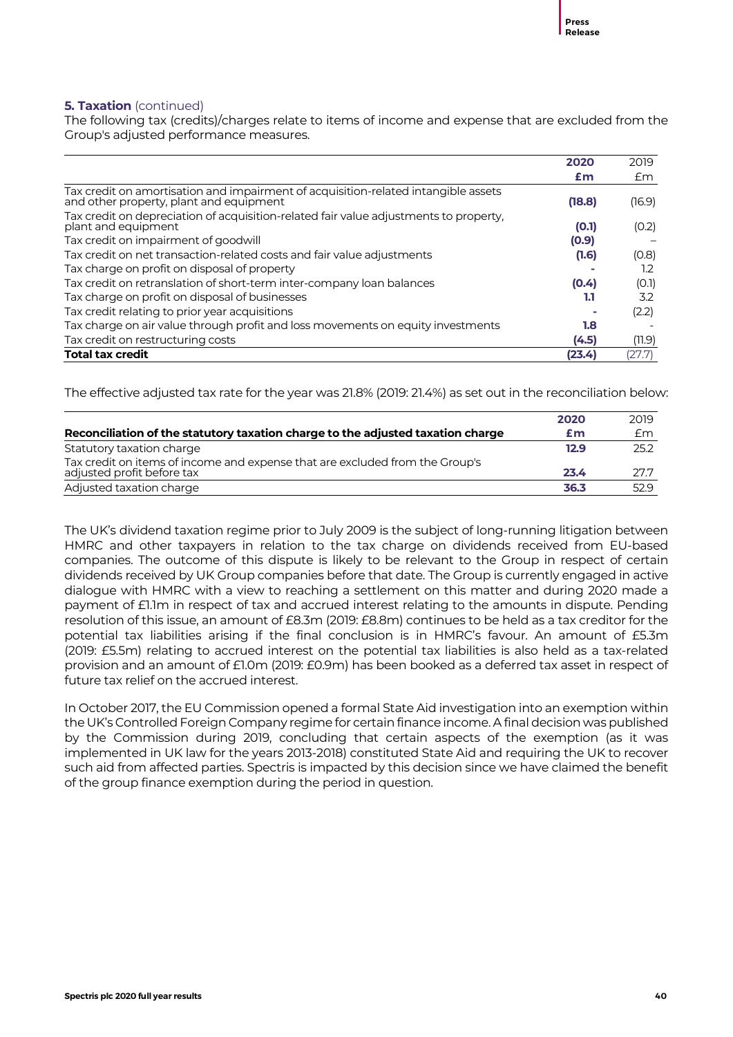**5. Taxation** (continued)

The following tax (credits)/charges relate to items of income and expense that are excluded from the Group's adjusted performance measures.

| | 2020 | 2019 |
|---|---|---|
| | £m | £m |
| Tax credit on amortisation and impairment of acquisition-related intangible assets and other property, plant and equipment | (18.8) | (16.9) |
| Tax credit on depreciation of acquisition-related fair value adjustments to property, plant and equipment | (0.1) | (0.2) |
| Tax credit on impairment of goodwill | (0.9) | – |
| Tax credit on net transaction-related costs and fair value adjustments | (1.6) | (0.8) |
| Tax charge on profit on disposal of property | - | 1.2 |
| Tax credit on retranslation of short-term inter-company loan balances | (0.4) | (0.1) |
| Tax charge on profit on disposal of businesses | 1.1 | 3.2 |
| Tax credit relating to prior year acquisitions | - | (2.2) |
| Tax charge on air value through profit and loss movements on equity investments | 1.8 | - |
| Tax credit on restructuring costs | (4.5) | (11.9) |
| **Total tax credit** | **(23.4)** | (27.7) |

The effective adjusted tax rate for the year was 21.8% (2019: 21.4%) as set out in the reconciliation below:

| Reconciliation of the statutory taxation charge to the adjusted taxation charge | 2020 £m | 2019 £m |
|---|---|---|
| Statutory taxation charge | 12.9 | 25.2 |
| Tax credit on items of income and expense that are excluded from the Group's adjusted profit before tax | 23.4 | 27.7 |
| Adjusted taxation charge | 36.3 | 52.9 |

The UK's dividend taxation regime prior to July 2009 is the subject of long-running litigation between HMRC and other taxpayers in relation to the tax charge on dividends received from EU-based companies. The outcome of this dispute is likely to be relevant to the Group in respect of certain dividends received by UK Group companies before that date. The Group is currently engaged in active dialogue with HMRC with a view to reaching a settlement on this matter and during 2020 made a payment of £1.1m in respect of tax and accrued interest relating to the amounts in dispute. Pending resolution of this issue, an amount of £8.3m (2019: £8.8m) continues to be held as a tax creditor for the potential tax liabilities arising if the final conclusion is in HMRC's favour. An amount of £5.3m (2019: £5.5m) relating to accrued interest on the potential tax liabilities is also held as a tax-related provision and an amount of £1.0m (2019: £0.9m) has been booked as a deferred tax asset in respect of future tax relief on the accrued interest.

In October 2017, the EU Commission opened a formal State Aid investigation into an exemption within the UK's Controlled Foreign Company regime for certain finance income. A final decision was published by the Commission during 2019, concluding that certain aspects of the exemption (as it was implemented in UK law for the years 2013-2018) constituted State Aid and requiring the UK to recover such aid from affected parties. Spectris is impacted by this decision since we have claimed the benefit of the group finance exemption during the period in question.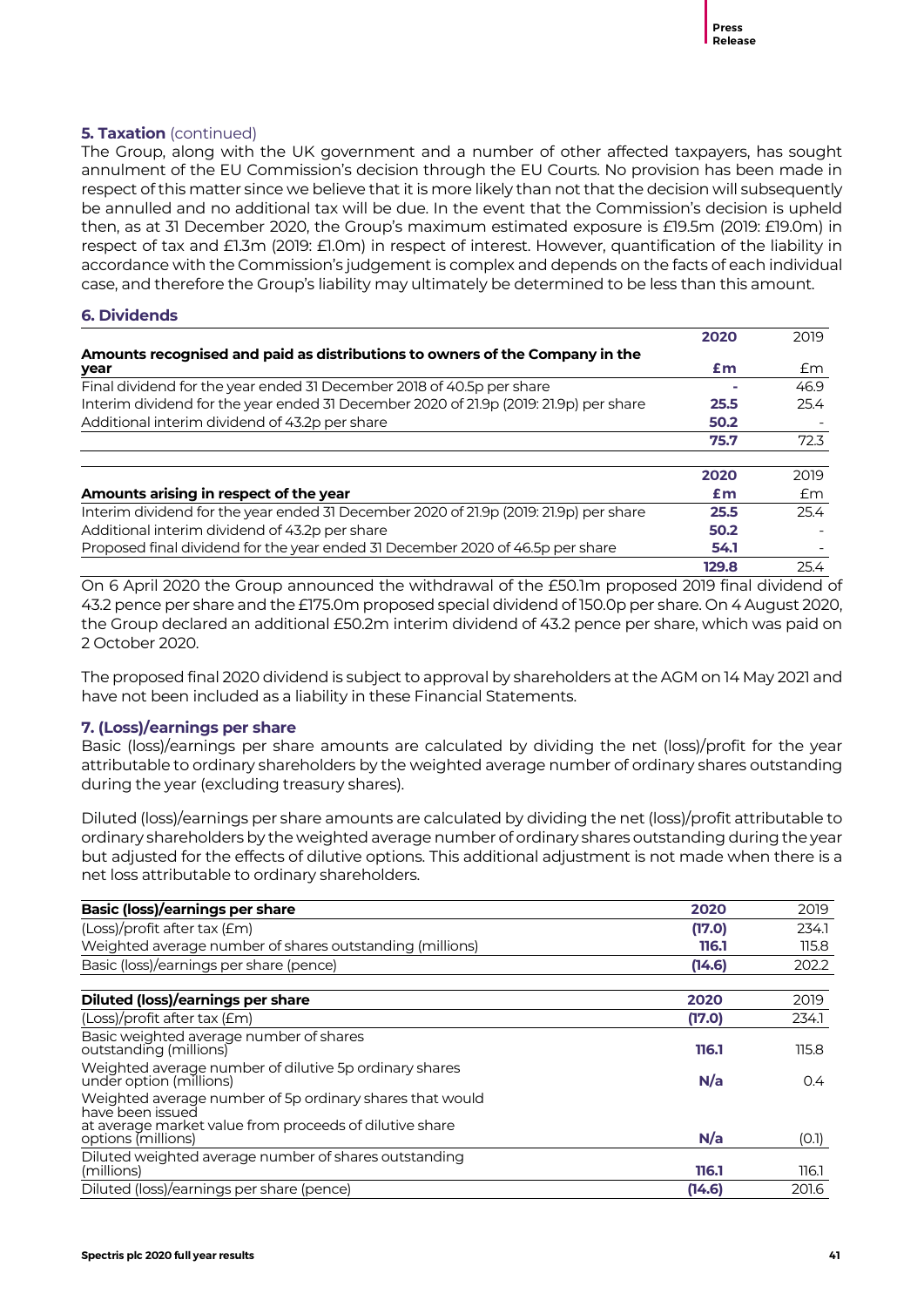**5. Taxation** (continued)

The Group, along with the UK government and a number of other affected taxpayers, has sought annulment of the EU Commission's decision through the EU Courts. No provision has been made in respect of this matter since we believe that it is more likely than not that the decision will subsequently be annulled and no additional tax will be due. In the event that the Commission's decision is upheld then, as at 31 December 2020, the Group's maximum estimated exposure is £19.5m (2019: £19.0m) in respect of tax and £1.3m (2019: £1.0m) in respect of interest. However, quantification of the liability in accordance with the Commission's judgement is complex and depends on the facts of each individual case, and therefore the Group's liability may ultimately be determined to be less than this amount.

## 6. Dividends

| Amounts recognised and paid as distributions to owners of the Company in the year | 2020 £m | 2019 £m |
|---|---|---|
| Final dividend for the year ended 31 December 2018 of 40.5p per share | - | 46.9 |
| Interim dividend for the year ended 31 December 2020 of 21.9p (2019: 21.9p) per share | 25.5 | 25.4 |
| Additional interim dividend of 43.2p per share | 50.2 | - |
| | **75.7** | 72.3 |

| Amounts arising in respect of the year | 2020 £m | 2019 £m |
|---|---|---|
| Interim dividend for the year ended 31 December 2020 of 21.9p (2019: 21.9p) per share | 25.5 | 25.4 |
| Additional interim dividend of 43.2p per share | 50.2 | - |
| Proposed final dividend for the year ended 31 December 2020 of 46.5p per share | 54.1 | - |
| | **129.8** | 25.4 |

On 6 April 2020 the Group announced the withdrawal of the £50.1m proposed 2019 final dividend of 43.2 pence per share and the £175.0m proposed special dividend of 150.0p per share. On 4 August 2020, the Group declared an additional £50.2m interim dividend of 43.2 pence per share, which was paid on 2 October 2020.

The proposed final 2020 dividend is subject to approval by shareholders at the AGM on 14 May 2021 and have not been included as a liability in these Financial Statements.

## 7. (Loss)/earnings per share

Basic (loss)/earnings per share amounts are calculated by dividing the net (loss)/profit for the year attributable to ordinary shareholders by the weighted average number of ordinary shares outstanding during the year (excluding treasury shares).

Diluted (loss)/earnings per share amounts are calculated by dividing the net (loss)/profit attributable to ordinary shareholders by the weighted average number of ordinary shares outstanding during the year but adjusted for the effects of dilutive options. This additional adjustment is not made when there is a net loss attributable to ordinary shareholders.

| Basic (loss)/earnings per share | 2020 | 2019 |
|---|---|---|
| (Loss)/profit after tax (£m) | (17.0) | 234.1 |
| Weighted average number of shares outstanding (millions) | 116.1 | 115.8 |
| Basic (loss)/earnings per share (pence) | (14.6) | 202.2 |

| Diluted (loss)/earnings per share | 2020 | 2019 |
|---|---|---|
| (Loss)/profit after tax (£m) | (17.0) | 234.1 |
| Basic weighted average number of shares outstanding (millions) | 116.1 | 115.8 |
| Weighted average number of dilutive 5p ordinary shares under option (millions) | N/a | 0.4 |
| Weighted average number of 5p ordinary shares that would have been issued at average market value from proceeds of dilutive share options (millions) | N/a | (0.1) |
| Diluted weighted average number of shares outstanding (millions) | 116.1 | 116.1 |
| Diluted (loss)/earnings per share (pence) | (14.6) | 201.6 |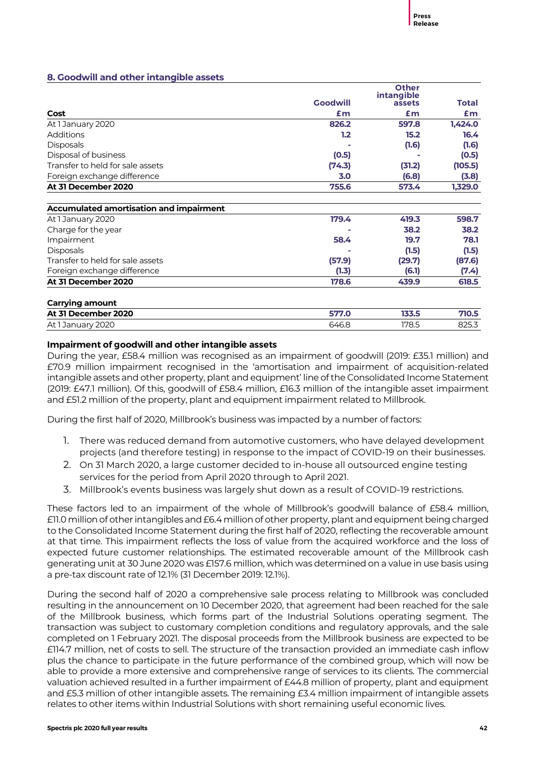## 8. Goodwill and other intangible assets

| Cost | Goodwill £m | Other intangible assets £m | Total £m |
|---|---|---|---|
| At 1 January 2020 | 826.2 | 597.8 | 1,424.0 |
| Additions | 1.2 | 15.2 | 16.4 |
| Disposals | - | (1.6) | (1.6) |
| Disposal of business | (0.5) | - | (0.5) |
| Transfer to held for sale assets | (74.3) | (31.2) | (105.5) |
| Foreign exchange difference | 3.0 | (6.8) | (3.8) |
| **At 31 December 2020** | **755.6** | **573.4** | **1,329.0** |
| **Accumulated amortisation and impairment** | | | |
| At 1 January 2020 | 179.4 | 419.3 | 598.7 |
| Charge for the year | - | 38.2 | 38.2 |
| Impairment | 58.4 | 19.7 | 78.1 |
| Disposals | - | (1.5) | (1.5) |
| Transfer to held for sale assets | (57.9) | (29.7) | (87.6) |
| Foreign exchange difference | (1.3) | (6.1) | (7.4) |
| **At 31 December 2020** | **178.6** | **439.9** | **618.5** |
| **Carrying amount** | | | |
| **At 31 December 2020** | **577.0** | **133.5** | **710.5** |
| At 1 January 2020 | 646.8 | 178.5 | 825.3 |

### Impairment of goodwill and other intangible assets

During the year, £58.4 million was recognised as an impairment of goodwill (2019: £35.1 million) and £70.9 million impairment recognised in the 'amortisation and impairment of acquisition-related intangible assets and other property, plant and equipment' line of the Consolidated Income Statement (2019: £47.1 million). Of this, goodwill of £58.4 million, £16.3 million of the intangible asset impairment and £51.2 million of the property, plant and equipment impairment related to Millbrook.

During the first half of 2020, Millbrook's business was impacted by a number of factors:

1. There was reduced demand from automotive customers, who have delayed development projects (and therefore testing) in response to the impact of COVID-19 on their businesses.
2. On 31 March 2020, a large customer decided to in-house all outsourced engine testing services for the period from April 2020 through to April 2021.
3. Millbrook's events business was largely shut down as a result of COVID-19 restrictions.

These factors led to an impairment of the whole of Millbrook's goodwill balance of £58.4 million, £11.0 million of other intangibles and £6.4 million of other property, plant and equipment being charged to the Consolidated Income Statement during the first half of 2020, reflecting the recoverable amount at that time. This impairment reflects the loss of value from the acquired workforce and the loss of expected future customer relationships. The estimated recoverable amount of the Millbrook cash generating unit at 30 June 2020 was £157.6 million, which was determined on a value in use basis using a pre-tax discount rate of 12.1% (31 December 2019: 12.1%).

During the second half of 2020 a comprehensive sale process relating to Millbrook was concluded resulting in the announcement on 10 December 2020, that agreement had been reached for the sale of the Millbrook business, which forms part of the Industrial Solutions operating segment. The transaction was subject to customary completion conditions and regulatory approvals, and the sale completed on 1 February 2021. The disposal proceeds from the Millbrook business are expected to be £114.7 million, net of costs to sell. The structure of the transaction provided an immediate cash inflow plus the chance to participate in the future performance of the combined group, which will now be able to provide a more extensive and comprehensive range of services to its clients. The commercial valuation achieved resulted in a further impairment of £44.8 million of property, plant and equipment and £5.3 million of other intangible assets. The remaining £3.4 million impairment of intangible assets relates to other items within Industrial Solutions with short remaining useful economic lives.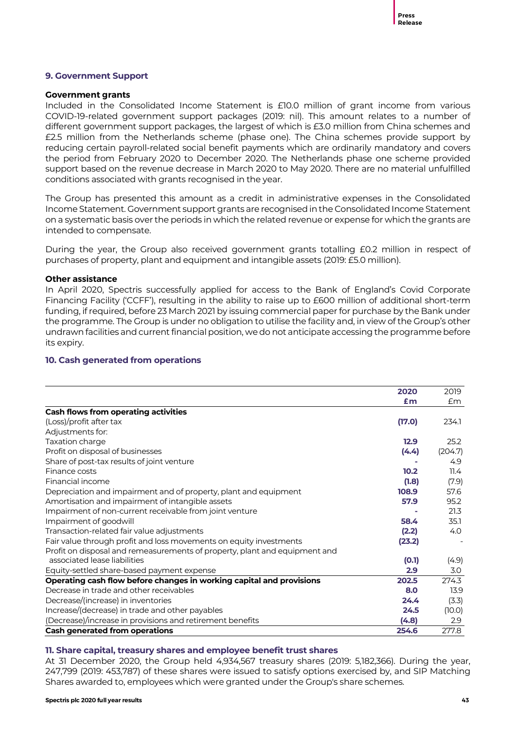## 9. Government Support

### Government grants

Included in the Consolidated Income Statement is £10.0 million of grant income from various COVID-19-related government support packages (2019: nil). This amount relates to a number of different government support packages, the largest of which is £3.0 million from China schemes and £2.5 million from the Netherlands scheme (phase one). The China schemes provide support by reducing certain payroll-related social benefit payments which are ordinarily mandatory and covers the period from February 2020 to December 2020. The Netherlands phase one scheme provided support based on the revenue decrease in March 2020 to May 2020. There are no material unfulfilled conditions associated with grants recognised in the year.

The Group has presented this amount as a credit in administrative expenses in the Consolidated Income Statement. Government support grants are recognised in the Consolidated Income Statement on a systematic basis over the periods in which the related revenue or expense for which the grants are intended to compensate.

During the year, the Group also received government grants totalling £0.2 million in respect of purchases of property, plant and equipment and intangible assets (2019: £5.0 million).

### Other assistance

In April 2020, Spectris successfully applied for access to the Bank of England's Covid Corporate Financing Facility ('CCFF'), resulting in the ability to raise up to £600 million of additional short-term funding, if required, before 23 March 2021 by issuing commercial paper for purchase by the Bank under the programme. The Group is under no obligation to utilise the facility and, in view of the Group's other undrawn facilities and current financial position, we do not anticipate accessing the programme before its expiry.

## 10. Cash generated from operations

| | **2020** | 2019 |
|---|---|---|
| | **£m** | £m |
| **Cash flows from operating activities** | | |
| (Loss)/profit after tax | **(17.0)** | 234.1 |
| Adjustments for: | | |
| Taxation charge | **12.9** | 25.2 |
| Profit on disposal of businesses | **(4.4)** | (204.7) |
| Share of post-tax results of joint venture | **-** | 4.9 |
| Finance costs | **10.2** | 11.4 |
| Financial income | **(1.8)** | (7.9) |
| Depreciation and impairment and of property, plant and equipment | **108.9** | 57.6 |
| Amortisation and impairment of intangible assets | **57.9** | 95.2 |
| Impairment of non-current receivable from joint venture | **-** | 21.3 |
| Impairment of goodwill | **58.4** | 35.1 |
| Transaction-related fair value adjustments | **(2.2)** | 4.0 |
| Fair value through profit and loss movements on equity investments | **(23.2)** | - |
| Profit on disposal and remeasurements of property, plant and equipment and associated lease liabilities | **(0.1)** | (4.9) |
| Equity-settled share-based payment expense | **2.9** | 3.0 |
| **Operating cash flow before changes in working capital and provisions** | **202.5** | 274.3 |
| Decrease in trade and other receivables | **8.0** | 13.9 |
| Decrease/(increase) in inventories | **24.4** | (3.3) |
| Increase/(decrease) in trade and other payables | **24.5** | (10.0) |
| (Decrease)/increase in provisions and retirement benefits | **(4.8)** | 2.9 |
| **Cash generated from operations** | **254.6** | 277.8 |

## 11. Share capital, treasury shares and employee benefit trust shares

At 31 December 2020, the Group held 4,934,567 treasury shares (2019: 5,182,366). During the year, 247,799 (2019: 453,787) of these shares were issued to satisfy options exercised by, and SIP Matching Shares awarded to, employees which were granted under the Group's share schemes.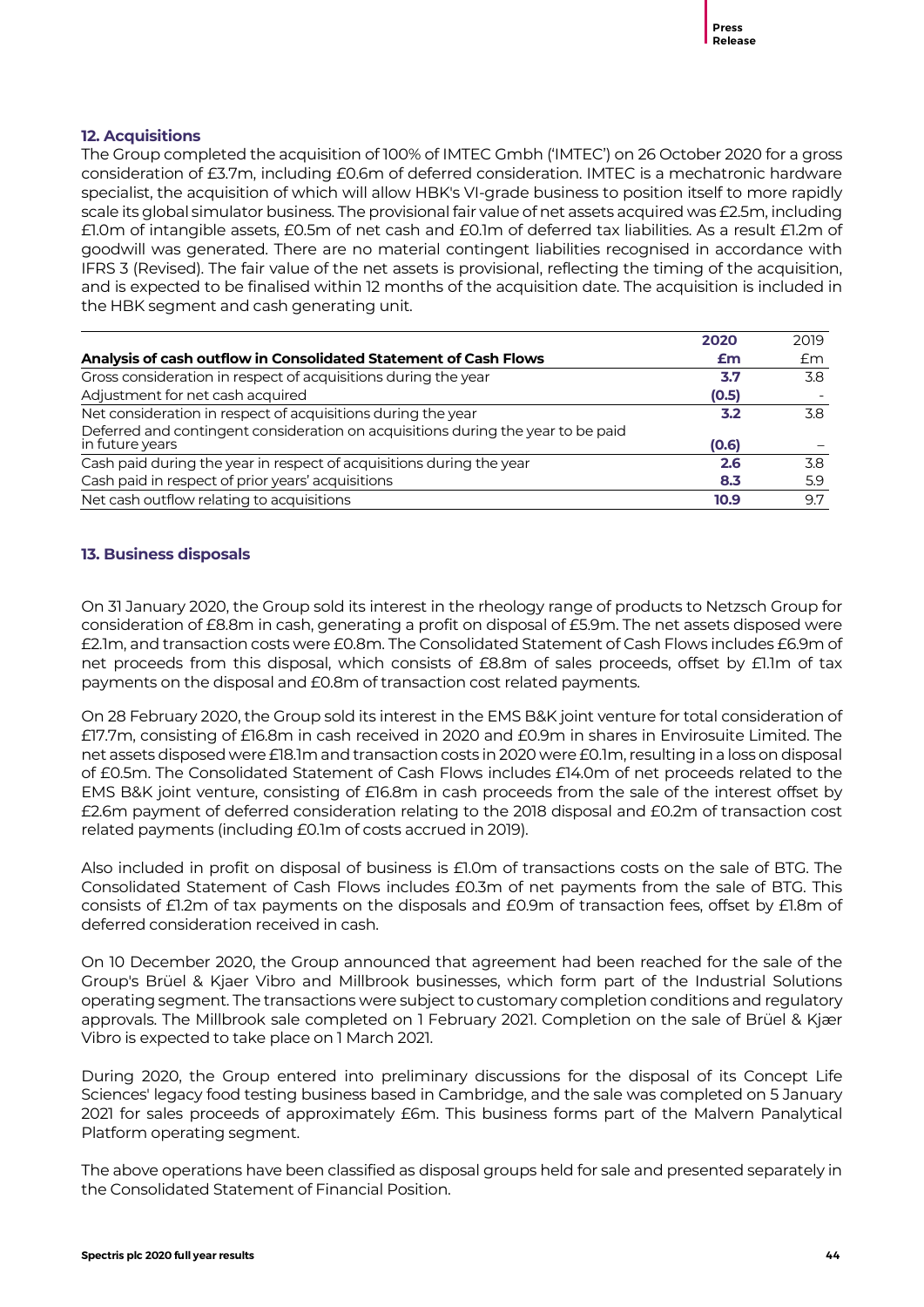## 12. Acquisitions

The Group completed the acquisition of 100% of IMTEC Gmbh ('IMTEC') on 26 October 2020 for a gross consideration of £3.7m, including £0.6m of deferred consideration. IMTEC is a mechatronic hardware specialist, the acquisition of which will allow HBK's VI-grade business to position itself to more rapidly scale its global simulator business. The provisional fair value of net assets acquired was £2.5m, including £1.0m of intangible assets, £0.5m of net cash and £0.1m of deferred tax liabilities. As a result £1.2m of goodwill was generated. There are no material contingent liabilities recognised in accordance with IFRS 3 (Revised). The fair value of the net assets is provisional, reflecting the timing of the acquisition, and is expected to be finalised within 12 months of the acquisition date. The acquisition is included in the HBK segment and cash generating unit.

| Analysis of cash outflow in Consolidated Statement of Cash Flows | **2020** **£m** | 2019 £m |
|---|---|---|
| Gross consideration in respect of acquisitions during the year | **3.7** | 3.8 |
| Adjustment for net cash acquired | **(0.5)** | - |
| Net consideration in respect of acquisitions during the year | **3.2** | 3.8 |
| Deferred and contingent consideration on acquisitions during the year to be paid in future years | **(0.6)** | – |
| Cash paid during the year in respect of acquisitions during the year | **2.6** | 3.8 |
| Cash paid in respect of prior years' acquisitions | **8.3** | 5.9 |
| Net cash outflow relating to acquisitions | **10.9** | 9.7 |

## 13. Business disposals

On 31 January 2020, the Group sold its interest in the rheology range of products to Netzsch Group for consideration of £8.8m in cash, generating a profit on disposal of £5.9m. The net assets disposed were £2.1m, and transaction costs were £0.8m. The Consolidated Statement of Cash Flows includes £6.9m of net proceeds from this disposal, which consists of £8.8m of sales proceeds, offset by £1.1m of tax payments on the disposal and £0.8m of transaction cost related payments.

On 28 February 2020, the Group sold its interest in the EMS B&K joint venture for total consideration of £17.7m, consisting of £16.8m in cash received in 2020 and £0.9m in shares in Envirosuite Limited. The net assets disposed were £18.1m and transaction costs in 2020 were £0.1m, resulting in a loss on disposal of £0.5m. The Consolidated Statement of Cash Flows includes £14.0m of net proceeds related to the EMS B&K joint venture, consisting of £16.8m in cash proceeds from the sale of the interest offset by £2.6m payment of deferred consideration relating to the 2018 disposal and £0.2m of transaction cost related payments (including £0.1m of costs accrued in 2019).

Also included in profit on disposal of business is £1.0m of transactions costs on the sale of BTG. The Consolidated Statement of Cash Flows includes £0.3m of net payments from the sale of BTG. This consists of £1.2m of tax payments on the disposals and £0.9m of transaction fees, offset by £1.8m of deferred consideration received in cash.

On 10 December 2020, the Group announced that agreement had been reached for the sale of the Group's Brüel & Kjaer Vibro and Millbrook businesses, which form part of the Industrial Solutions operating segment. The transactions were subject to customary completion conditions and regulatory approvals. The Millbrook sale completed on 1 February 2021. Completion on the sale of Brüel & Kjær Vibro is expected to take place on 1 March 2021.

During 2020, the Group entered into preliminary discussions for the disposal of its Concept Life Sciences' legacy food testing business based in Cambridge, and the sale was completed on 5 January 2021 for sales proceeds of approximately £6m. This business forms part of the Malvern Panalytical Platform operating segment.

The above operations have been classified as disposal groups held for sale and presented separately in the Consolidated Statement of Financial Position.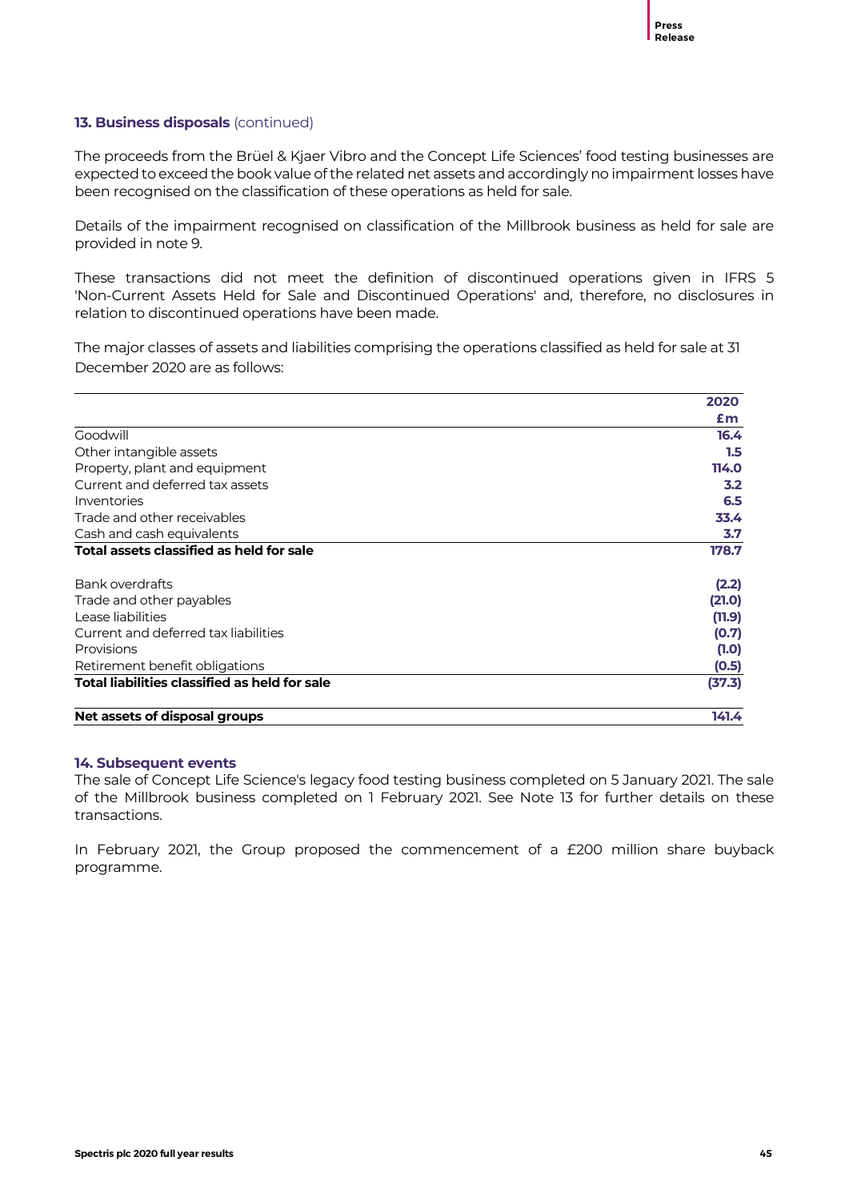### **13. Business disposals** (continued)

The proceeds from the Brüel & Kjaer Vibro and the Concept Life Sciences' food testing businesses are expected to exceed the book value of the related net assets and accordingly no impairment losses have been recognised on the classification of these operations as held for sale.

Details of the impairment recognised on classification of the Millbrook business as held for sale are provided in note 9.

These transactions did not meet the definition of discontinued operations given in IFRS 5 'Non-Current Assets Held for Sale and Discontinued Operations' and, therefore, no disclosures in relation to discontinued operations have been made.

The major classes of assets and liabilities comprising the operations classified as held for sale at 31 December 2020 are as follows:

| | 2020 £m |
|---|---|
| Goodwill | 16.4 |
| Other intangible assets | 1.5 |
| Property, plant and equipment | 114.0 |
| Current and deferred tax assets | 3.2 |
| Inventories | 6.5 |
| Trade and other receivables | 33.4 |
| Cash and cash equivalents | 3.7 |
| **Total assets classified as held for sale** | **178.7** |
| Bank overdrafts | (2.2) |
| Trade and other payables | (21.0) |
| Lease liabilities | (11.9) |
| Current and deferred tax liabilities | (0.7) |
| Provisions | (1.0) |
| Retirement benefit obligations | (0.5) |
| **Total liabilities classified as held for sale** | **(37.3)** |
| **Net assets of disposal groups** | **141.4** |

### **14. Subsequent events**

The sale of Concept Life Science's legacy food testing business completed on 5 January 2021. The sale of the Millbrook business completed on 1 February 2021. See Note 13 for further details on these transactions.

In February 2021, the Group proposed the commencement of a £200 million share buyback programme.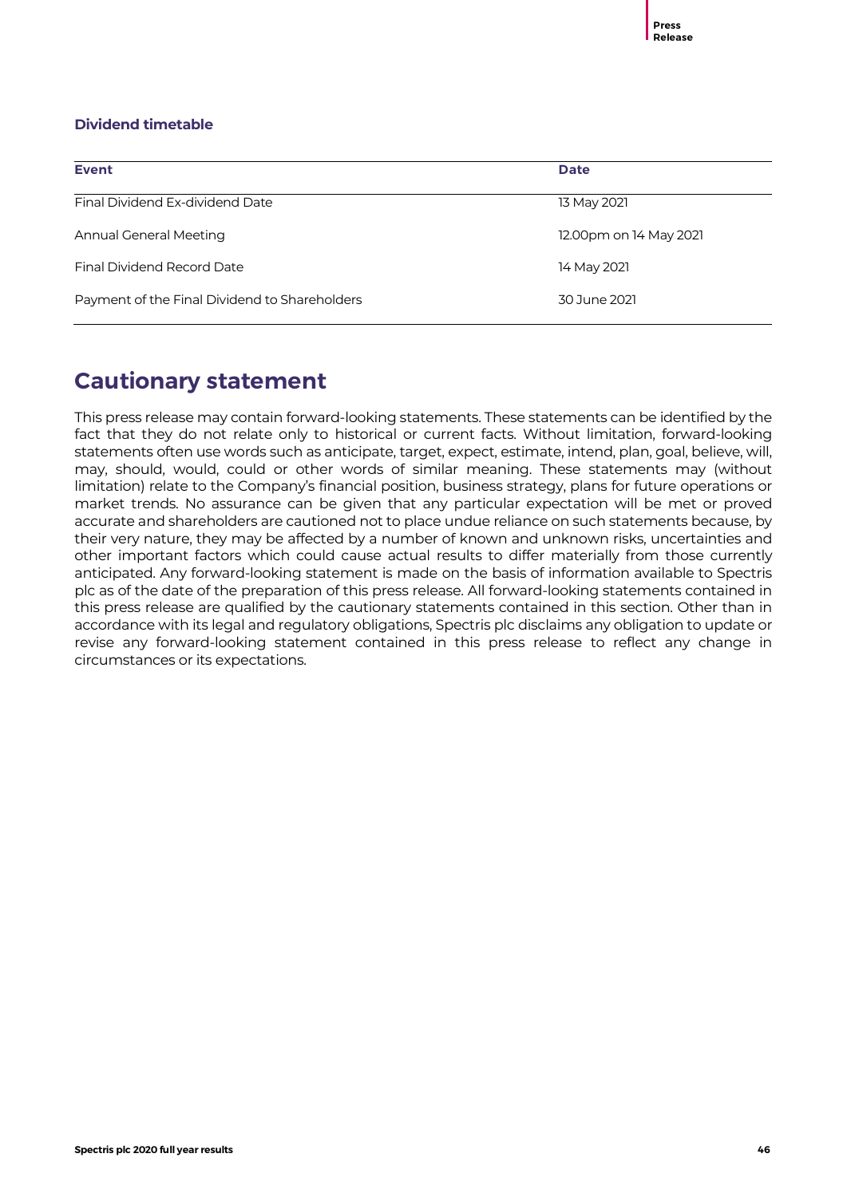### Dividend timetable

| Event | Date |
|---|---|
| Final Dividend Ex-dividend Date | 13 May 2021 |
| Annual General Meeting | 12.00pm on 14 May 2021 |
| Final Dividend Record Date | 14 May 2021 |
| Payment of the Final Dividend to Shareholders | 30 June 2021 |

## Cautionary statement

This press release may contain forward-looking statements. These statements can be identified by the fact that they do not relate only to historical or current facts. Without limitation, forward-looking statements often use words such as anticipate, target, expect, estimate, intend, plan, goal, believe, will, may, should, would, could or other words of similar meaning. These statements may (without limitation) relate to the Company's financial position, business strategy, plans for future operations or market trends. No assurance can be given that any particular expectation will be met or proved accurate and shareholders are cautioned not to place undue reliance on such statements because, by their very nature, they may be affected by a number of known and unknown risks, uncertainties and other important factors which could cause actual results to differ materially from those currently anticipated. Any forward-looking statement is made on the basis of information available to Spectris plc as of the date of the preparation of this press release. All forward-looking statements contained in this press release are qualified by the cautionary statements contained in this section. Other than in accordance with its legal and regulatory obligations, Spectris plc disclaims any obligation to update or revise any forward-looking statement contained in this press release to reflect any change in circumstances or its expectations.